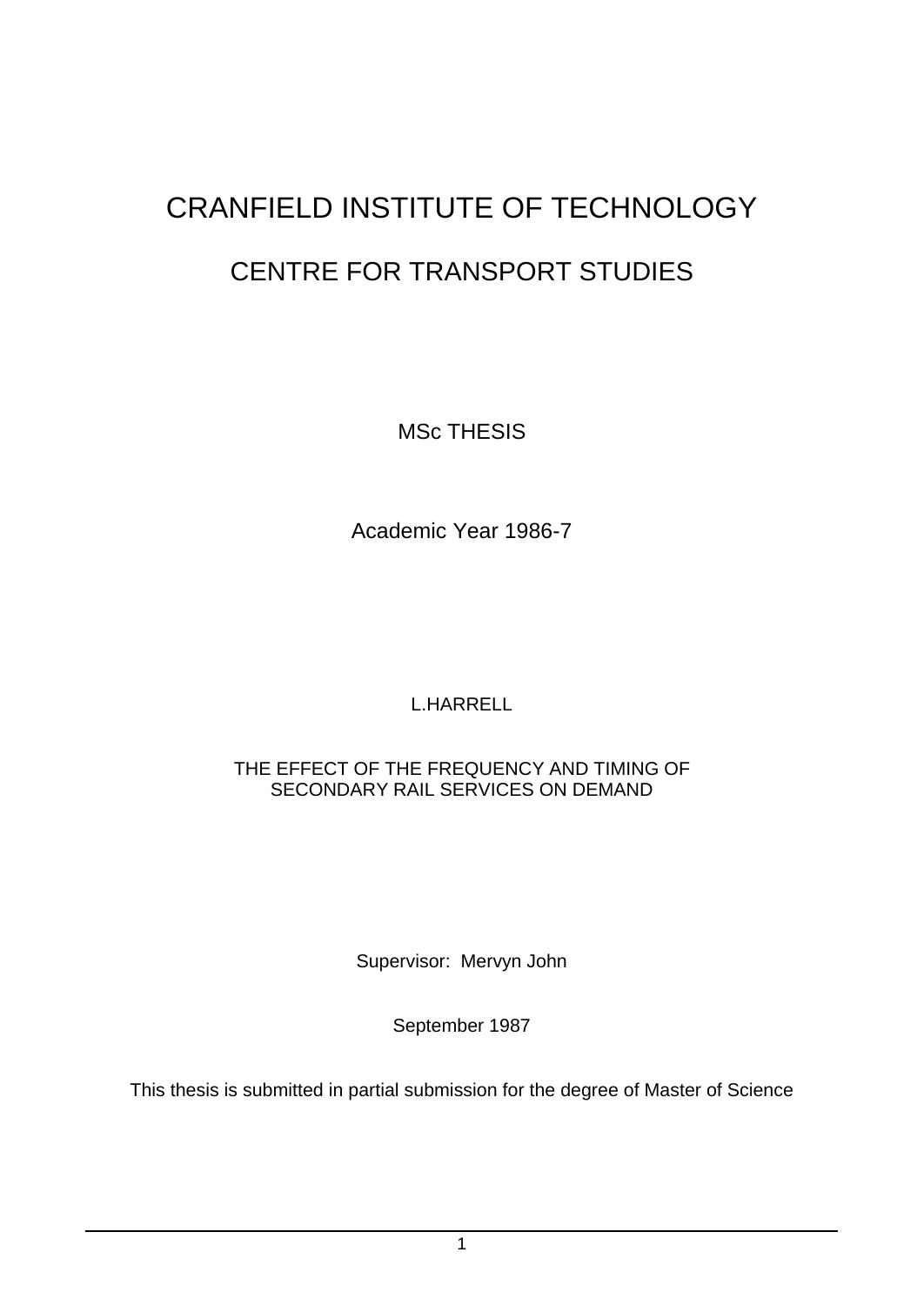# CRANFIELD INSTITUTE OF TECHNOLOGY

## CENTRE FOR TRANSPORT STUDIES

MSc THESIS

Academic Year 1986-7

L.HARRELL

THE EFFECT OF THE FREQUENCY AND TIMING OF
SECONDARY RAIL SERVICES ON DEMAND

Supervisor: Mervyn John

September 1987

This thesis is submitted in partial submission for the degree of Master of Science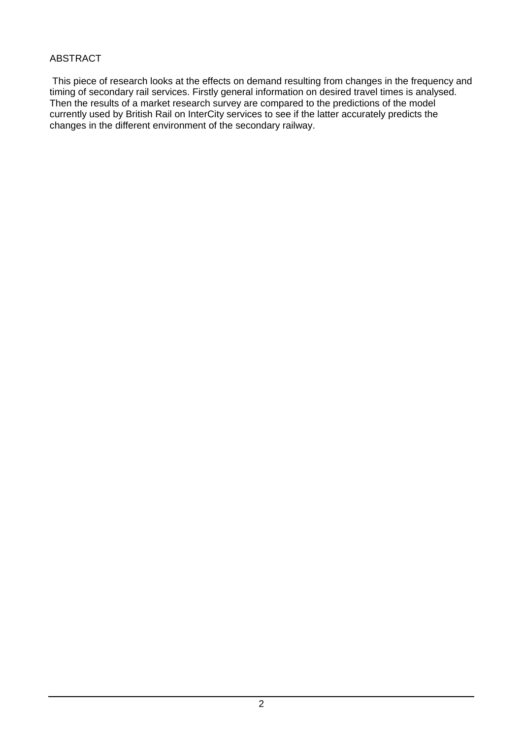## ABSTRACT

This piece of research looks at the effects on demand resulting from changes in the frequency and timing of secondary rail services. Firstly general information on desired travel times is analysed. Then the results of a market research survey are compared to the predictions of the model currently used by British Rail on InterCity services to see if the latter accurately predicts the changes in the different environment of the secondary railway.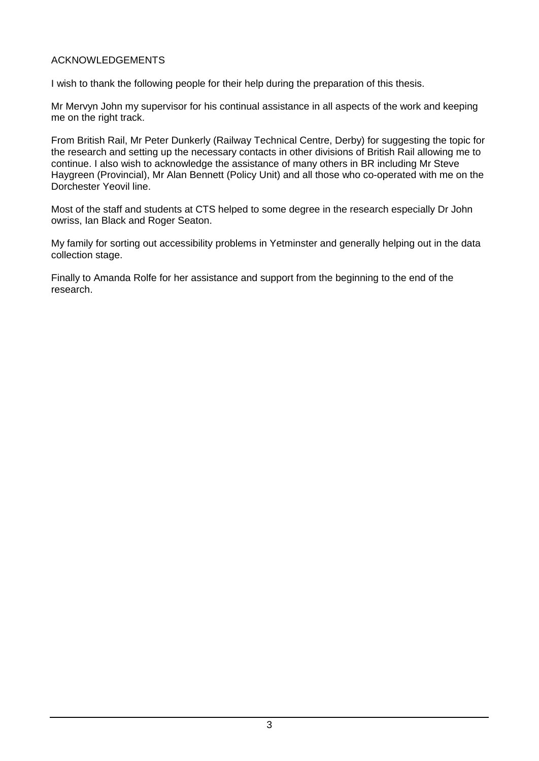## ACKNOWLEDGEMENTS

I wish to thank the following people for their help during the preparation of this thesis.

Mr Mervyn John my supervisor for his continual assistance in all aspects of the work and keeping me on the right track.

From British Rail, Mr Peter Dunkerly (Railway Technical Centre, Derby) for suggesting the topic for the research and setting up the necessary contacts in other divisions of British Rail allowing me to continue. I also wish to acknowledge the assistance of many others in BR including Mr Steve Haygreen (Provincial), Mr Alan Bennett (Policy Unit) and all those who co-operated with me on the Dorchester Yeovil line.

Most of the staff and students at CTS helped to some degree in the research especially Dr John owriss, Ian Black and Roger Seaton.

My family for sorting out accessibility problems in Yetminster and generally helping out in the data collection stage.

Finally to Amanda Rolfe for her assistance and support from the beginning to the end of the research.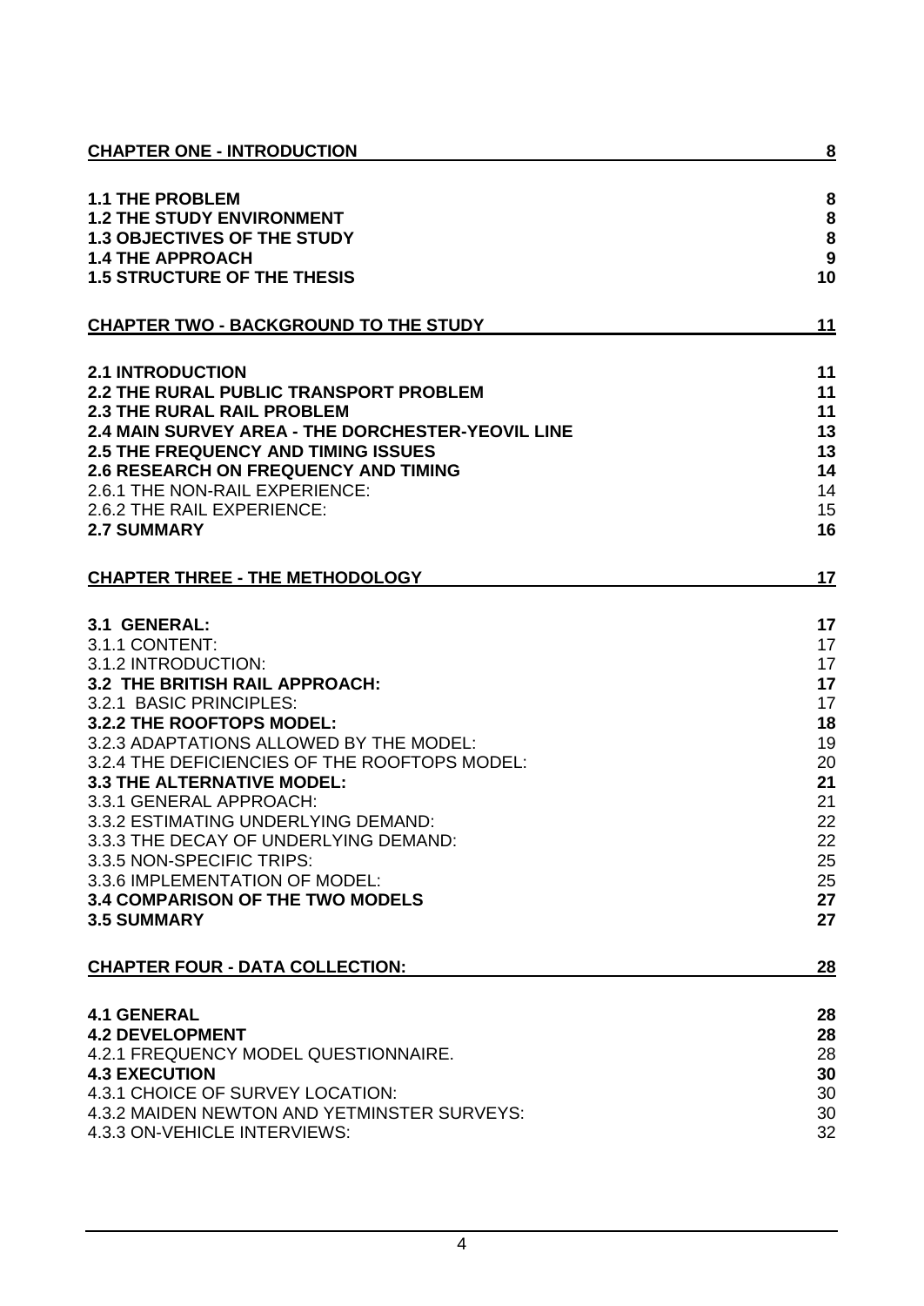| | |
|---|---|
| **CHAPTER ONE - INTRODUCTION** | **8** |
| **1.1 THE PROBLEM** | **8** |
| **1.2 THE STUDY ENVIRONMENT** | **8** |
| **1.3 OBJECTIVES OF THE STUDY** | **8** |
| **1.4 THE APPROACH** | **9** |
| **1.5 STRUCTURE OF THE THESIS** | **10** |
| **CHAPTER TWO - BACKGROUND TO THE STUDY** | **11** |
| **2.1 INTRODUCTION** | **11** |
| **2.2 THE RURAL PUBLIC TRANSPORT PROBLEM** | **11** |
| **2.3 THE RURAL RAIL PROBLEM** | **11** |
| **2.4 MAIN SURVEY AREA - THE DORCHESTER-YEOVIL LINE** | **13** |
| **2.5 THE FREQUENCY AND TIMING ISSUES** | **13** |
| **2.6 RESEARCH ON FREQUENCY AND TIMING** | **14** |
| 2.6.1 THE NON-RAIL EXPERIENCE: | 14 |
| 2.6.2 THE RAIL EXPERIENCE: | 15 |
| **2.7 SUMMARY** | **16** |
| **CHAPTER THREE - THE METHODOLOGY** | **17** |
| **3.1 GENERAL:** | **17** |
| 3.1.1 CONTENT: | 17 |
| 3.1.2 INTRODUCTION: | 17 |
| **3.2 THE BRITISH RAIL APPROACH:** | **17** |
| 3.2.1 BASIC PRINCIPLES: | 17 |
| **3.2.2 THE ROOFTOPS MODEL:** | **18** |
| 3.2.3 ADAPTATIONS ALLOWED BY THE MODEL: | 19 |
| 3.2.4 THE DEFICIENCIES OF THE ROOFTOPS MODEL: | 20 |
| **3.3 THE ALTERNATIVE MODEL:** | **21** |
| 3.3.1 GENERAL APPROACH: | 21 |
| 3.3.2 ESTIMATING UNDERLYING DEMAND: | 22 |
| 3.3.3 THE DECAY OF UNDERLYING DEMAND: | 22 |
| 3.3.5 NON-SPECIFIC TRIPS: | 25 |
| 3.3.6 IMPLEMENTATION OF MODEL: | 25 |
| **3.4 COMPARISON OF THE TWO MODELS** | **27** |
| **3.5 SUMMARY** | **27** |
| **CHAPTER FOUR - DATA COLLECTION:** | **28** |
| **4.1 GENERAL** | **28** |
| **4.2 DEVELOPMENT** | **28** |
| 4.2.1 FREQUENCY MODEL QUESTIONNAIRE. | 28 |
| **4.3 EXECUTION** | **30** |
| 4.3.1 CHOICE OF SURVEY LOCATION: | 30 |
| 4.3.2 MAIDEN NEWTON AND YETMINSTER SURVEYS: | 30 |
| 4.3.3 ON-VEHICLE INTERVIEWS: | 32 |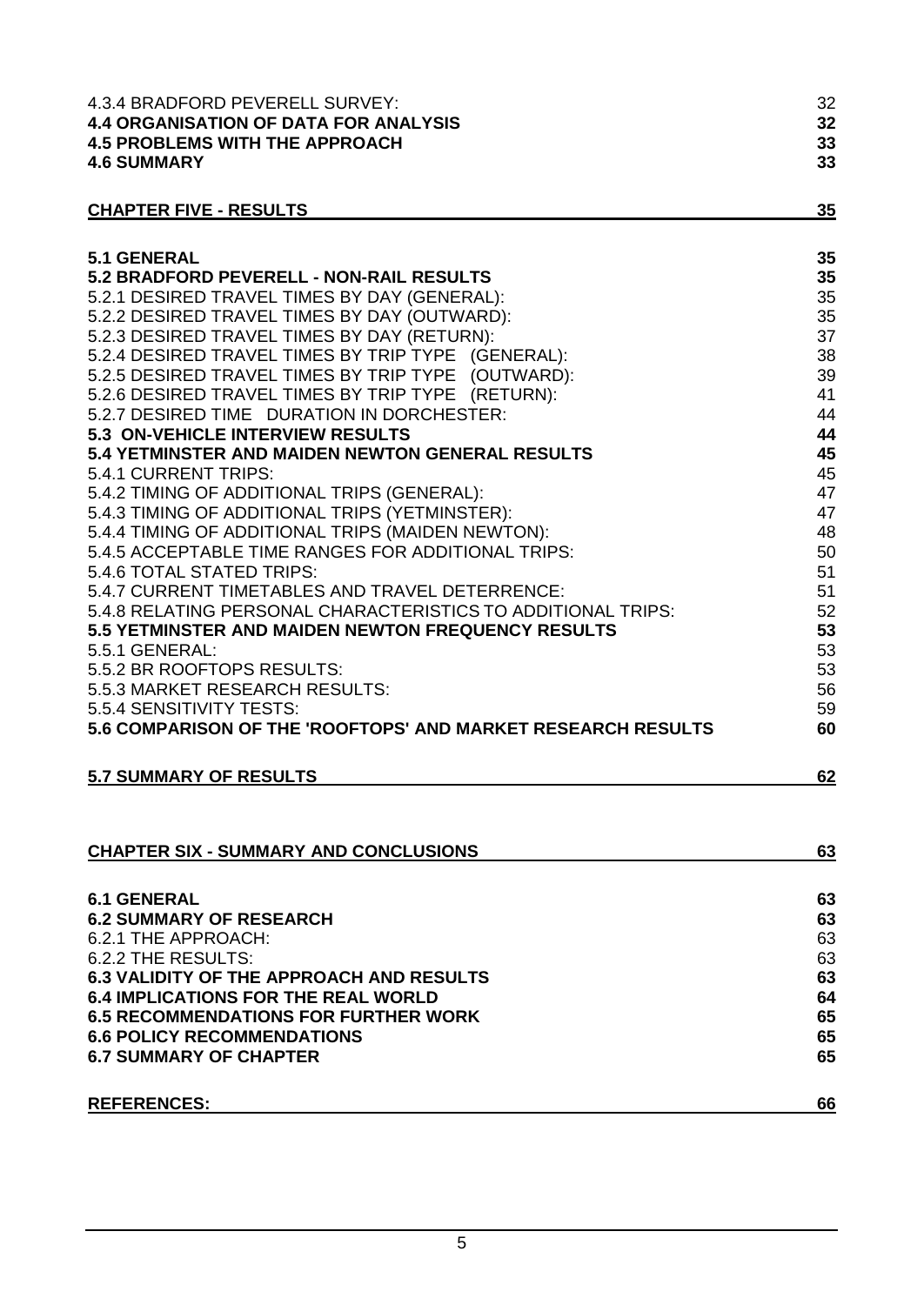| | |
|---|---|
| 4.3.4 BRADFORD PEVERELL SURVEY: | 32 |
| **4.4 ORGANISATION OF DATA FOR ANALYSIS** | **32** |
| **4.5 PROBLEMS WITH THE APPROACH** | **33** |
| **4.6 SUMMARY** | **33** |
| **CHAPTER FIVE - RESULTS** | **35** |
| **5.1 GENERAL** | **35** |
| **5.2 BRADFORD PEVERELL - NON-RAIL RESULTS** | **35** |
| 5.2.1 DESIRED TRAVEL TIMES BY DAY (GENERAL): | 35 |
| 5.2.2 DESIRED TRAVEL TIMES BY DAY (OUTWARD): | 35 |
| 5.2.3 DESIRED TRAVEL TIMES BY DAY (RETURN): | 37 |
| 5.2.4 DESIRED TRAVEL TIMES BY TRIP TYPE (GENERAL): | 38 |
| 5.2.5 DESIRED TRAVEL TIMES BY TRIP TYPE (OUTWARD): | 39 |
| 5.2.6 DESIRED TRAVEL TIMES BY TRIP TYPE (RETURN): | 41 |
| 5.2.7 DESIRED TIME DURATION IN DORCHESTER: | 44 |
| **5.3 ON-VEHICLE INTERVIEW RESULTS** | **44** |
| **5.4 YETMINSTER AND MAIDEN NEWTON GENERAL RESULTS** | **45** |
| 5.4.1 CURRENT TRIPS: | 45 |
| 5.4.2 TIMING OF ADDITIONAL TRIPS (GENERAL): | 47 |
| 5.4.3 TIMING OF ADDITIONAL TRIPS (YETMINSTER): | 47 |
| 5.4.4 TIMING OF ADDITIONAL TRIPS (MAIDEN NEWTON): | 48 |
| 5.4.5 ACCEPTABLE TIME RANGES FOR ADDITIONAL TRIPS: | 50 |
| 5.4.6 TOTAL STATED TRIPS: | 51 |
| 5.4.7 CURRENT TIMETABLES AND TRAVEL DETERRENCE: | 51 |
| 5.4.8 RELATING PERSONAL CHARACTERISTICS TO ADDITIONAL TRIPS: | 52 |
| **5.5 YETMINSTER AND MAIDEN NEWTON FREQUENCY RESULTS** | **53** |
| 5.5.1 GENERAL: | 53 |
| 5.5.2 BR ROOFTOPS RESULTS: | 53 |
| 5.5.3 MARKET RESEARCH RESULTS: | 56 |
| 5.5.4 SENSITIVITY TESTS: | 59 |
| **5.6 COMPARISON OF THE 'ROOFTOPS' AND MARKET RESEARCH RESULTS** | **60** |
| **5.7 SUMMARY OF RESULTS** | **62** |
| **CHAPTER SIX - SUMMARY AND CONCLUSIONS** | **63** |
| **6.1 GENERAL** | **63** |
| **6.2 SUMMARY OF RESEARCH** | **63** |
| 6.2.1 THE APPROACH: | 63 |
| 6.2.2 THE RESULTS: | 63 |
| **6.3 VALIDITY OF THE APPROACH AND RESULTS** | **63** |
| **6.4 IMPLICATIONS FOR THE REAL WORLD** | **64** |
| **6.5 RECOMMENDATIONS FOR FURTHER WORK** | **65** |
| **6.6 POLICY RECOMMENDATIONS** | **65** |
| **6.7 SUMMARY OF CHAPTER** | **65** |
| **REFERENCES:** | **66** |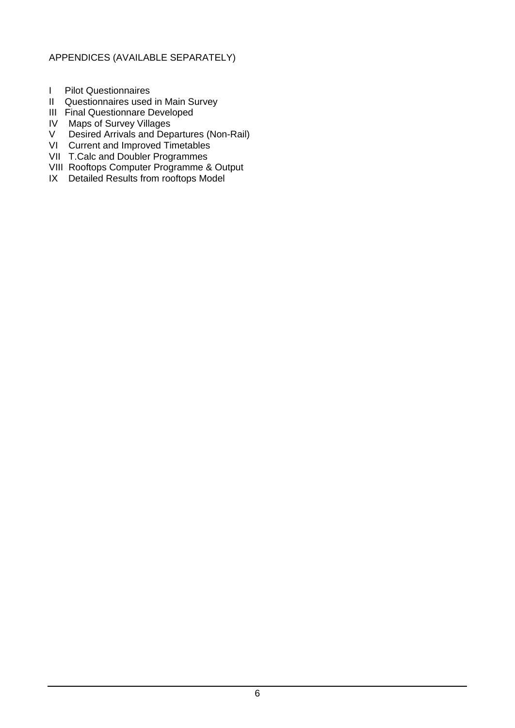APPENDICES (AVAILABLE SEPARATELY)

I Pilot Questionnaires
II Questionnaires used in Main Survey
III Final Questionnare Developed
IV Maps of Survey Villages
V Desired Arrivals and Departures (Non-Rail)
VI Current and Improved Timetables
VII T.Calc and Doubler Programmes
VIII Rooftops Computer Programme & Output
IX Detailed Results from rooftops Model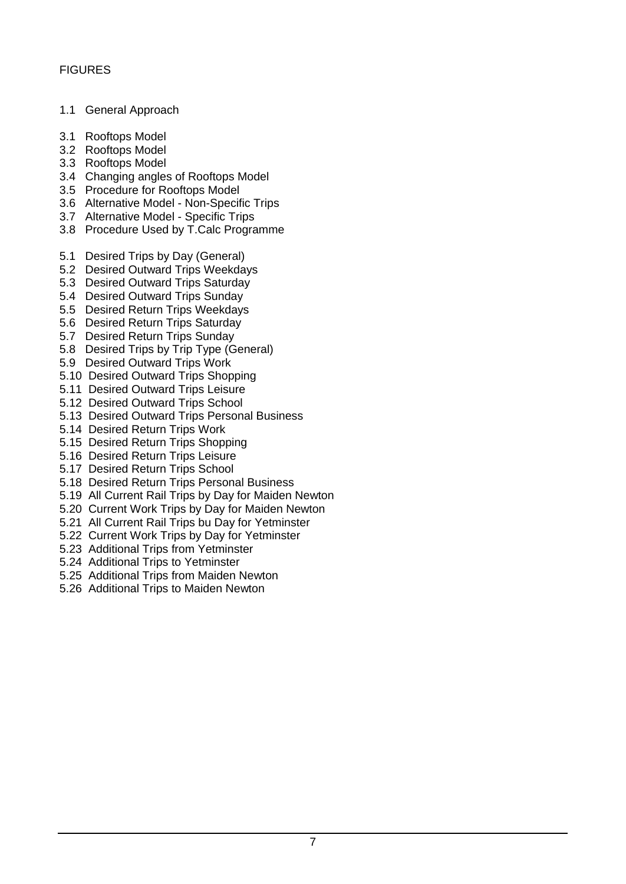FIGURES

1.1 General Approach

3.1 Rooftops Model
3.2 Rooftops Model
3.3 Rooftops Model
3.4 Changing angles of Rooftops Model
3.5 Procedure for Rooftops Model
3.6 Alternative Model - Non-Specific Trips
3.7 Alternative Model - Specific Trips
3.8 Procedure Used by T.Calc Programme

5.1 Desired Trips by Day (General)
5.2 Desired Outward Trips Weekdays
5.3 Desired Outward Trips Saturday
5.4 Desired Outward Trips Sunday
5.5 Desired Return Trips Weekdays
5.6 Desired Return Trips Saturday
5.7 Desired Return Trips Sunday
5.8 Desired Trips by Trip Type (General)
5.9 Desired Outward Trips Work
5.10 Desired Outward Trips Shopping
5.11 Desired Outward Trips Leisure
5.12 Desired Outward Trips School
5.13 Desired Outward Trips Personal Business
5.14 Desired Return Trips Work
5.15 Desired Return Trips Shopping
5.16 Desired Return Trips Leisure
5.17 Desired Return Trips School
5.18 Desired Return Trips Personal Business
5.19 All Current Rail Trips by Day for Maiden Newton
5.20 Current Work Trips by Day for Maiden Newton
5.21 All Current Rail Trips bu Day for Yetminster
5.22 Current Work Trips by Day for Yetminster
5.23 Additional Trips from Yetminster
5.24 Additional Trips to Yetminster
5.25 Additional Trips from Maiden Newton
5.26 Additional Trips to Maiden Newton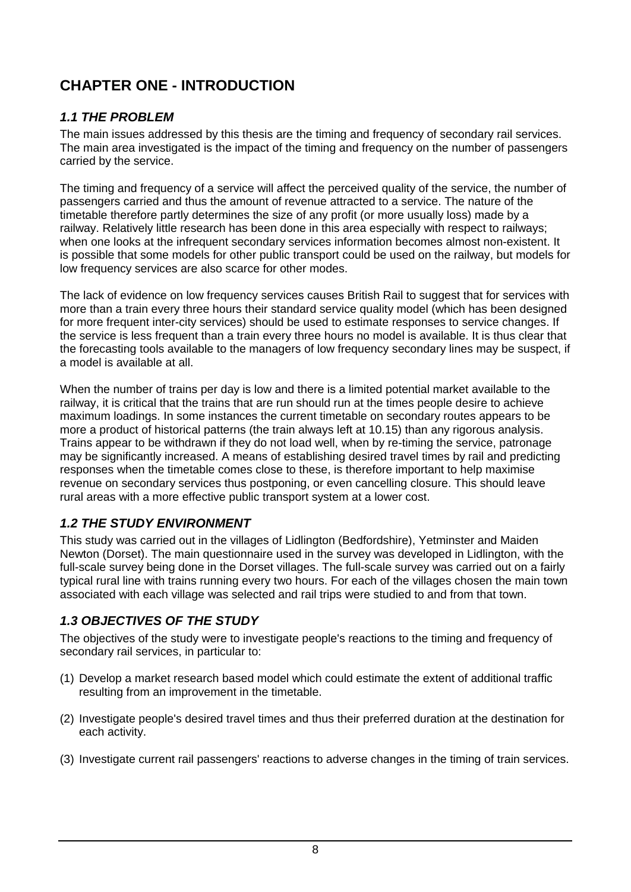# CHAPTER ONE - INTRODUCTION

## *1.1 THE PROBLEM*

The main issues addressed by this thesis are the timing and frequency of secondary rail services. The main area investigated is the impact of the timing and frequency on the number of passengers carried by the service.

The timing and frequency of a service will affect the perceived quality of the service, the number of passengers carried and thus the amount of revenue attracted to a service. The nature of the timetable therefore partly determines the size of any profit (or more usually loss) made by a railway. Relatively little research has been done in this area especially with respect to railways; when one looks at the infrequent secondary services information becomes almost non-existent. It is possible that some models for other public transport could be used on the railway, but models for low frequency services are also scarce for other modes.

The lack of evidence on low frequency services causes British Rail to suggest that for services with more than a train every three hours their standard service quality model (which has been designed for more frequent inter-city services) should be used to estimate responses to service changes. If the service is less frequent than a train every three hours no model is available. It is thus clear that the forecasting tools available to the managers of low frequency secondary lines may be suspect, if a model is available at all.

When the number of trains per day is low and there is a limited potential market available to the railway, it is critical that the trains that are run should run at the times people desire to achieve maximum loadings. In some instances the current timetable on secondary routes appears to be more a product of historical patterns (the train always left at 10.15) than any rigorous analysis. Trains appear to be withdrawn if they do not load well, when by re-timing the service, patronage may be significantly increased. A means of establishing desired travel times by rail and predicting responses when the timetable comes close to these, is therefore important to help maximise revenue on secondary services thus postponing, or even cancelling closure. This should leave rural areas with a more effective public transport system at a lower cost.

## *1.2 THE STUDY ENVIRONMENT*

This study was carried out in the villages of Lidlington (Bedfordshire), Yetminster and Maiden Newton (Dorset). The main questionnaire used in the survey was developed in Lidlington, with the full-scale survey being done in the Dorset villages. The full-scale survey was carried out on a fairly typical rural line with trains running every two hours. For each of the villages chosen the main town associated with each village was selected and rail trips were studied to and from that town.

## *1.3 OBJECTIVES OF THE STUDY*

The objectives of the study were to investigate people's reactions to the timing and frequency of secondary rail services, in particular to:

(1) Develop a market research based model which could estimate the extent of additional traffic resulting from an improvement in the timetable.

(2) Investigate people's desired travel times and thus their preferred duration at the destination for each activity.

(3) Investigate current rail passengers' reactions to adverse changes in the timing of train services.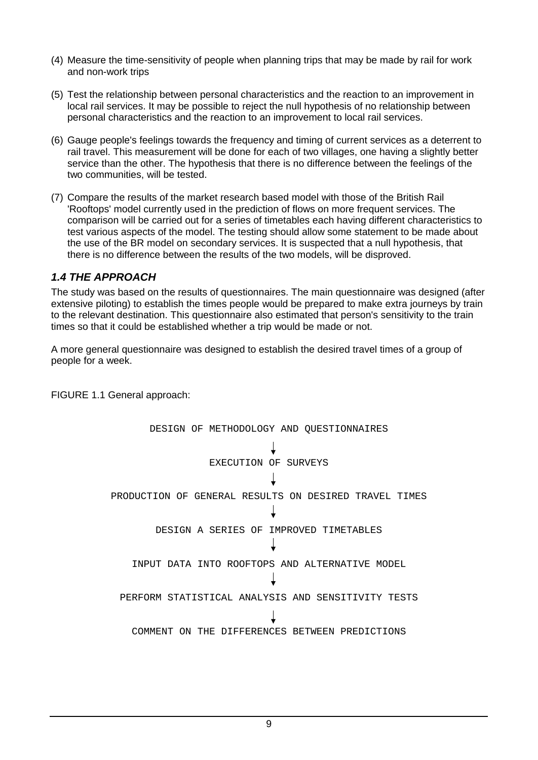(4) Measure the time-sensitivity of people when planning trips that may be made by rail for work and non-work trips

(5) Test the relationship between personal characteristics and the reaction to an improvement in local rail services. It may be possible to reject the null hypothesis of no relationship between personal characteristics and the reaction to an improvement to local rail services.

(6) Gauge people's feelings towards the frequency and timing of current services as a deterrent to rail travel. This measurement will be done for each of two villages, one having a slightly better service than the other. The hypothesis that there is no difference between the feelings of the two communities, will be tested.

(7) Compare the results of the market research based model with those of the British Rail 'Rooftops' model currently used in the prediction of flows on more frequent services. The comparison will be carried out for a series of timetables each having different characteristics to test various aspects of the model. The testing should allow some statement to be made about the use of the BR model on secondary services. It is suspected that a null hypothesis, that there is no difference between the results of the two models, will be disproved.

### *1.4 THE APPROACH*

The study was based on the results of questionnaires. The main questionnaire was designed (after extensive piloting) to establish the times people would be prepared to make extra journeys by train to the relevant destination. This questionnaire also estimated that person's sensitivity to the train times so that it could be established whether a trip would be made or not.

A more general questionnaire was designed to establish the desired travel times of a group of people for a week.

FIGURE 1.1 General approach:

```
DESIGN OF METHODOLOGY AND QUESTIONNAIRES
                ↓
        EXECUTION OF SURVEYS
                ↓
PRODUCTION OF GENERAL RESULTS ON DESIRED TRAVEL TIMES
                ↓
    DESIGN A SERIES OF IMPROVED TIMETABLES
                ↓
  INPUT DATA INTO ROOFTOPS AND ALTERNATIVE MODEL
                ↓
 PERFORM STATISTICAL ANALYSIS AND SENSITIVITY TESTS
                ↓
  COMMENT ON THE DIFFERENCES BETWEEN PREDICTIONS
```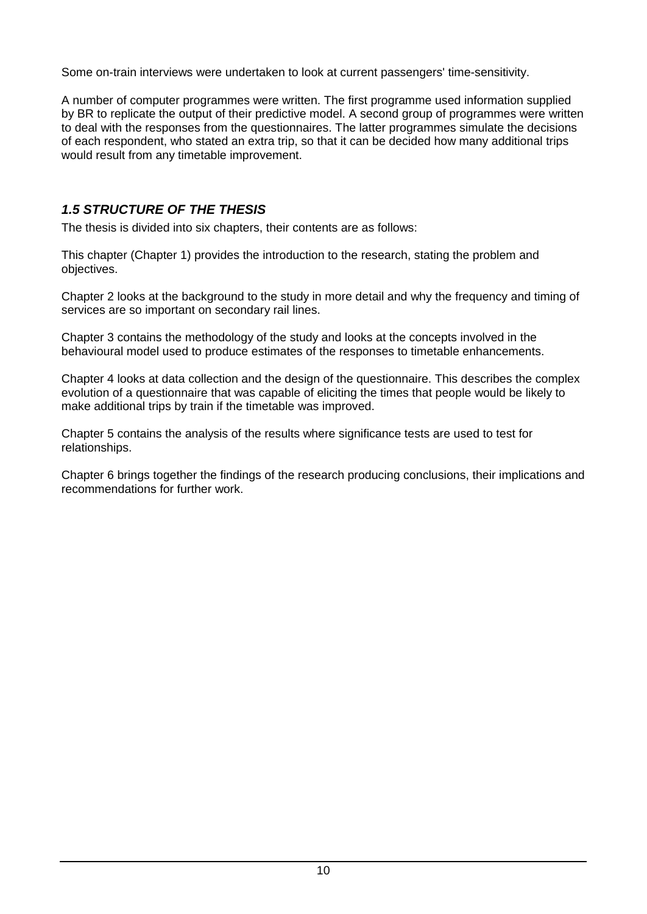Some on-train interviews were undertaken to look at current passengers' time-sensitivity.

A number of computer programmes were written. The first programme used information supplied by BR to replicate the output of their predictive model. A second group of programmes were written to deal with the responses from the questionnaires. The latter programmes simulate the decisions of each respondent, who stated an extra trip, so that it can be decided how many additional trips would result from any timetable improvement.

## *1.5 STRUCTURE OF THE THESIS*

The thesis is divided into six chapters, their contents are as follows:

This chapter (Chapter 1) provides the introduction to the research, stating the problem and objectives.

Chapter 2 looks at the background to the study in more detail and why the frequency and timing of services are so important on secondary rail lines.

Chapter 3 contains the methodology of the study and looks at the concepts involved in the behavioural model used to produce estimates of the responses to timetable enhancements.

Chapter 4 looks at data collection and the design of the questionnaire. This describes the complex evolution of a questionnaire that was capable of eliciting the times that people would be likely to make additional trips by train if the timetable was improved.

Chapter 5 contains the analysis of the results where significance tests are used to test for relationships.

Chapter 6 brings together the findings of the research producing conclusions, their implications and recommendations for further work.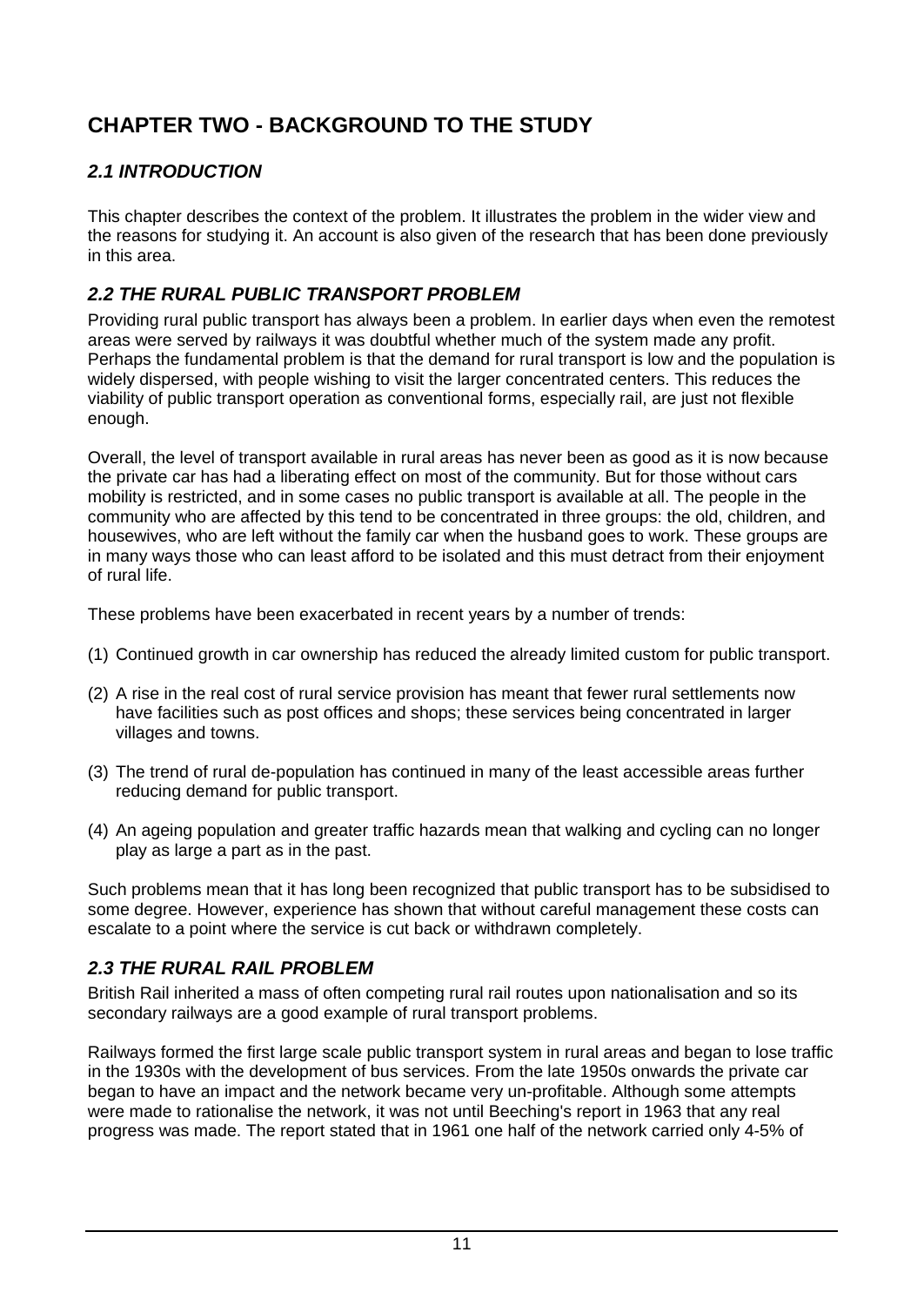# CHAPTER TWO - BACKGROUND TO THE STUDY

## *2.1 INTRODUCTION*

This chapter describes the context of the problem. It illustrates the problem in the wider view and the reasons for studying it. An account is also given of the research that has been done previously in this area.

## *2.2 THE RURAL PUBLIC TRANSPORT PROBLEM*

Providing rural public transport has always been a problem. In earlier days when even the remotest areas were served by railways it was doubtful whether much of the system made any profit. Perhaps the fundamental problem is that the demand for rural transport is low and the population is widely dispersed, with people wishing to visit the larger concentrated centers. This reduces the viability of public transport operation as conventional forms, especially rail, are just not flexible enough.

Overall, the level of transport available in rural areas has never been as good as it is now because the private car has had a liberating effect on most of the community. But for those without cars mobility is restricted, and in some cases no public transport is available at all. The people in the community who are affected by this tend to be concentrated in three groups: the old, children, and housewives, who are left without the family car when the husband goes to work. These groups are in many ways those who can least afford to be isolated and this must detract from their enjoyment of rural life.

These problems have been exacerbated in recent years by a number of trends:

(1) Continued growth in car ownership has reduced the already limited custom for public transport.

(2) A rise in the real cost of rural service provision has meant that fewer rural settlements now have facilities such as post offices and shops; these services being concentrated in larger villages and towns.

(3) The trend of rural de-population has continued in many of the least accessible areas further reducing demand for public transport.

(4) An ageing population and greater traffic hazards mean that walking and cycling can no longer play as large a part as in the past.

Such problems mean that it has long been recognized that public transport has to be subsidised to some degree. However, experience has shown that without careful management these costs can escalate to a point where the service is cut back or withdrawn completely.

## *2.3 THE RURAL RAIL PROBLEM*

British Rail inherited a mass of often competing rural rail routes upon nationalisation and so its secondary railways are a good example of rural transport problems.

Railways formed the first large scale public transport system in rural areas and began to lose traffic in the 1930s with the development of bus services. From the late 1950s onwards the private car began to have an impact and the network became very un-profitable. Although some attempts were made to rationalise the network, it was not until Beeching's report in 1963 that any real progress was made. The report stated that in 1961 one half of the network carried only 4-5% of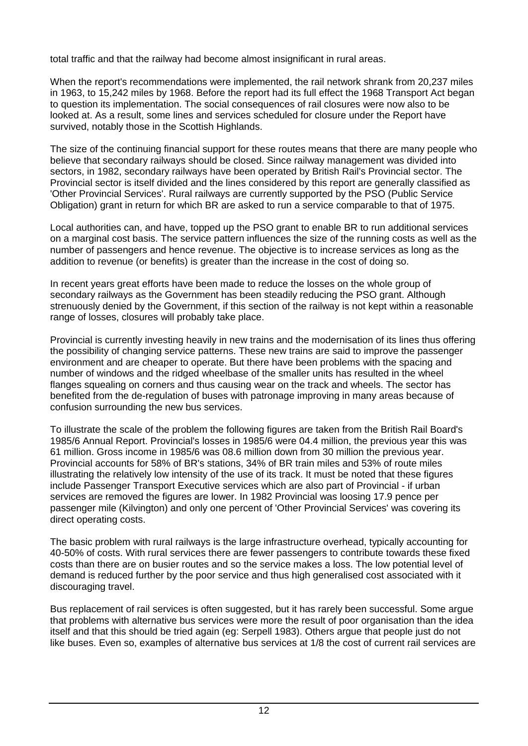total traffic and that the railway had become almost insignificant in rural areas.

When the report's recommendations were implemented, the rail network shrank from 20,237 miles in 1963, to 15,242 miles by 1968. Before the report had its full effect the 1968 Transport Act began to question its implementation. The social consequences of rail closures were now also to be looked at. As a result, some lines and services scheduled for closure under the Report have survived, notably those in the Scottish Highlands.

The size of the continuing financial support for these routes means that there are many people who believe that secondary railways should be closed. Since railway management was divided into sectors, in 1982, secondary railways have been operated by British Rail's Provincial sector. The Provincial sector is itself divided and the lines considered by this report are generally classified as 'Other Provincial Services'. Rural railways are currently supported by the PSO (Public Service Obligation) grant in return for which BR are asked to run a service comparable to that of 1975.

Local authorities can, and have, topped up the PSO grant to enable BR to run additional services on a marginal cost basis. The service pattern influences the size of the running costs as well as the number of passengers and hence revenue. The objective is to increase services as long as the addition to revenue (or benefits) is greater than the increase in the cost of doing so.

In recent years great efforts have been made to reduce the losses on the whole group of secondary railways as the Government has been steadily reducing the PSO grant. Although strenuously denied by the Government, if this section of the railway is not kept within a reasonable range of losses, closures will probably take place.

Provincial is currently investing heavily in new trains and the modernisation of its lines thus offering the possibility of changing service patterns. These new trains are said to improve the passenger environment and are cheaper to operate. But there have been problems with the spacing and number of windows and the ridged wheelbase of the smaller units has resulted in the wheel flanges squealing on corners and thus causing wear on the track and wheels. The sector has benefited from the de-regulation of buses with patronage improving in many areas because of confusion surrounding the new bus services.

To illustrate the scale of the problem the following figures are taken from the British Rail Board's 1985/6 Annual Report. Provincial's losses in 1985/6 were 04.4 million, the previous year this was 61 million. Gross income in 1985/6 was 08.6 million down from 30 million the previous year. Provincial accounts for 58% of BR's stations, 34% of BR train miles and 53% of route miles illustrating the relatively low intensity of the use of its track. It must be noted that these figures include Passenger Transport Executive services which are also part of Provincial - if urban services are removed the figures are lower. In 1982 Provincial was loosing 17.9 pence per passenger mile (Kilvington) and only one percent of 'Other Provincial Services' was covering its direct operating costs.

The basic problem with rural railways is the large infrastructure overhead, typically accounting for 40-50% of costs. With rural services there are fewer passengers to contribute towards these fixed costs than there are on busier routes and so the service makes a loss. The low potential level of demand is reduced further by the poor service and thus high generalised cost associated with it discouraging travel.

Bus replacement of rail services is often suggested, but it has rarely been successful. Some argue that problems with alternative bus services were more the result of poor organisation than the idea itself and that this should be tried again (eg: Serpell 1983). Others argue that people just do not like buses. Even so, examples of alternative bus services at 1/8 the cost of current rail services are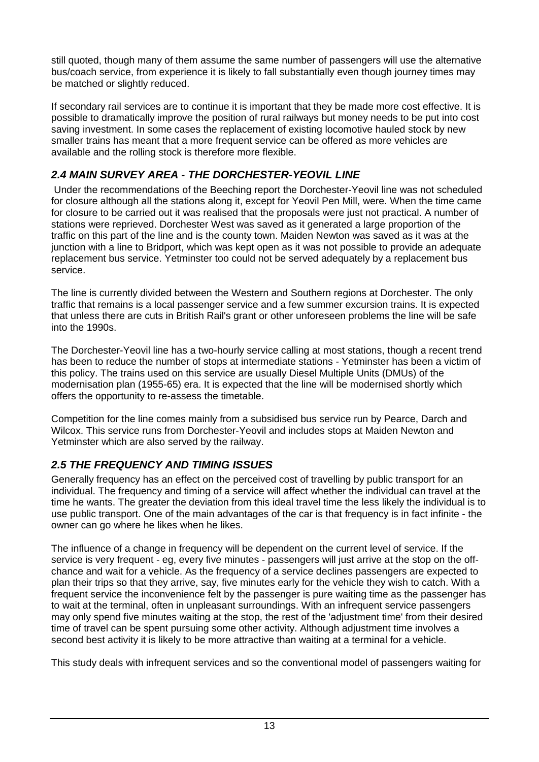still quoted, though many of them assume the same number of passengers will use the alternative bus/coach service, from experience it is likely to fall substantially even though journey times may be matched or slightly reduced.

If secondary rail services are to continue it is important that they be made more cost effective. It is possible to dramatically improve the position of rural railways but money needs to be put into cost saving investment. In some cases the replacement of existing locomotive hauled stock by new smaller trains has meant that a more frequent service can be offered as more vehicles are available and the rolling stock is therefore more flexible.

### *2.4 MAIN SURVEY AREA - THE DORCHESTER-YEOVIL LINE*

Under the recommendations of the Beeching report the Dorchester-Yeovil line was not scheduled for closure although all the stations along it, except for Yeovil Pen Mill, were. When the time came for closure to be carried out it was realised that the proposals were just not practical. A number of stations were reprieved. Dorchester West was saved as it generated a large proportion of the traffic on this part of the line and is the county town. Maiden Newton was saved as it was at the junction with a line to Bridport, which was kept open as it was not possible to provide an adequate replacement bus service. Yetminster too could not be served adequately by a replacement bus service.

The line is currently divided between the Western and Southern regions at Dorchester. The only traffic that remains is a local passenger service and a few summer excursion trains. It is expected that unless there are cuts in British Rail's grant or other unforeseen problems the line will be safe into the 1990s.

The Dorchester-Yeovil line has a two-hourly service calling at most stations, though a recent trend has been to reduce the number of stops at intermediate stations - Yetminster has been a victim of this policy. The trains used on this service are usually Diesel Multiple Units (DMUs) of the modernisation plan (1955-65) era. It is expected that the line will be modernised shortly which offers the opportunity to re-assess the timetable.

Competition for the line comes mainly from a subsidised bus service run by Pearce, Darch and Wilcox. This service runs from Dorchester-Yeovil and includes stops at Maiden Newton and Yetminster which are also served by the railway.

### *2.5 THE FREQUENCY AND TIMING ISSUES*

Generally frequency has an effect on the perceived cost of travelling by public transport for an individual. The frequency and timing of a service will affect whether the individual can travel at the time he wants. The greater the deviation from this ideal travel time the less likely the individual is to use public transport. One of the main advantages of the car is that frequency is in fact infinite - the owner can go where he likes when he likes.

The influence of a change in frequency will be dependent on the current level of service. If the service is very frequent - eg, every five minutes - passengers will just arrive at the stop on the off-chance and wait for a vehicle. As the frequency of a service declines passengers are expected to plan their trips so that they arrive, say, five minutes early for the vehicle they wish to catch. With a frequent service the inconvenience felt by the passenger is pure waiting time as the passenger has to wait at the terminal, often in unpleasant surroundings. With an infrequent service passengers may only spend five minutes waiting at the stop, the rest of the 'adjustment time' from their desired time of travel can be spent pursuing some other activity. Although adjustment time involves a second best activity it is likely to be more attractive than waiting at a terminal for a vehicle.

This study deals with infrequent services and so the conventional model of passengers waiting for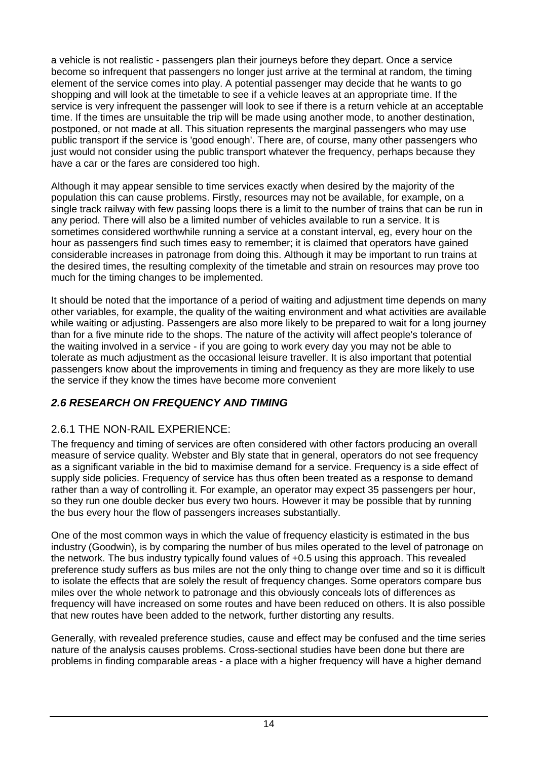a vehicle is not realistic - passengers plan their journeys before they depart. Once a service become so infrequent that passengers no longer just arrive at the terminal at random, the timing element of the service comes into play. A potential passenger may decide that he wants to go shopping and will look at the timetable to see if a vehicle leaves at an appropriate time. If the service is very infrequent the passenger will look to see if there is a return vehicle at an acceptable time. If the times are unsuitable the trip will be made using another mode, to another destination, postponed, or not made at all. This situation represents the marginal passengers who may use public transport if the service is 'good enough'. There are, of course, many other passengers who just would not consider using the public transport whatever the frequency, perhaps because they have a car or the fares are considered too high.

Although it may appear sensible to time services exactly when desired by the majority of the population this can cause problems. Firstly, resources may not be available, for example, on a single track railway with few passing loops there is a limit to the number of trains that can be run in any period. There will also be a limited number of vehicles available to run a service. It is sometimes considered worthwhile running a service at a constant interval, eg, every hour on the hour as passengers find such times easy to remember; it is claimed that operators have gained considerable increases in patronage from doing this. Although it may be important to run trains at the desired times, the resulting complexity of the timetable and strain on resources may prove too much for the timing changes to be implemented.

It should be noted that the importance of a period of waiting and adjustment time depends on many other variables, for example, the quality of the waiting environment and what activities are available while waiting or adjusting. Passengers are also more likely to be prepared to wait for a long journey than for a five minute ride to the shops. The nature of the activity will affect people's tolerance of the waiting involved in a service - if you are going to work every day you may not be able to tolerate as much adjustment as the occasional leisure traveller. It is also important that potential passengers know about the improvements in timing and frequency as they are more likely to use the service if they know the times have become more convenient

## *2.6 RESEARCH ON FREQUENCY AND TIMING*

### 2.6.1 THE NON-RAIL EXPERIENCE:

The frequency and timing of services are often considered with other factors producing an overall measure of service quality. Webster and Bly state that in general, operators do not see frequency as a significant variable in the bid to maximise demand for a service. Frequency is a side effect of supply side policies. Frequency of service has thus often been treated as a response to demand rather than a way of controlling it. For example, an operator may expect 35 passengers per hour, so they run one double decker bus every two hours. However it may be possible that by running the bus every hour the flow of passengers increases substantially.

One of the most common ways in which the value of frequency elasticity is estimated in the bus industry (Goodwin), is by comparing the number of bus miles operated to the level of patronage on the network. The bus industry typically found values of +0.5 using this approach. This revealed preference study suffers as bus miles are not the only thing to change over time and so it is difficult to isolate the effects that are solely the result of frequency changes. Some operators compare bus miles over the whole network to patronage and this obviously conceals lots of differences as frequency will have increased on some routes and have been reduced on others. It is also possible that new routes have been added to the network, further distorting any results.

Generally, with revealed preference studies, cause and effect may be confused and the time series nature of the analysis causes problems. Cross-sectional studies have been done but there are problems in finding comparable areas - a place with a higher frequency will have a higher demand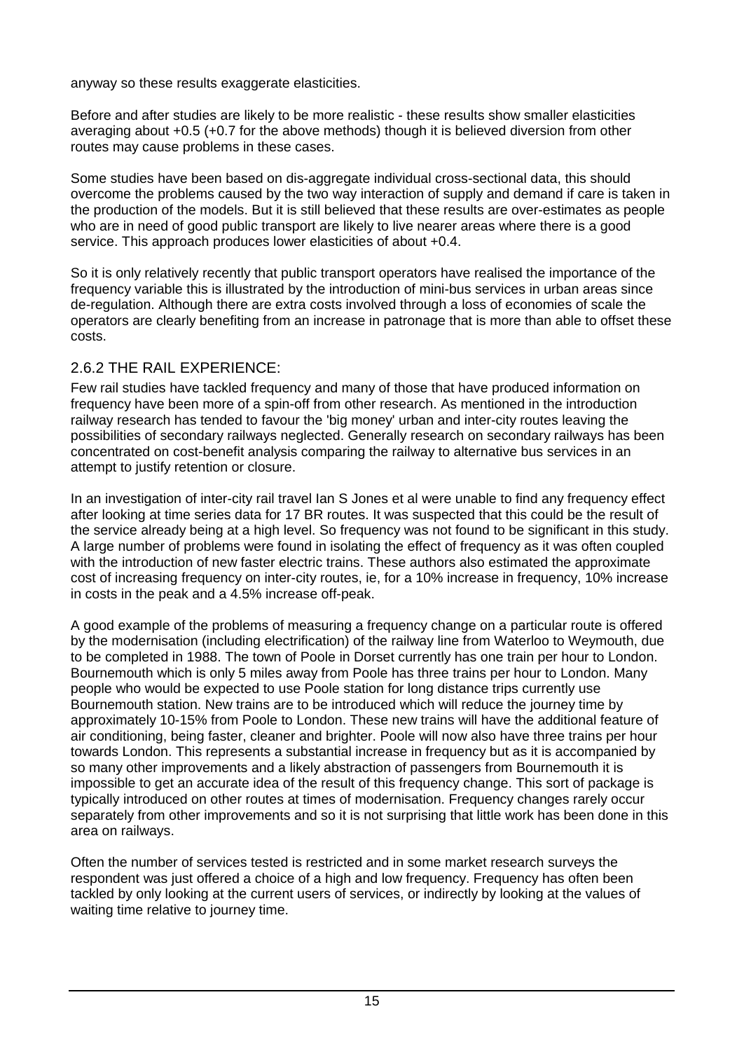anyway so these results exaggerate elasticities.

Before and after studies are likely to be more realistic - these results show smaller elasticities averaging about +0.5 (+0.7 for the above methods) though it is believed diversion from other routes may cause problems in these cases.

Some studies have been based on dis-aggregate individual cross-sectional data, this should overcome the problems caused by the two way interaction of supply and demand if care is taken in the production of the models. But it is still believed that these results are over-estimates as people who are in need of good public transport are likely to live nearer areas where there is a good service. This approach produces lower elasticities of about +0.4.

So it is only relatively recently that public transport operators have realised the importance of the frequency variable this is illustrated by the introduction of mini-bus services in urban areas since de-regulation. Although there are extra costs involved through a loss of economies of scale the operators are clearly benefiting from an increase in patronage that is more than able to offset these costs.

### 2.6.2 THE RAIL EXPERIENCE:

Few rail studies have tackled frequency and many of those that have produced information on frequency have been more of a spin-off from other research. As mentioned in the introduction railway research has tended to favour the 'big money' urban and inter-city routes leaving the possibilities of secondary railways neglected. Generally research on secondary railways has been concentrated on cost-benefit analysis comparing the railway to alternative bus services in an attempt to justify retention or closure.

In an investigation of inter-city rail travel Ian S Jones et al were unable to find any frequency effect after looking at time series data for 17 BR routes. It was suspected that this could be the result of the service already being at a high level. So frequency was not found to be significant in this study. A large number of problems were found in isolating the effect of frequency as it was often coupled with the introduction of new faster electric trains. These authors also estimated the approximate cost of increasing frequency on inter-city routes, ie, for a 10% increase in frequency, 10% increase in costs in the peak and a 4.5% increase off-peak.

A good example of the problems of measuring a frequency change on a particular route is offered by the modernisation (including electrification) of the railway line from Waterloo to Weymouth, due to be completed in 1988. The town of Poole in Dorset currently has one train per hour to London. Bournemouth which is only 5 miles away from Poole has three trains per hour to London. Many people who would be expected to use Poole station for long distance trips currently use Bournemouth station. New trains are to be introduced which will reduce the journey time by approximately 10-15% from Poole to London. These new trains will have the additional feature of air conditioning, being faster, cleaner and brighter. Poole will now also have three trains per hour towards London. This represents a substantial increase in frequency but as it is accompanied by so many other improvements and a likely abstraction of passengers from Bournemouth it is impossible to get an accurate idea of the result of this frequency change. This sort of package is typically introduced on other routes at times of modernisation. Frequency changes rarely occur separately from other improvements and so it is not surprising that little work has been done in this area on railways.

Often the number of services tested is restricted and in some market research surveys the respondent was just offered a choice of a high and low frequency. Frequency has often been tackled by only looking at the current users of services, or indirectly by looking at the values of waiting time relative to journey time.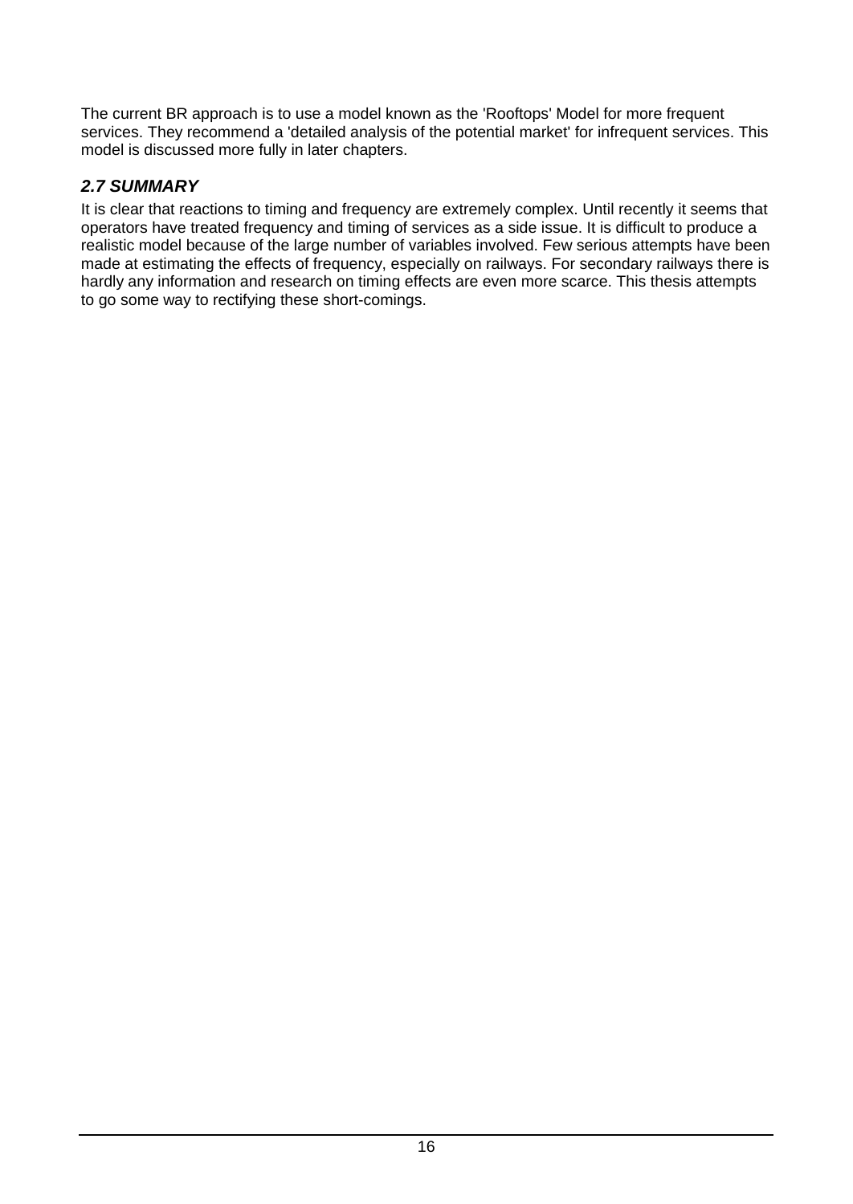The current BR approach is to use a model known as the 'Rooftops' Model for more frequent services. They recommend a 'detailed analysis of the potential market' for infrequent services. This model is discussed more fully in later chapters.

### *2.7 SUMMARY*

It is clear that reactions to timing and frequency are extremely complex. Until recently it seems that operators have treated frequency and timing of services as a side issue. It is difficult to produce a realistic model because of the large number of variables involved. Few serious attempts have been made at estimating the effects of frequency, especially on railways. For secondary railways there is hardly any information and research on timing effects are even more scarce. This thesis attempts to go some way to rectifying these short-comings.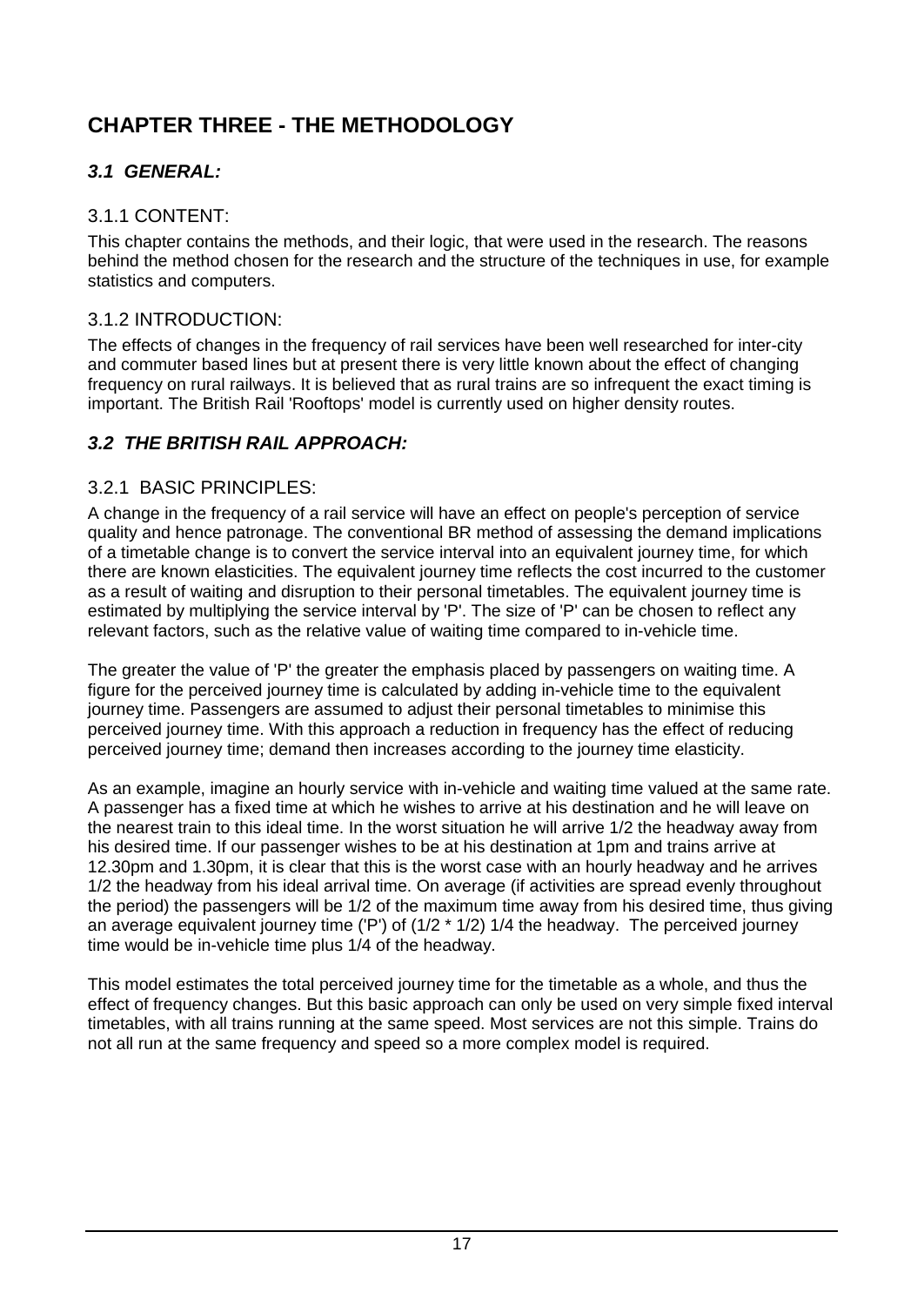# CHAPTER THREE - THE METHODOLOGY

## *3.1 GENERAL:*

### 3.1.1 CONTENT:

This chapter contains the methods, and their logic, that were used in the research. The reasons behind the method chosen for the research and the structure of the techniques in use, for example statistics and computers.

### 3.1.2 INTRODUCTION:

The effects of changes in the frequency of rail services have been well researched for inter-city and commuter based lines but at present there is very little known about the effect of changing frequency on rural railways. It is believed that as rural trains are so infrequent the exact timing is important. The British Rail 'Rooftops' model is currently used on higher density routes.

## *3.2 THE BRITISH RAIL APPROACH:*

### 3.2.1 BASIC PRINCIPLES:

A change in the frequency of a rail service will have an effect on people's perception of service quality and hence patronage. The conventional BR method of assessing the demand implications of a timetable change is to convert the service interval into an equivalent journey time, for which there are known elasticities. The equivalent journey time reflects the cost incurred to the customer as a result of waiting and disruption to their personal timetables. The equivalent journey time is estimated by multiplying the service interval by 'P'. The size of 'P' can be chosen to reflect any relevant factors, such as the relative value of waiting time compared to in-vehicle time.

The greater the value of 'P' the greater the emphasis placed by passengers on waiting time. A figure for the perceived journey time is calculated by adding in-vehicle time to the equivalent journey time. Passengers are assumed to adjust their personal timetables to minimise this perceived journey time. With this approach a reduction in frequency has the effect of reducing perceived journey time; demand then increases according to the journey time elasticity.

As an example, imagine an hourly service with in-vehicle and waiting time valued at the same rate. A passenger has a fixed time at which he wishes to arrive at his destination and he will leave on the nearest train to this ideal time. In the worst situation he will arrive 1/2 the headway away from his desired time. If our passenger wishes to be at his destination at 1pm and trains arrive at 12.30pm and 1.30pm, it is clear that this is the worst case with an hourly headway and he arrives 1/2 the headway from his ideal arrival time. On average (if activities are spread evenly throughout the period) the passengers will be 1/2 of the maximum time away from his desired time, thus giving an average equivalent journey time ('P') of (1/2 * 1/2) 1/4 the headway. The perceived journey time would be in-vehicle time plus 1/4 of the headway.

This model estimates the total perceived journey time for the timetable as a whole, and thus the effect of frequency changes. But this basic approach can only be used on very simple fixed interval timetables, with all trains running at the same speed. Most services are not this simple. Trains do not all run at the same frequency and speed so a more complex model is required.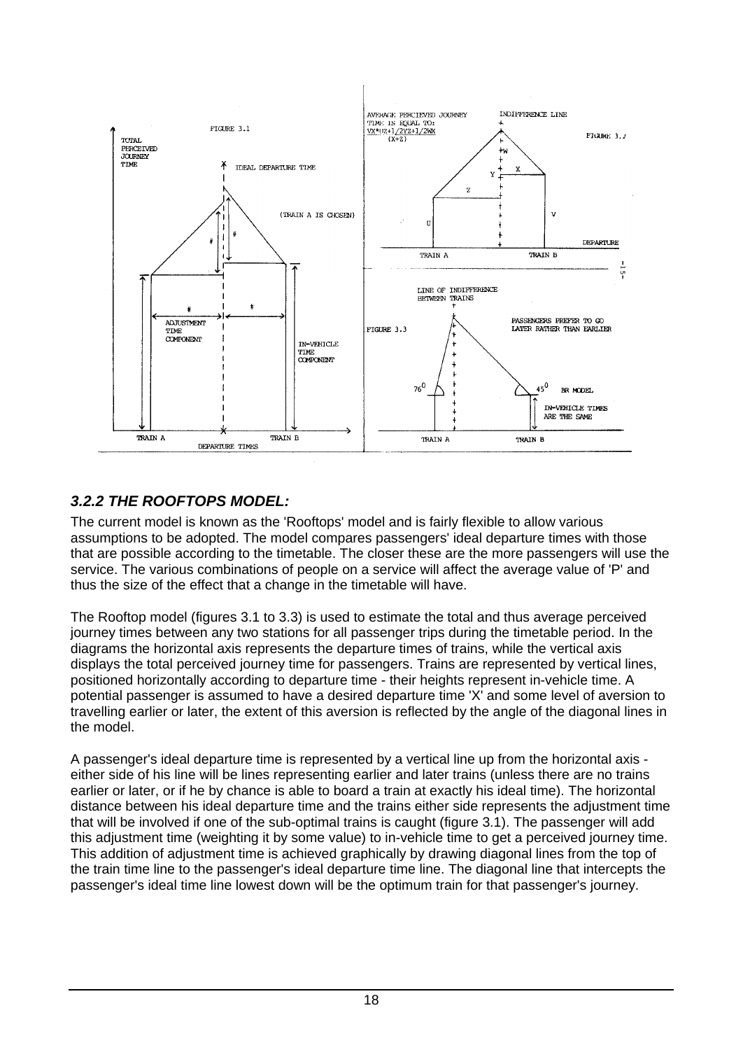### *3.2.2 THE ROOFTOPS MODEL:*

The current model is known as the 'Rooftops' model and is fairly flexible to allow various assumptions to be adopted. The model compares passengers' ideal departure times with those that are possible according to the timetable. The closer these are the more passengers will use the service. The various combinations of people on a service will affect the average value of 'P' and thus the size of the effect that a change in the timetable will have.

The Rooftop model (figures 3.1 to 3.3) is used to estimate the total and thus average perceived journey times between any two stations for all passenger trips during the timetable period. In the diagrams the horizontal axis represents the departure times of trains, while the vertical axis displays the total perceived journey time for passengers. Trains are represented by vertical lines, positioned horizontally according to departure time - their heights represent in-vehicle time. A potential passenger is assumed to have a desired departure time 'X' and some level of aversion to travelling earlier or later, the extent of this aversion is reflected by the angle of the diagonal lines in the model.

A passenger's ideal departure time is represented by a vertical line up from the horizontal axis - either side of his line will be lines representing earlier and later trains (unless there are no trains earlier or later, or if he by chance is able to board a train at exactly his ideal time). The horizontal distance between his ideal departure time and the trains either side represents the adjustment time that will be involved if one of the sub-optimal trains is caught (figure 3.1). The passenger will add this adjustment time (weighting it by some value) to in-vehicle time to get a perceived journey time. This addition of adjustment time is achieved graphically by drawing diagonal lines from the top of the train time line to the passenger's ideal departure time line. The diagonal line that intercepts the passenger's ideal time line lowest down will be the optimum train for that passenger's journey.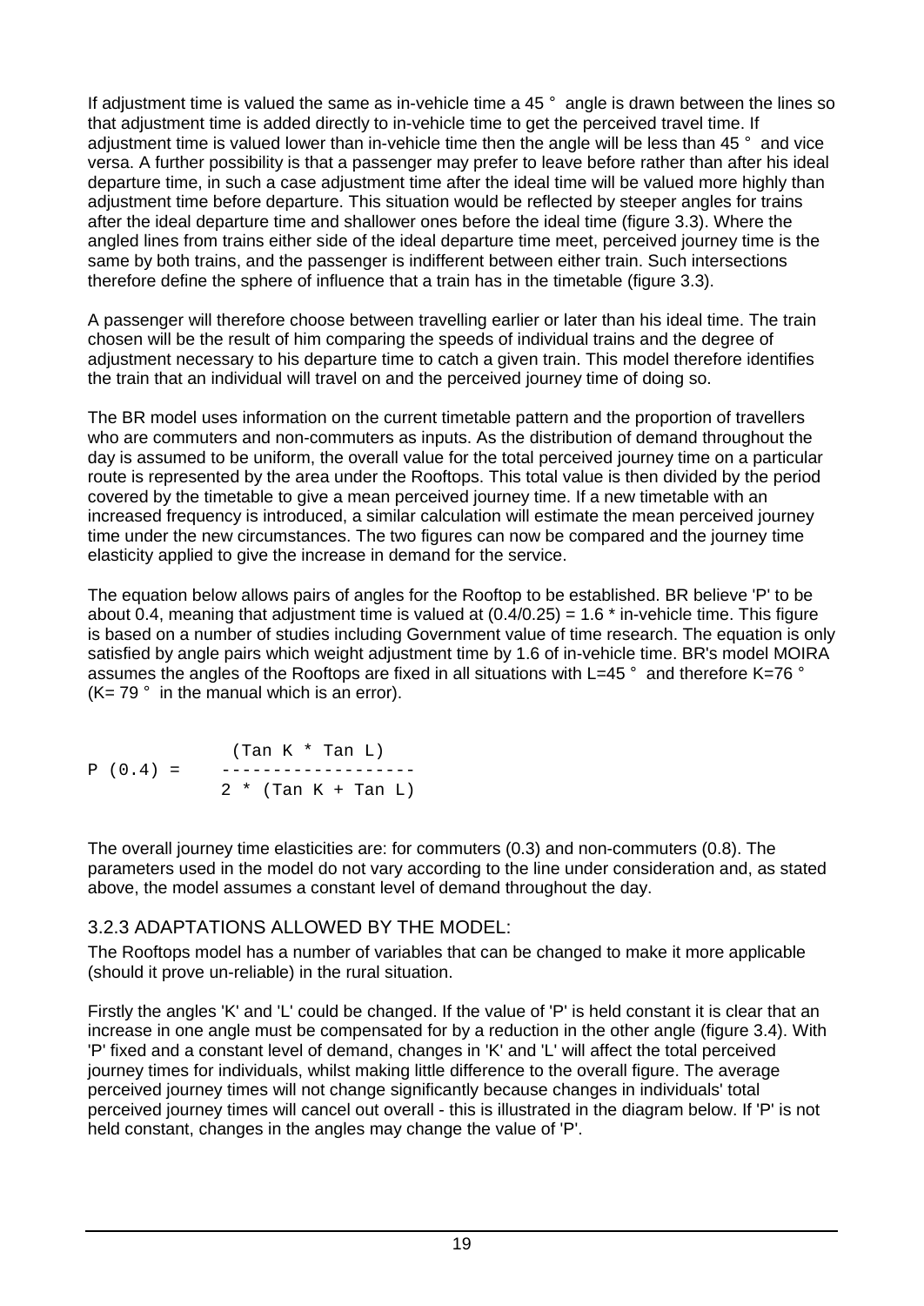If adjustment time is valued the same as in-vehicle time a 45 ° angle is drawn between the lines so that adjustment time is added directly to in-vehicle time to get the perceived travel time. If adjustment time is valued lower than in-vehicle time then the angle will be less than 45 ° and vice versa. A further possibility is that a passenger may prefer to leave before rather than after his ideal departure time, in such a case adjustment time after the ideal time will be valued more highly than adjustment time before departure. This situation would be reflected by steeper angles for trains after the ideal departure time and shallower ones before the ideal time (figure 3.3). Where the angled lines from trains either side of the ideal departure time meet, perceived journey time is the same by both trains, and the passenger is indifferent between either train. Such intersections therefore define the sphere of influence that a train has in the timetable (figure 3.3).

A passenger will therefore choose between travelling earlier or later than his ideal time. The train chosen will be the result of him comparing the speeds of individual trains and the degree of adjustment necessary to his departure time to catch a given train. This model therefore identifies the train that an individual will travel on and the perceived journey time of doing so.

The BR model uses information on the current timetable pattern and the proportion of travellers who are commuters and non-commuters as inputs. As the distribution of demand throughout the day is assumed to be uniform, the overall value for the total perceived journey time on a particular route is represented by the area under the Rooftops. This total value is then divided by the period covered by the timetable to give a mean perceived journey time. If a new timetable with an increased frequency is introduced, a similar calculation will estimate the mean perceived journey time under the new circumstances. The two figures can now be compared and the journey time elasticity applied to give the increase in demand for the service.

The equation below allows pairs of angles for the Rooftop to be established. BR believe 'P' to be about 0.4, meaning that adjustment time is valued at (0.4/0.25) = 1.6 * in-vehicle time. This figure is based on a number of studies including Government value of time research. The equation is only satisfied by angle pairs which weight adjustment time by 1.6 of in-vehicle time. BR's model MOIRA assumes the angles of the Rooftops are fixed in all situations with L=45 ° and therefore K=76 ° (K= 79 ° in the manual which is an error).

$$P\ (0.4) = \frac{(\tan K * \tan L)}{2 * (\tan K + \tan L)}$$

The overall journey time elasticities are: for commuters (0.3) and non-commuters (0.8). The parameters used in the model do not vary according to the line under consideration and, as stated above, the model assumes a constant level of demand throughout the day.

### 3.2.3 ADAPTATIONS ALLOWED BY THE MODEL:

The Rooftops model has a number of variables that can be changed to make it more applicable (should it prove un-reliable) in the rural situation.

Firstly the angles 'K' and 'L' could be changed. If the value of 'P' is held constant it is clear that an increase in one angle must be compensated for by a reduction in the other angle (figure 3.4). With 'P' fixed and a constant level of demand, changes in 'K' and 'L' will affect the total perceived journey times for individuals, whilst making little difference to the overall figure. The average perceived journey times will not change significantly because changes in individuals' total perceived journey times will cancel out overall - this is illustrated in the diagram below. If 'P' is not held constant, changes in the angles may change the value of 'P'.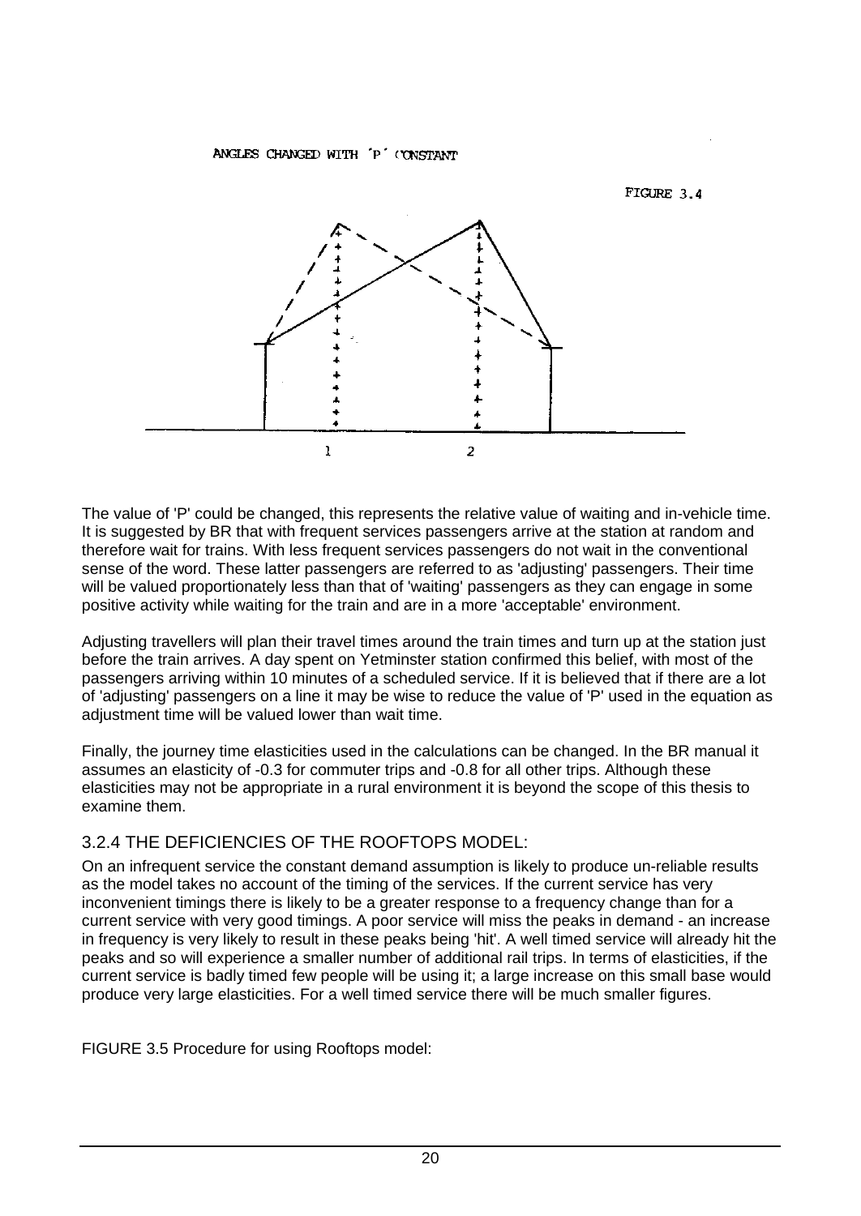ANGLES CHANGED WITH 'P' CONSTANT

FIGURE 3.4

1 2

The value of 'P' could be changed, this represents the relative value of waiting and in-vehicle time. It is suggested by BR that with frequent services passengers arrive at the station at random and therefore wait for trains. With less frequent services passengers do not wait in the conventional sense of the word. These latter passengers are referred to as 'adjusting' passengers. Their time will be valued proportionately less than that of 'waiting' passengers as they can engage in some positive activity while waiting for the train and are in a more 'acceptable' environment.

Adjusting travellers will plan their travel times around the train times and turn up at the station just before the train arrives. A day spent on Yetminster station confirmed this belief, with most of the passengers arriving within 10 minutes of a scheduled service. If it is believed that if there are a lot of 'adjusting' passengers on a line it may be wise to reduce the value of 'P' used in the equation as adjustment time will be valued lower than wait time.

Finally, the journey time elasticities used in the calculations can be changed. In the BR manual it assumes an elasticity of -0.3 for commuter trips and -0.8 for all other trips. Although these elasticities may not be appropriate in a rural environment it is beyond the scope of this thesis to examine them.

### 3.2.4 THE DEFICIENCIES OF THE ROOFTOPS MODEL:

On an infrequent service the constant demand assumption is likely to produce un-reliable results as the model takes no account of the timing of the services. If the current service has very inconvenient timings there is likely to be a greater response to a frequency change than for a current service with very good timings. A poor service will miss the peaks in demand - an increase in frequency is very likely to result in these peaks being 'hit'. A well timed service will already hit the peaks and so will experience a smaller number of additional rail trips. In terms of elasticities, if the current service is badly timed few people will be using it; a large increase on this small base would produce very large elasticities. For a well timed service there will be much smaller figures.

FIGURE 3.5 Procedure for using Rooftops model: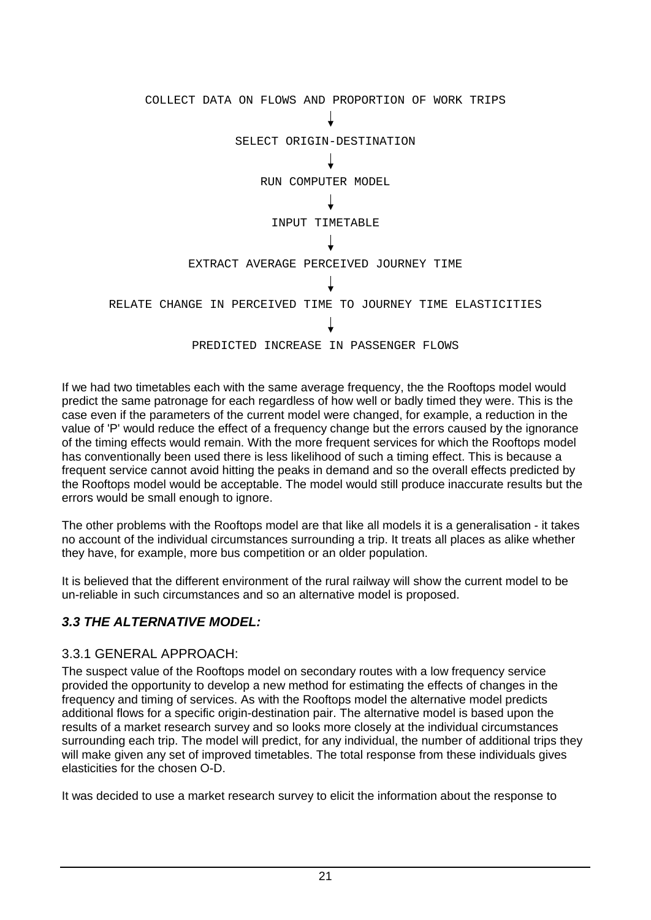```
COLLECT DATA ON FLOWS AND PROPORTION OF WORK TRIPS
↓
SELECT ORIGIN-DESTINATION
↓
RUN COMPUTER MODEL
↓
INPUT TIMETABLE
↓
EXTRACT AVERAGE PERCEIVED JOURNEY TIME
↓
RELATE CHANGE IN PERCEIVED TIME TO JOURNEY TIME ELASTICITIES
↓
PREDICTED INCREASE IN PASSENGER FLOWS
```

If we had two timetables each with the same average frequency, the the Rooftops model would predict the same patronage for each regardless of how well or badly timed they were. This is the case even if the parameters of the current model were changed, for example, a reduction in the value of 'P' would reduce the effect of a frequency change but the errors caused by the ignorance of the timing effects would remain. With the more frequent services for which the Rooftops model has conventionally been used there is less likelihood of such a timing effect. This is because a frequent service cannot avoid hitting the peaks in demand and so the overall effects predicted by the Rooftops model would be acceptable. The model would still produce inaccurate results but the errors would be small enough to ignore.

The other problems with the Rooftops model are that like all models it is a generalisation - it takes no account of the individual circumstances surrounding a trip. It treats all places as alike whether they have, for example, more bus competition or an older population.

It is believed that the different environment of the rural railway will show the current model to be un-reliable in such circumstances and so an alternative model is proposed.

## *3.3 THE ALTERNATIVE MODEL:*

### 3.3.1 GENERAL APPROACH:

The suspect value of the Rooftops model on secondary routes with a low frequency service provided the opportunity to develop a new method for estimating the effects of changes in the frequency and timing of services. As with the Rooftops model the alternative model predicts additional flows for a specific origin-destination pair. The alternative model is based upon the results of a market research survey and so looks more closely at the individual circumstances surrounding each trip. The model will predict, for any individual, the number of additional trips they will make given any set of improved timetables. The total response from these individuals gives elasticities for the chosen O-D.

It was decided to use a market research survey to elicit the information about the response to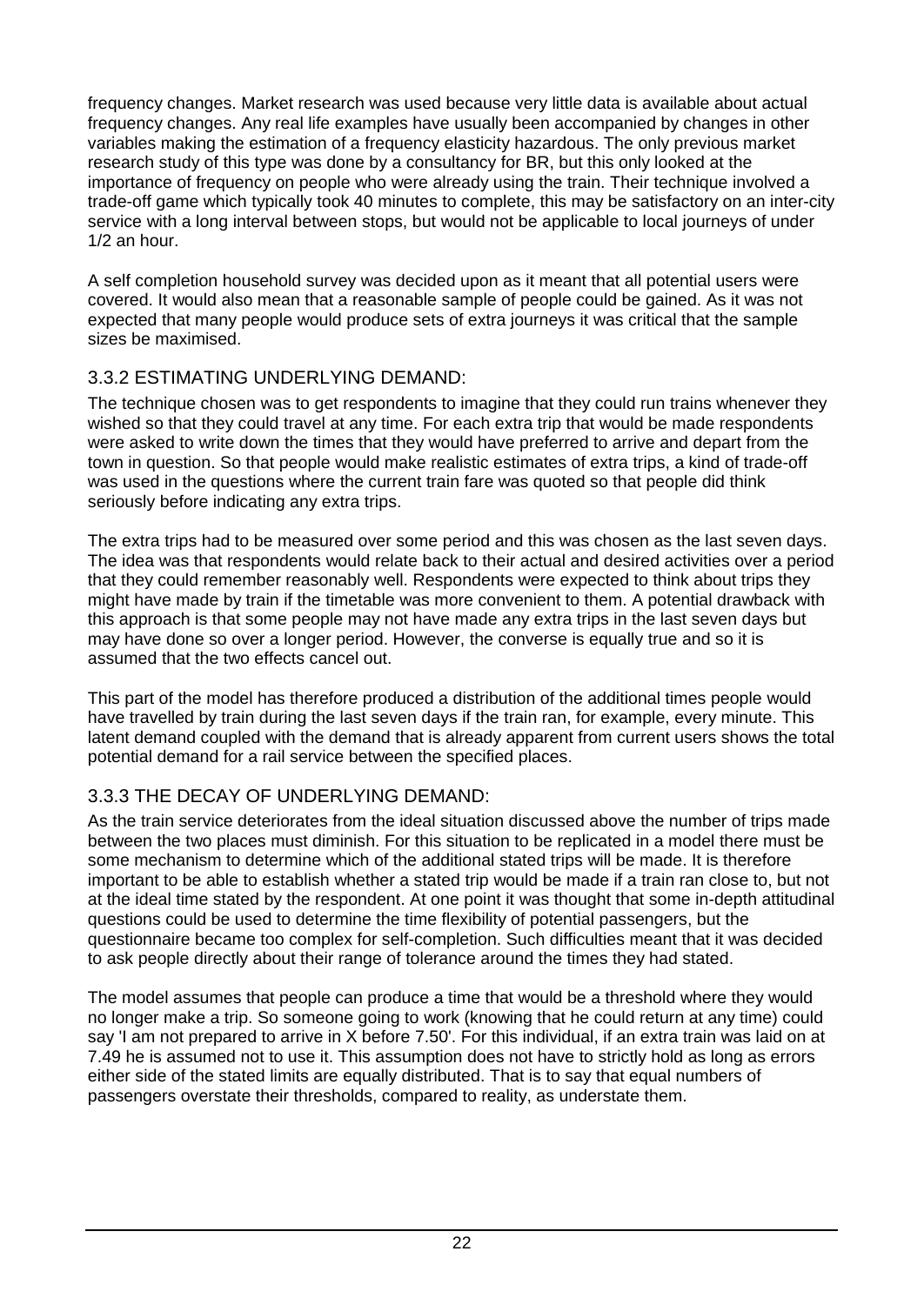frequency changes. Market research was used because very little data is available about actual frequency changes. Any real life examples have usually been accompanied by changes in other variables making the estimation of a frequency elasticity hazardous. The only previous market research study of this type was done by a consultancy for BR, but this only looked at the importance of frequency on people who were already using the train. Their technique involved a trade-off game which typically took 40 minutes to complete, this may be satisfactory on an inter-city service with a long interval between stops, but would not be applicable to local journeys of under 1/2 an hour.

A self completion household survey was decided upon as it meant that all potential users were covered. It would also mean that a reasonable sample of people could be gained. As it was not expected that many people would produce sets of extra journeys it was critical that the sample sizes be maximised.

### 3.3.2 ESTIMATING UNDERLYING DEMAND:

The technique chosen was to get respondents to imagine that they could run trains whenever they wished so that they could travel at any time. For each extra trip that would be made respondents were asked to write down the times that they would have preferred to arrive and depart from the town in question. So that people would make realistic estimates of extra trips, a kind of trade-off was used in the questions where the current train fare was quoted so that people did think seriously before indicating any extra trips.

The extra trips had to be measured over some period and this was chosen as the last seven days. The idea was that respondents would relate back to their actual and desired activities over a period that they could remember reasonably well. Respondents were expected to think about trips they might have made by train if the timetable was more convenient to them. A potential drawback with this approach is that some people may not have made any extra trips in the last seven days but may have done so over a longer period. However, the converse is equally true and so it is assumed that the two effects cancel out.

This part of the model has therefore produced a distribution of the additional times people would have travelled by train during the last seven days if the train ran, for example, every minute. This latent demand coupled with the demand that is already apparent from current users shows the total potential demand for a rail service between the specified places.

### 3.3.3 THE DECAY OF UNDERLYING DEMAND:

As the train service deteriorates from the ideal situation discussed above the number of trips made between the two places must diminish. For this situation to be replicated in a model there must be some mechanism to determine which of the additional stated trips will be made. It is therefore important to be able to establish whether a stated trip would be made if a train ran close to, but not at the ideal time stated by the respondent. At one point it was thought that some in-depth attitudinal questions could be used to determine the time flexibility of potential passengers, but the questionnaire became too complex for self-completion. Such difficulties meant that it was decided to ask people directly about their range of tolerance around the times they had stated.

The model assumes that people can produce a time that would be a threshold where they would no longer make a trip. So someone going to work (knowing that he could return at any time) could say 'I am not prepared to arrive in X before 7.50'. For this individual, if an extra train was laid on at 7.49 he is assumed not to use it. This assumption does not have to strictly hold as long as errors either side of the stated limits are equally distributed. That is to say that equal numbers of passengers overstate their thresholds, compared to reality, as understate them.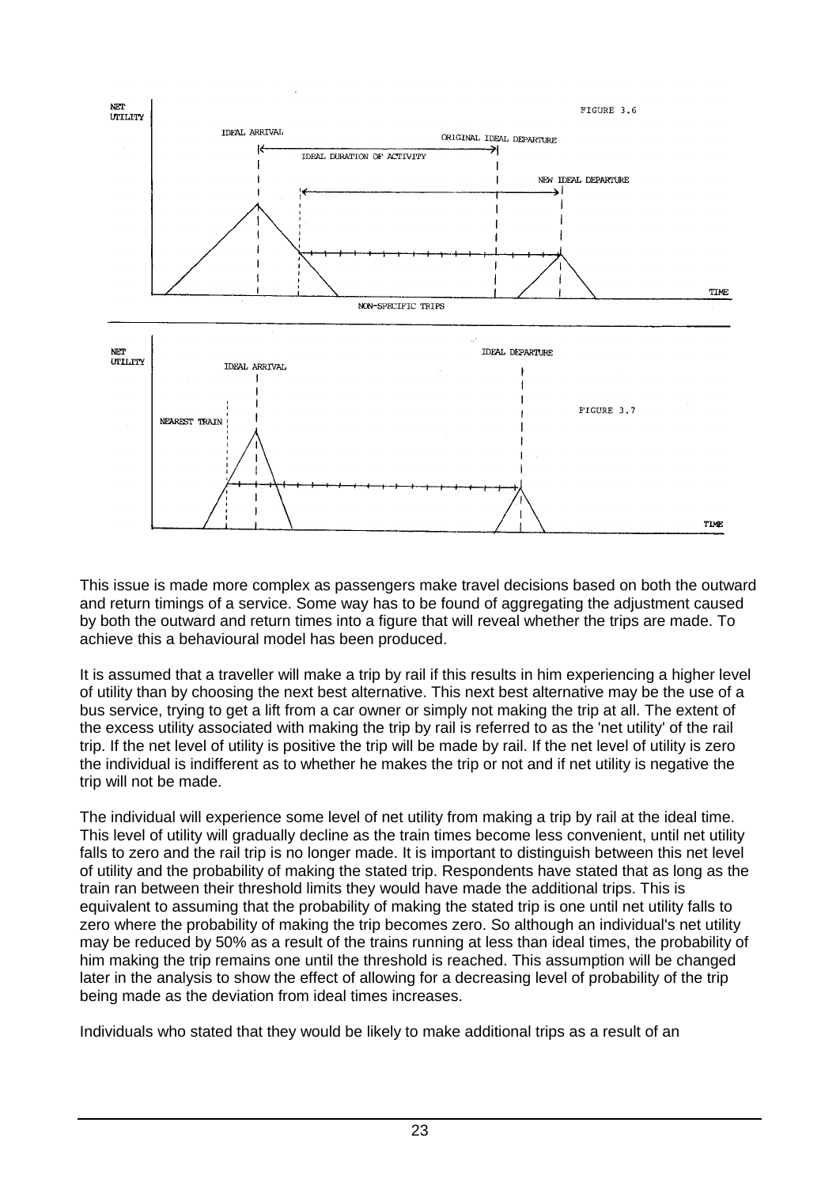FIGURE 3.6

NON-SPECIFIC TRIPS

FIGURE 3.7

This issue is made more complex as passengers make travel decisions based on both the outward and return timings of a service. Some way has to be found of aggregating the adjustment caused by both the outward and return times into a figure that will reveal whether the trips are made. To achieve this a behavioural model has been produced.

It is assumed that a traveller will make a trip by rail if this results in him experiencing a higher level of utility than by choosing the next best alternative. This next best alternative may be the use of a bus service, trying to get a lift from a car owner or simply not making the trip at all. The extent of the excess utility associated with making the trip by rail is referred to as the 'net utility' of the rail trip. If the net level of utility is positive the trip will be made by rail. If the net level of utility is zero the individual is indifferent as to whether he makes the trip or not and if net utility is negative the trip will not be made.

The individual will experience some level of net utility from making a trip by rail at the ideal time. This level of utility will gradually decline as the train times become less convenient, until net utility falls to zero and the rail trip is no longer made. It is important to distinguish between this net level of utility and the probability of making the stated trip. Respondents have stated that as long as the train ran between their threshold limits they would have made the additional trips. This is equivalent to assuming that the probability of making the stated trip is one until net utility falls to zero where the probability of making the trip becomes zero. So although an individual's net utility may be reduced by 50% as a result of the trains running at less than ideal times, the probability of him making the trip remains one until the threshold is reached. This assumption will be changed later in the analysis to show the effect of allowing for a decreasing level of probability of the trip being made as the deviation from ideal times increases.

Individuals who stated that they would be likely to make additional trips as a result of an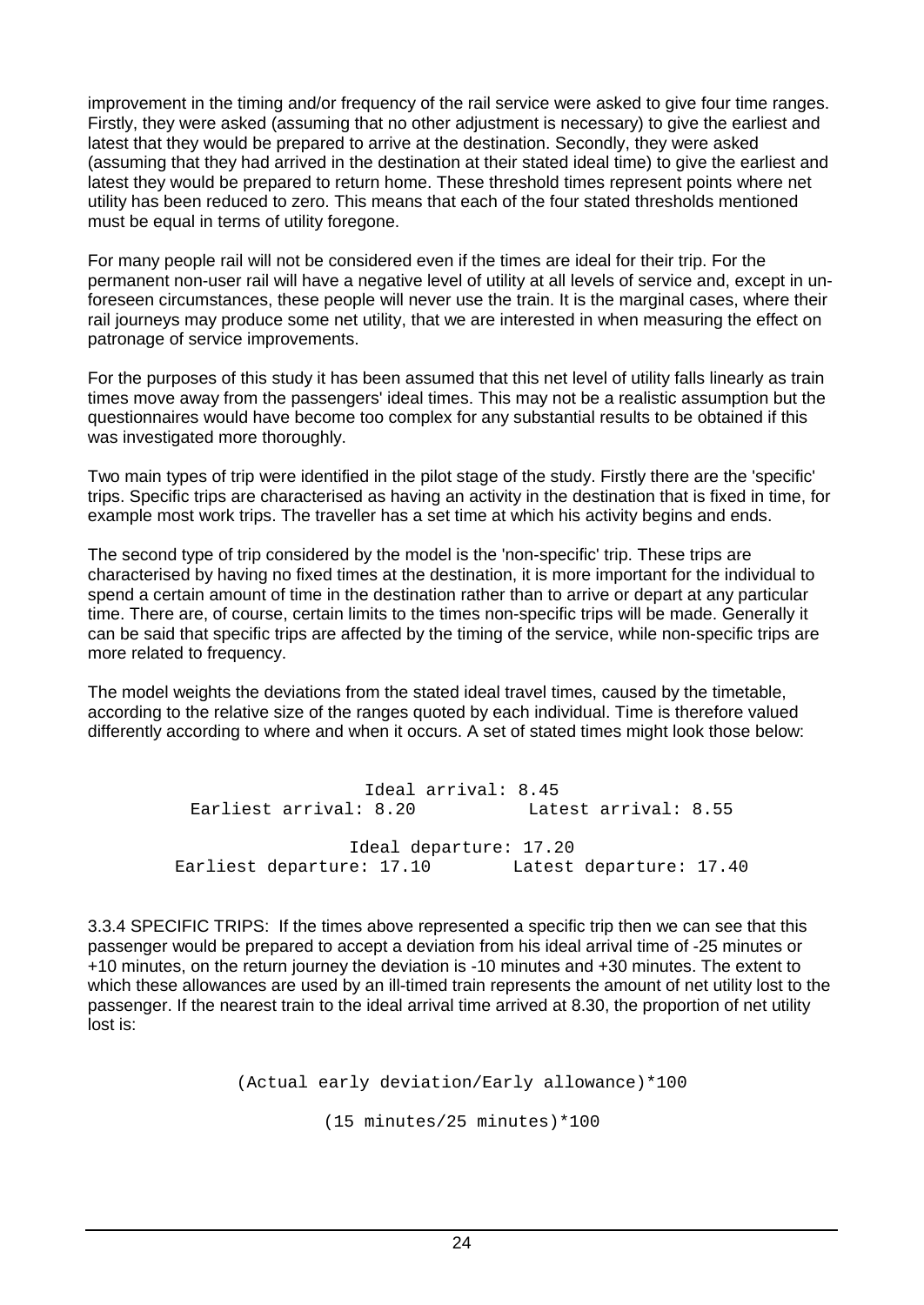improvement in the timing and/or frequency of the rail service were asked to give four time ranges. Firstly, they were asked (assuming that no other adjustment is necessary) to give the earliest and latest that they would be prepared to arrive at the destination. Secondly, they were asked (assuming that they had arrived in the destination at their stated ideal time) to give the earliest and latest they would be prepared to return home. These threshold times represent points where net utility has been reduced to zero. This means that each of the four stated thresholds mentioned must be equal in terms of utility foregone.

For many people rail will not be considered even if the times are ideal for their trip. For the permanent non-user rail will have a negative level of utility at all levels of service and, except in un-foreseen circumstances, these people will never use the train. It is the marginal cases, where their rail journeys may produce some net utility, that we are interested in when measuring the effect on patronage of service improvements.

For the purposes of this study it has been assumed that this net level of utility falls linearly as train times move away from the passengers' ideal times. This may not be a realistic assumption but the questionnaires would have become too complex for any substantial results to be obtained if this was investigated more thoroughly.

Two main types of trip were identified in the pilot stage of the study. Firstly there are the 'specific' trips. Specific trips are characterised as having an activity in the destination that is fixed in time, for example most work trips. The traveller has a set time at which his activity begins and ends.

The second type of trip considered by the model is the 'non-specific' trip. These trips are characterised by having no fixed times at the destination, it is more important for the individual to spend a certain amount of time in the destination rather than to arrive or depart at any particular time. There are, of course, certain limits to the times non-specific trips will be made. Generally it can be said that specific trips are affected by the timing of the service, while non-specific trips are more related to frequency.

The model weights the deviations from the stated ideal travel times, caused by the timetable, according to the relative size of the ranges quoted by each individual. Time is therefore valued differently according to where and when it occurs. A set of stated times might look those below:

```
                    Ideal arrival: 8.45
  Earliest arrival: 8.20           Latest arrival: 8.55

                  Ideal departure: 17.20
Earliest departure: 17.10        Latest departure: 17.40
```

3.3.4 SPECIFIC TRIPS: If the times above represented a specific trip then we can see that this passenger would be prepared to accept a deviation from his ideal arrival time of -25 minutes or +10 minutes, on the return journey the deviation is -10 minutes and +30 minutes. The extent to which these allowances are used by an ill-timed train represents the amount of net utility lost to the passenger. If the nearest train to the ideal arrival time arrived at 8.30, the proportion of net utility lost is:

```
(Actual early deviation/Early allowance)*100

(15 minutes/25 minutes)*100
```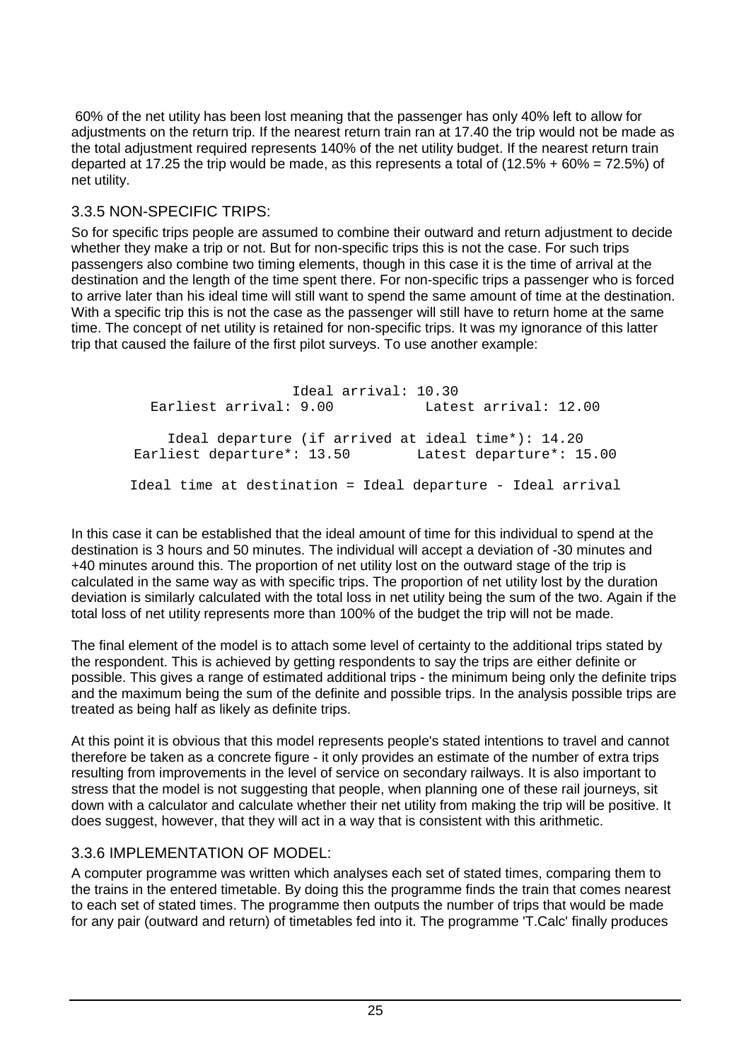60% of the net utility has been lost meaning that the passenger has only 40% left to allow for adjustments on the return trip. If the nearest return train ran at 17.40 the trip would not be made as the total adjustment required represents 140% of the net utility budget. If the nearest return train departed at 17.25 the trip would be made, as this represents a total of (12.5% + 60% = 72.5%) of net utility.

### 3.3.5 NON-SPECIFIC TRIPS:

So for specific trips people are assumed to combine their outward and return adjustment to decide whether they make a trip or not. But for non-specific trips this is not the case. For such trips passengers also combine two timing elements, though in this case it is the time of arrival at the destination and the length of the time spent there. For non-specific trips a passenger who is forced to arrive later than his ideal time will still want to spend the same amount of time at the destination. With a specific trip this is not the case as the passenger will still have to return home at the same time. The concept of net utility is retained for non-specific trips. It was my ignorance of this latter trip that caused the failure of the first pilot surveys. To use another example:

```
                  Ideal arrival: 10.30
    Earliest arrival: 9.00           Latest arrival: 12.00

      Ideal departure (if arrived at ideal time*): 14.20
   Earliest departure*: 13.50        Latest departure*: 15.00

  Ideal time at destination = Ideal departure - Ideal arrival
```

In this case it can be established that the ideal amount of time for this individual to spend at the destination is 3 hours and 50 minutes. The individual will accept a deviation of -30 minutes and +40 minutes around this. The proportion of net utility lost on the outward stage of the trip is calculated in the same way as with specific trips. The proportion of net utility lost by the duration deviation is similarly calculated with the total loss in net utility being the sum of the two. Again if the total loss of net utility represents more than 100% of the budget the trip will not be made.

The final element of the model is to attach some level of certainty to the additional trips stated by the respondent. This is achieved by getting respondents to say the trips are either definite or possible. This gives a range of estimated additional trips - the minimum being only the definite trips and the maximum being the sum of the definite and possible trips. In the analysis possible trips are treated as being half as likely as definite trips.

At this point it is obvious that this model represents people's stated intentions to travel and cannot therefore be taken as a concrete figure - it only provides an estimate of the number of extra trips resulting from improvements in the level of service on secondary railways. It is also important to stress that the model is not suggesting that people, when planning one of these rail journeys, sit down with a calculator and calculate whether their net utility from making the trip will be positive. It does suggest, however, that they will act in a way that is consistent with this arithmetic.

### 3.3.6 IMPLEMENTATION OF MODEL:

A computer programme was written which analyses each set of stated times, comparing them to the trains in the entered timetable. By doing this the programme finds the train that comes nearest to each set of stated times. The programme then outputs the number of trips that would be made for any pair (outward and return) of timetables fed into it. The programme 'T.Calc' finally produces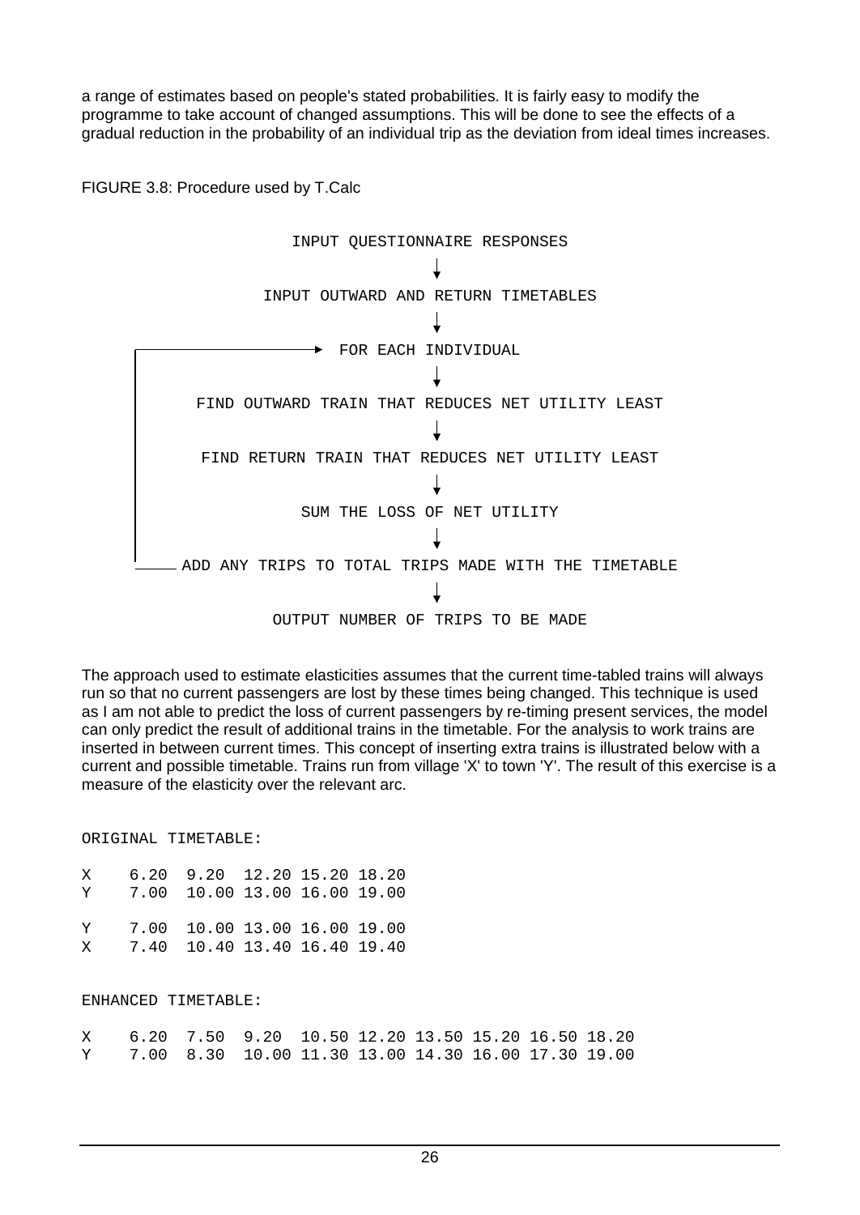a range of estimates based on people's stated probabilities. It is fairly easy to modify the programme to take account of changed assumptions. This will be done to see the effects of a gradual reduction in the probability of an individual trip as the deviation from ideal times increases.

FIGURE 3.8: Procedure used by T.Calc

```
                    INPUT QUESTIONNAIRE RESPONSES
                                  ↓
                 INPUT OUTWARD AND RETURN TIMETABLES
                                  ↓
        ┌───────────────→ FOR EACH INDIVIDUAL
        │                         ↓
        │     FIND OUTWARD TRAIN THAT REDUCES NET UTILITY LEAST
        │                         ↓
        │     FIND RETURN TRAIN THAT REDUCES NET UTILITY LEAST
        │                         ↓
        │                SUM THE LOSS OF NET UTILITY
        │                         ↓
        └──── ADD ANY TRIPS TO TOTAL TRIPS MADE WITH THE TIMETABLE
                                  ↓
                    OUTPUT NUMBER OF TRIPS TO BE MADE
```

The approach used to estimate elasticities assumes that the current time-tabled trains will always run so that no current passengers are lost by these times being changed. This technique is used as I am not able to predict the loss of current passengers by re-timing present services, the model can only predict the result of additional trains in the timetable. For the analysis to work trains are inserted in between current times. This concept of inserting extra trains is illustrated below with a current and possible timetable. Trains run from village 'X' to town 'Y'. The result of this exercise is a measure of the elasticity over the relevant arc.

```
ORIGINAL TIMETABLE:

X    6.20  9.20  12.20 15.20 18.20
Y    7.00  10.00 13.00 16.00 19.00

Y    7.00  10.00 13.00 16.00 19.00
X    7.40  10.40 13.40 16.40 19.40

ENHANCED TIMETABLE:

X    6.20  7.50  9.20  10.50 12.20 13.50 15.20 16.50 18.20
Y    7.00  8.30  10.00 11.30 13.00 14.30 16.00 17.30 19.00
```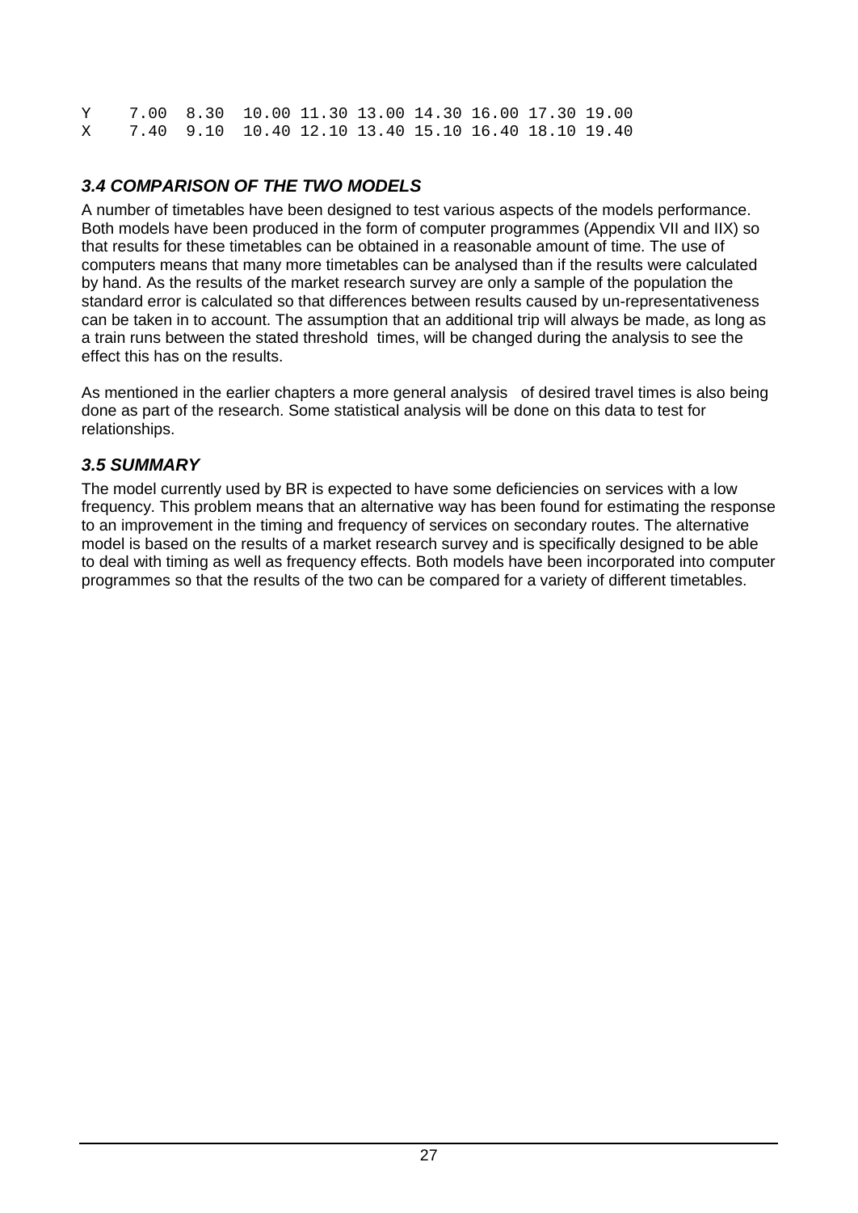```
Y    7.00  8.30  10.00 11.30 13.00 14.30 16.00 17.30 19.00
X    7.40  9.10  10.40 12.10 13.40 15.10 16.40 18.10 19.40
```

### *3.4 COMPARISON OF THE TWO MODELS*

A number of timetables have been designed to test various aspects of the models performance. Both models have been produced in the form of computer programmes (Appendix VII and IIX) so that results for these timetables can be obtained in a reasonable amount of time. The use of computers means that many more timetables can be analysed than if the results were calculated by hand. As the results of the market research survey are only a sample of the population the standard error is calculated so that differences between results caused by un-representativeness can be taken in to account. The assumption that an additional trip will always be made, as long as a train runs between the stated threshold times, will be changed during the analysis to see the effect this has on the results.

As mentioned in the earlier chapters a more general analysis of desired travel times is also being done as part of the research. Some statistical analysis will be done on this data to test for relationships.

### *3.5 SUMMARY*

The model currently used by BR is expected to have some deficiencies on services with a low frequency. This problem means that an alternative way has been found for estimating the response to an improvement in the timing and frequency of services on secondary routes. The alternative model is based on the results of a market research survey and is specifically designed to be able to deal with timing as well as frequency effects. Both models have been incorporated into computer programmes so that the results of the two can be compared for a variety of different timetables.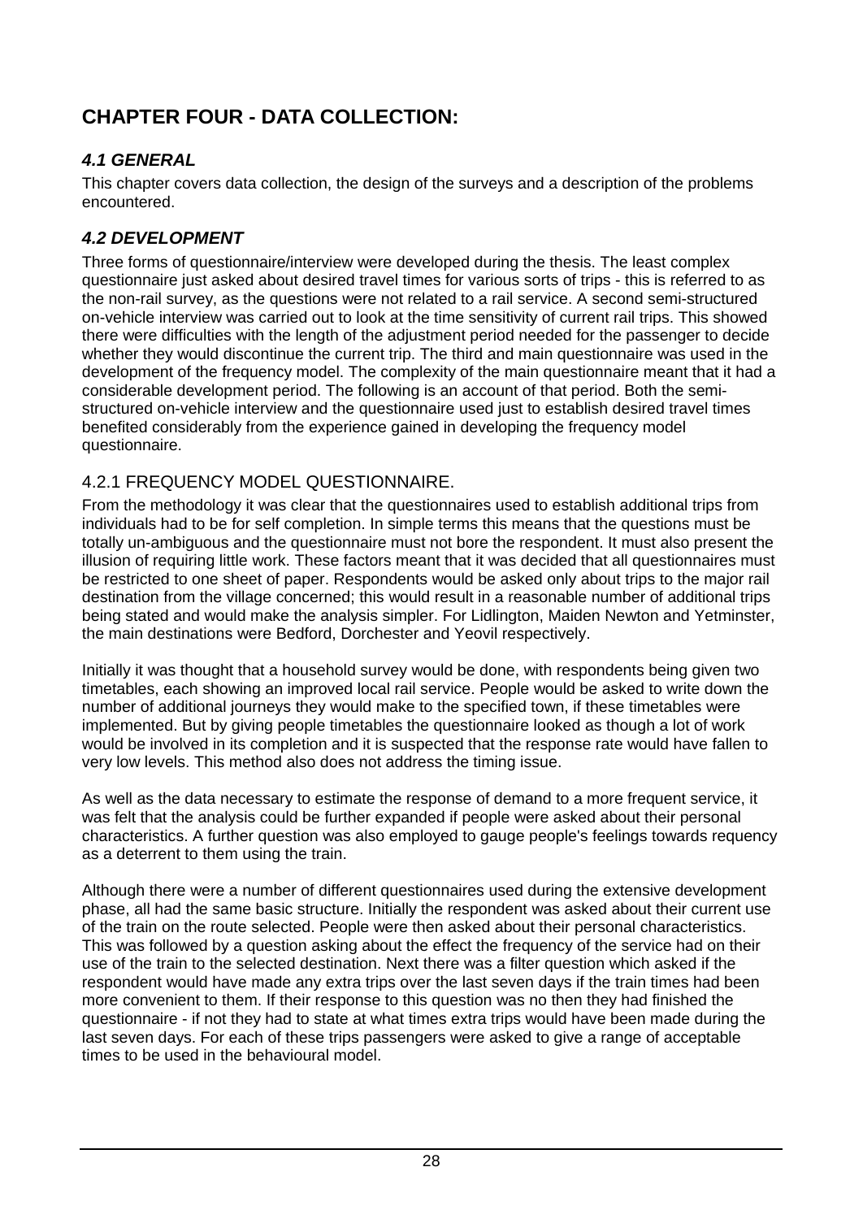# CHAPTER FOUR - DATA COLLECTION:

## *4.1 GENERAL*

This chapter covers data collection, the design of the surveys and a description of the problems encountered.

## *4.2 DEVELOPMENT*

Three forms of questionnaire/interview were developed during the thesis. The least complex questionnaire just asked about desired travel times for various sorts of trips - this is referred to as the non-rail survey, as the questions were not related to a rail service. A second semi-structured on-vehicle interview was carried out to look at the time sensitivity of current rail trips. This showed there were difficulties with the length of the adjustment period needed for the passenger to decide whether they would discontinue the current trip. The third and main questionnaire was used in the development of the frequency model. The complexity of the main questionnaire meant that it had a considerable development period. The following is an account of that period. Both the semi-structured on-vehicle interview and the questionnaire used just to establish desired travel times benefited considerably from the experience gained in developing the frequency model questionnaire.

### 4.2.1 FREQUENCY MODEL QUESTIONNAIRE.

From the methodology it was clear that the questionnaires used to establish additional trips from individuals had to be for self completion. In simple terms this means that the questions must be totally un-ambiguous and the questionnaire must not bore the respondent. It must also present the illusion of requiring little work. These factors meant that it was decided that all questionnaires must be restricted to one sheet of paper. Respondents would be asked only about trips to the major rail destination from the village concerned; this would result in a reasonable number of additional trips being stated and would make the analysis simpler. For Lidlington, Maiden Newton and Yetminster, the main destinations were Bedford, Dorchester and Yeovil respectively.

Initially it was thought that a household survey would be done, with respondents being given two timetables, each showing an improved local rail service. People would be asked to write down the number of additional journeys they would make to the specified town, if these timetables were implemented. But by giving people timetables the questionnaire looked as though a lot of work would be involved in its completion and it is suspected that the response rate would have fallen to very low levels. This method also does not address the timing issue.

As well as the data necessary to estimate the response of demand to a more frequent service, it was felt that the analysis could be further expanded if people were asked about their personal characteristics. A further question was also employed to gauge people's feelings towards requency as a deterrent to them using the train.

Although there were a number of different questionnaires used during the extensive development phase, all had the same basic structure. Initially the respondent was asked about their current use of the train on the route selected. People were then asked about their personal characteristics. This was followed by a question asking about the effect the frequency of the service had on their use of the train to the selected destination. Next there was a filter question which asked if the respondent would have made any extra trips over the last seven days if the train times had been more convenient to them. If their response to this question was no then they had finished the questionnaire - if not they had to state at what times extra trips would have been made during the last seven days. For each of these trips passengers were asked to give a range of acceptable times to be used in the behavioural model.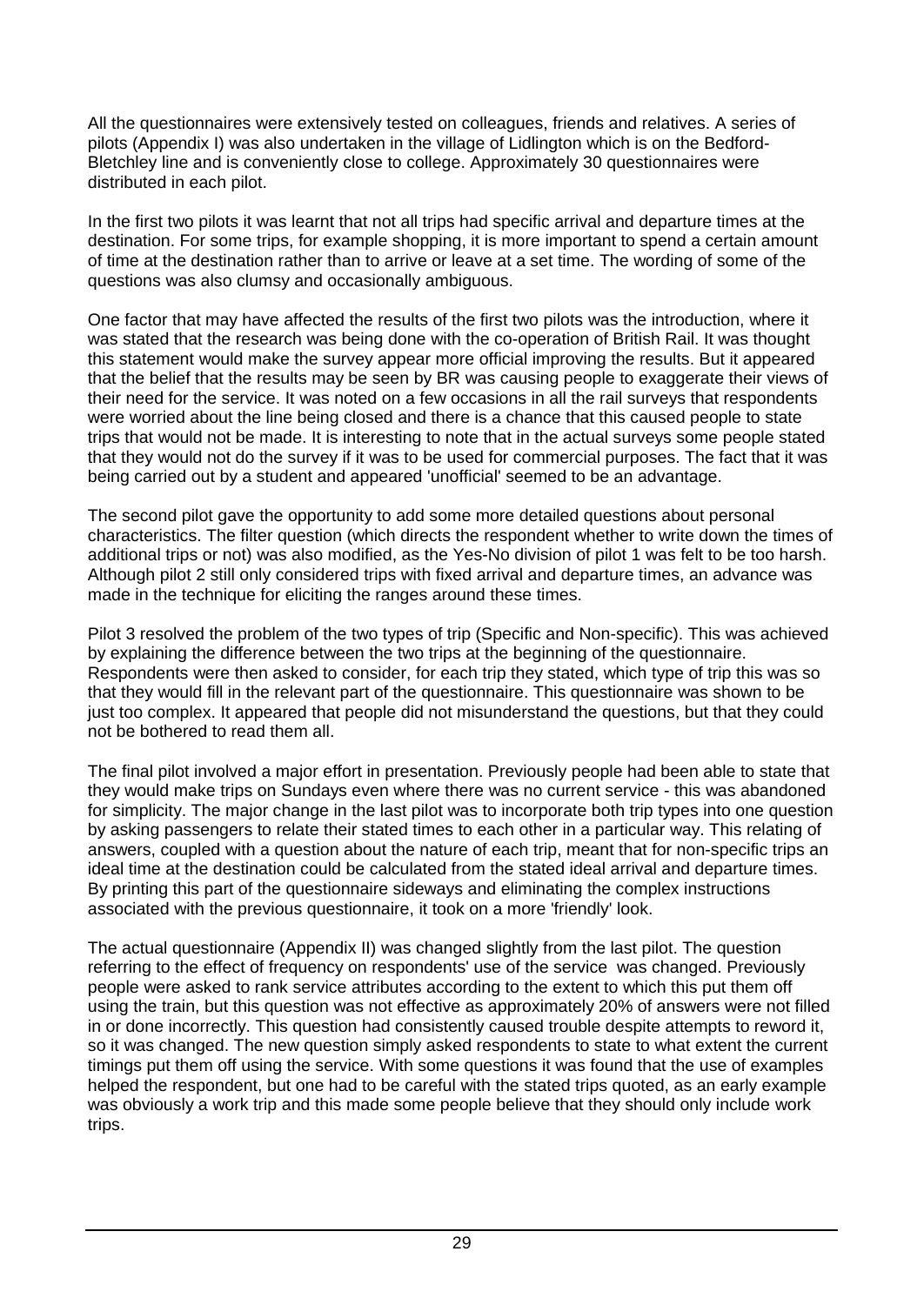All the questionnaires were extensively tested on colleagues, friends and relatives. A series of pilots (Appendix I) was also undertaken in the village of Lidlington which is on the Bedford-Bletchley line and is conveniently close to college. Approximately 30 questionnaires were distributed in each pilot.

In the first two pilots it was learnt that not all trips had specific arrival and departure times at the destination. For some trips, for example shopping, it is more important to spend a certain amount of time at the destination rather than to arrive or leave at a set time. The wording of some of the questions was also clumsy and occasionally ambiguous.

One factor that may have affected the results of the first two pilots was the introduction, where it was stated that the research was being done with the co-operation of British Rail. It was thought this statement would make the survey appear more official improving the results. But it appeared that the belief that the results may be seen by BR was causing people to exaggerate their views of their need for the service. It was noted on a few occasions in all the rail surveys that respondents were worried about the line being closed and there is a chance that this caused people to state trips that would not be made. It is interesting to note that in the actual surveys some people stated that they would not do the survey if it was to be used for commercial purposes. The fact that it was being carried out by a student and appeared 'unofficial' seemed to be an advantage.

The second pilot gave the opportunity to add some more detailed questions about personal characteristics. The filter question (which directs the respondent whether to write down the times of additional trips or not) was also modified, as the Yes-No division of pilot 1 was felt to be too harsh. Although pilot 2 still only considered trips with fixed arrival and departure times, an advance was made in the technique for eliciting the ranges around these times.

Pilot 3 resolved the problem of the two types of trip (Specific and Non-specific). This was achieved by explaining the difference between the two trips at the beginning of the questionnaire. Respondents were then asked to consider, for each trip they stated, which type of trip this was so that they would fill in the relevant part of the questionnaire. This questionnaire was shown to be just too complex. It appeared that people did not misunderstand the questions, but that they could not be bothered to read them all.

The final pilot involved a major effort in presentation. Previously people had been able to state that they would make trips on Sundays even where there was no current service - this was abandoned for simplicity. The major change in the last pilot was to incorporate both trip types into one question by asking passengers to relate their stated times to each other in a particular way. This relating of answers, coupled with a question about the nature of each trip, meant that for non-specific trips an ideal time at the destination could be calculated from the stated ideal arrival and departure times. By printing this part of the questionnaire sideways and eliminating the complex instructions associated with the previous questionnaire, it took on a more 'friendly' look.

The actual questionnaire (Appendix II) was changed slightly from the last pilot. The question referring to the effect of frequency on respondents' use of the service was changed. Previously people were asked to rank service attributes according to the extent to which this put them off using the train, but this question was not effective as approximately 20% of answers were not filled in or done incorrectly. This question had consistently caused trouble despite attempts to reword it, so it was changed. The new question simply asked respondents to state to what extent the current timings put them off using the service. With some questions it was found that the use of examples helped the respondent, but one had to be careful with the stated trips quoted, as an early example was obviously a work trip and this made some people believe that they should only include work trips.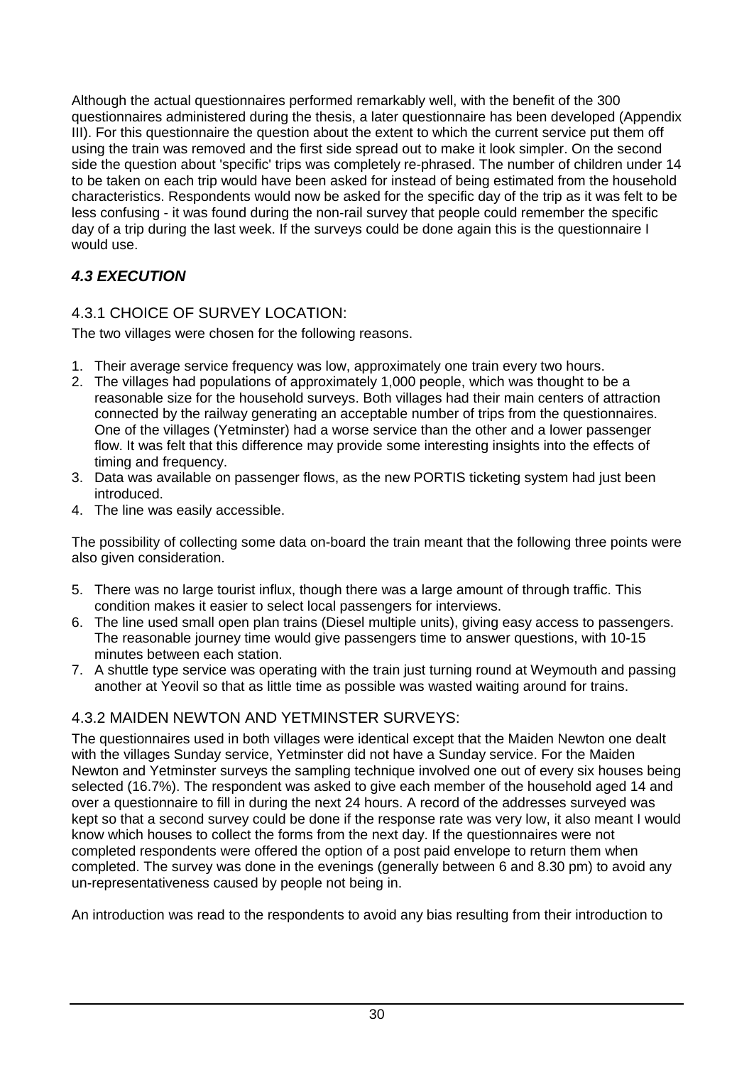Although the actual questionnaires performed remarkably well, with the benefit of the 300 questionnaires administered during the thesis, a later questionnaire has been developed (Appendix III). For this questionnaire the question about the extent to which the current service put them off using the train was removed and the first side spread out to make it look simpler. On the second side the question about 'specific' trips was completely re-phrased. The number of children under 14 to be taken on each trip would have been asked for instead of being estimated from the household characteristics. Respondents would now be asked for the specific day of the trip as it was felt to be less confusing - it was found during the non-rail survey that people could remember the specific day of a trip during the last week. If the surveys could be done again this is the questionnaire I would use.

## *4.3 EXECUTION*

### 4.3.1 CHOICE OF SURVEY LOCATION:

The two villages were chosen for the following reasons.

1. Their average service frequency was low, approximately one train every two hours.
2. The villages had populations of approximately 1,000 people, which was thought to be a reasonable size for the household surveys. Both villages had their main centers of attraction connected by the railway generating an acceptable number of trips from the questionnaires. One of the villages (Yetminster) had a worse service than the other and a lower passenger flow. It was felt that this difference may provide some interesting insights into the effects of timing and frequency.
3. Data was available on passenger flows, as the new PORTIS ticketing system had just been introduced.
4. The line was easily accessible.

The possibility of collecting some data on-board the train meant that the following three points were also given consideration.

5. There was no large tourist influx, though there was a large amount of through traffic. This condition makes it easier to select local passengers for interviews.
6. The line used small open plan trains (Diesel multiple units), giving easy access to passengers. The reasonable journey time would give passengers time to answer questions, with 10-15 minutes between each station.
7. A shuttle type service was operating with the train just turning round at Weymouth and passing another at Yeovil so that as little time as possible was wasted waiting around for trains.

### 4.3.2 MAIDEN NEWTON AND YETMINSTER SURVEYS:

The questionnaires used in both villages were identical except that the Maiden Newton one dealt with the villages Sunday service, Yetminster did not have a Sunday service. For the Maiden Newton and Yetminster surveys the sampling technique involved one out of every six houses being selected (16.7%). The respondent was asked to give each member of the household aged 14 and over a questionnaire to fill in during the next 24 hours. A record of the addresses surveyed was kept so that a second survey could be done if the response rate was very low, it also meant I would know which houses to collect the forms from the next day. If the questionnaires were not completed respondents were offered the option of a post paid envelope to return them when completed. The survey was done in the evenings (generally between 6 and 8.30 pm) to avoid any un-representativeness caused by people not being in.

An introduction was read to the respondents to avoid any bias resulting from their introduction to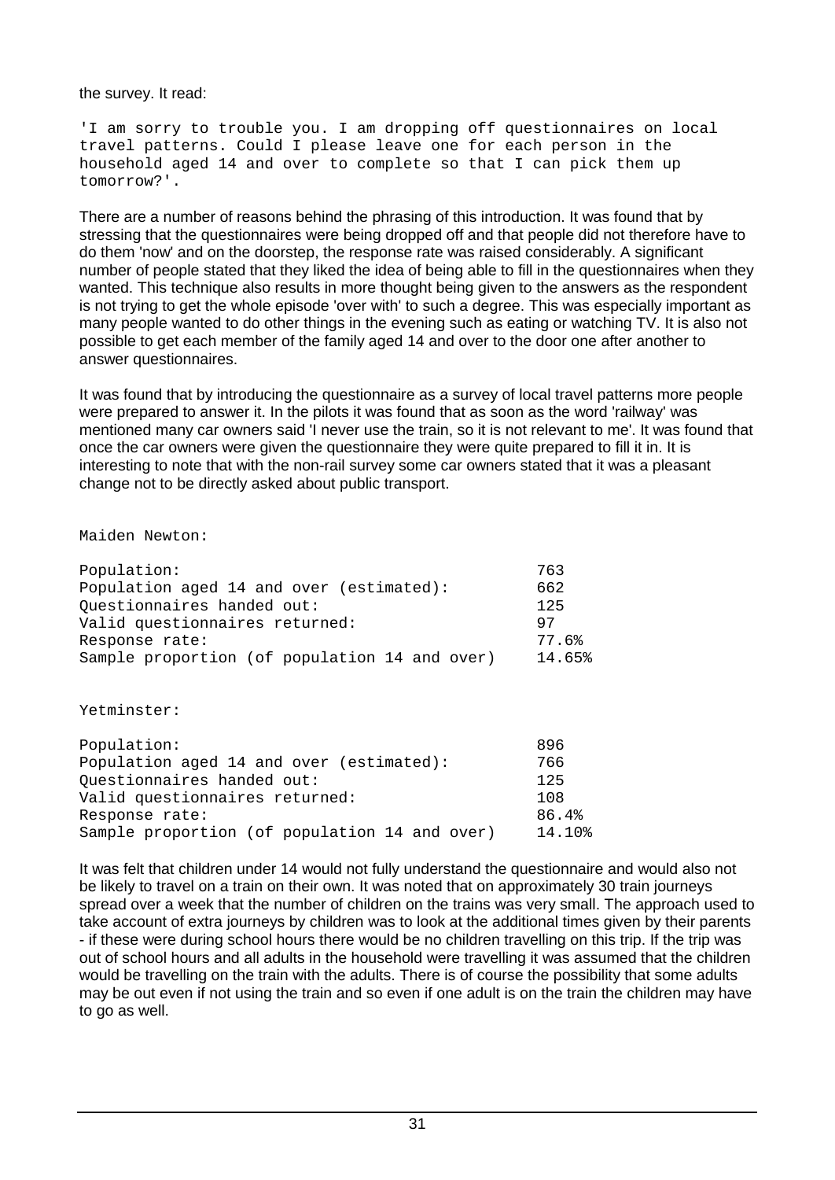the survey. It read:

```
'I am sorry to trouble you. I am dropping off questionnaires on local
travel patterns. Could I please leave one for each person in the
household aged 14 and over to complete so that I can pick them up
tomorrow?'.
```

There are a number of reasons behind the phrasing of this introduction. It was found that by stressing that the questionnaires were being dropped off and that people did not therefore have to do them 'now' and on the doorstep, the response rate was raised considerably. A significant number of people stated that they liked the idea of being able to fill in the questionnaires when they wanted. This technique also results in more thought being given to the answers as the respondent is not trying to get the whole episode 'over with' to such a degree. This was especially important as many people wanted to do other things in the evening such as eating or watching TV. It is also not possible to get each member of the family aged 14 and over to the door one after another to answer questionnaires.

It was found that by introducing the questionnaire as a survey of local travel patterns more people were prepared to answer it. In the pilots it was found that as soon as the word 'railway' was mentioned many car owners said 'I never use the train, so it is not relevant to me'. It was found that once the car owners were given the questionnaire they were quite prepared to fill it in. It is interesting to note that with the non-rail survey some car owners stated that it was a pleasant change not to be directly asked about public transport.

Maiden Newton:

| | |
|---|---|
| Population: | 763 |
| Population aged 14 and over (estimated): | 662 |
| Questionnaires handed out: | 125 |
| Valid questionnaires returned: | 97 |
| Response rate: | 77.6% |
| Sample proportion (of population 14 and over) | 14.65% |

Yetminster:

| | |
|---|---|
| Population: | 896 |
| Population aged 14 and over (estimated): | 766 |
| Questionnaires handed out: | 125 |
| Valid questionnaires returned: | 108 |
| Response rate: | 86.4% |
| Sample proportion (of population 14 and over) | 14.10% |

It was felt that children under 14 would not fully understand the questionnaire and would also not be likely to travel on a train on their own. It was noted that on approximately 30 train journeys spread over a week that the number of children on the trains was very small. The approach used to take account of extra journeys by children was to look at the additional times given by their parents - if these were during school hours there would be no children travelling on this trip. If the trip was out of school hours and all adults in the household were travelling it was assumed that the children would be travelling on the train with the adults. There is of course the possibility that some adults may be out even if not using the train and so even if one adult is on the train the children may have to go as well.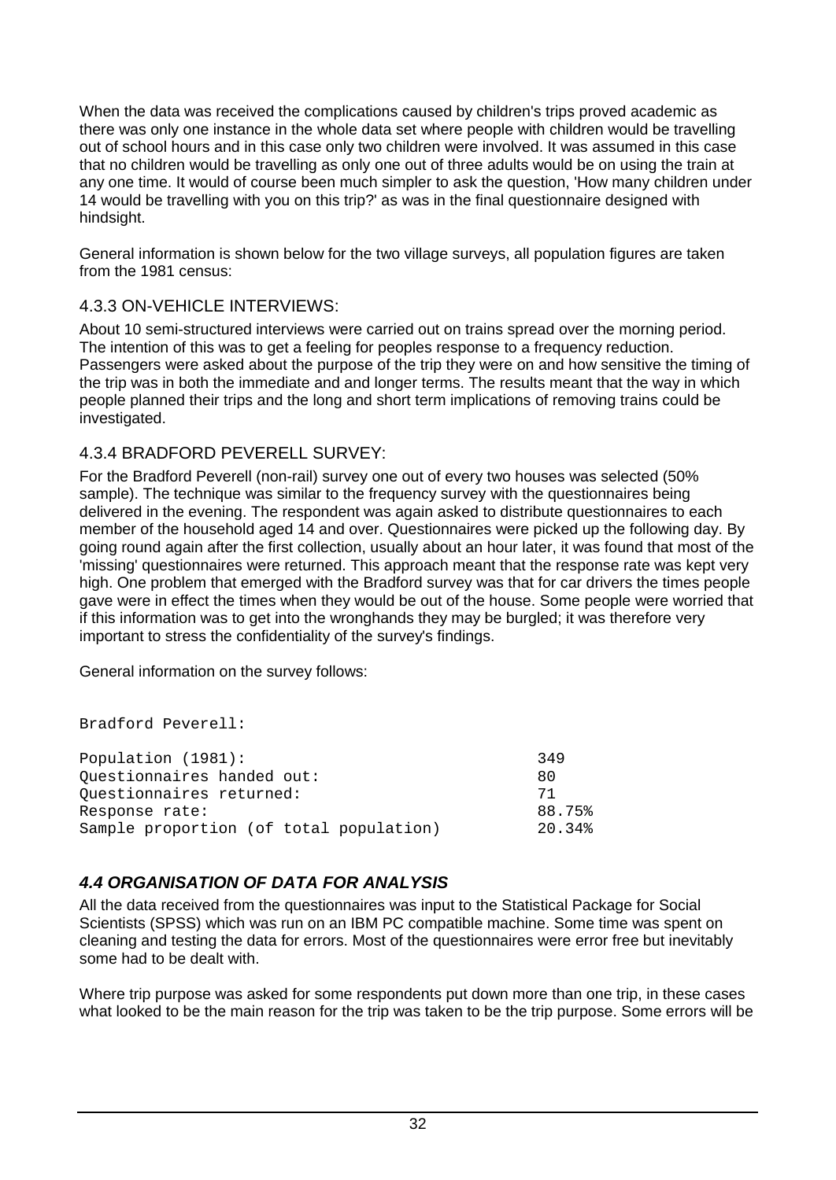When the data was received the complications caused by children's trips proved academic as there was only one instance in the whole data set where people with children would be travelling out of school hours and in this case only two children were involved. It was assumed in this case that no children would be travelling as only one out of three adults would be on using the train at any one time. It would of course been much simpler to ask the question, 'How many children under 14 would be travelling with you on this trip?' as was in the final questionnaire designed with hindsight.

General information is shown below for the two village surveys, all population figures are taken from the 1981 census:

### 4.3.3 ON-VEHICLE INTERVIEWS:

About 10 semi-structured interviews were carried out on trains spread over the morning period. The intention of this was to get a feeling for peoples response to a frequency reduction. Passengers were asked about the purpose of the trip they were on and how sensitive the timing of the trip was in both the immediate and and longer terms. The results meant that the way in which people planned their trips and the long and short term implications of removing trains could be investigated.

### 4.3.4 BRADFORD PEVERELL SURVEY:

For the Bradford Peverell (non-rail) survey one out of every two houses was selected (50% sample). The technique was similar to the frequency survey with the questionnaires being delivered in the evening. The respondent was again asked to distribute questionnaires to each member of the household aged 14 and over. Questionnaires were picked up the following day. By going round again after the first collection, usually about an hour later, it was found that most of the 'missing' questionnaires were returned. This approach meant that the response rate was kept very high. One problem that emerged with the Bradford survey was that for car drivers the times people gave were in effect the times when they would be out of the house. Some people were worried that if this information was to get into the wronghands they may be burgled; it was therefore very important to stress the confidentiality of the survey's findings.

General information on the survey follows:

Bradford Peverell:

| | |
|---|---|
| Population (1981): | 349 |
| Questionnaires handed out: | 80 |
| Questionnaires returned: | 71 |
| Response rate: | 88.75% |
| Sample proportion (of total population) | 20.34% |

## *4.4 ORGANISATION OF DATA FOR ANALYSIS*

All the data received from the questionnaires was input to the Statistical Package for Social Scientists (SPSS) which was run on an IBM PC compatible machine. Some time was spent on cleaning and testing the data for errors. Most of the questionnaires were error free but inevitably some had to be dealt with.

Where trip purpose was asked for some respondents put down more than one trip, in these cases what looked to be the main reason for the trip was taken to be the trip purpose. Some errors will be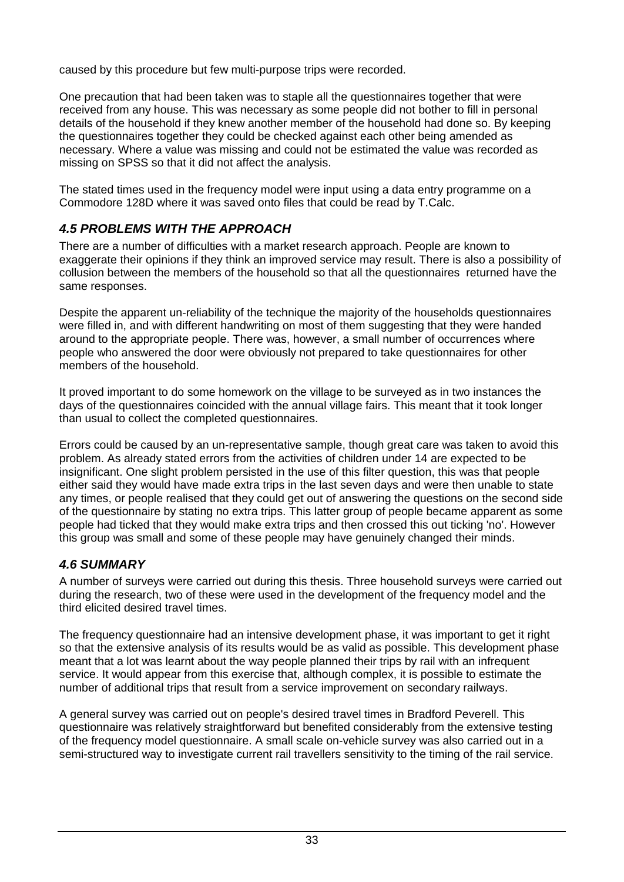caused by this procedure but few multi-purpose trips were recorded.

One precaution that had been taken was to staple all the questionnaires together that were received from any house. This was necessary as some people did not bother to fill in personal details of the household if they knew another member of the household had done so. By keeping the questionnaires together they could be checked against each other being amended as necessary. Where a value was missing and could not be estimated the value was recorded as missing on SPSS so that it did not affect the analysis.

The stated times used in the frequency model were input using a data entry programme on a Commodore 128D where it was saved onto files that could be read by T.Calc.

### *4.5 PROBLEMS WITH THE APPROACH*

There are a number of difficulties with a market research approach. People are known to exaggerate their opinions if they think an improved service may result. There is also a possibility of collusion between the members of the household so that all the questionnaires returned have the same responses.

Despite the apparent un-reliability of the technique the majority of the households questionnaires were filled in, and with different handwriting on most of them suggesting that they were handed around to the appropriate people. There was, however, a small number of occurrences where people who answered the door were obviously not prepared to take questionnaires for other members of the household.

It proved important to do some homework on the village to be surveyed as in two instances the days of the questionnaires coincided with the annual village fairs. This meant that it took longer than usual to collect the completed questionnaires.

Errors could be caused by an un-representative sample, though great care was taken to avoid this problem. As already stated errors from the activities of children under 14 are expected to be insignificant. One slight problem persisted in the use of this filter question, this was that people either said they would have made extra trips in the last seven days and were then unable to state any times, or people realised that they could get out of answering the questions on the second side of the questionnaire by stating no extra trips. This latter group of people became apparent as some people had ticked that they would make extra trips and then crossed this out ticking 'no'. However this group was small and some of these people may have genuinely changed their minds.

### *4.6 SUMMARY*

A number of surveys were carried out during this thesis. Three household surveys were carried out during the research, two of these were used in the development of the frequency model and the third elicited desired travel times.

The frequency questionnaire had an intensive development phase, it was important to get it right so that the extensive analysis of its results would be as valid as possible. This development phase meant that a lot was learnt about the way people planned their trips by rail with an infrequent service. It would appear from this exercise that, although complex, it is possible to estimate the number of additional trips that result from a service improvement on secondary railways.

A general survey was carried out on people's desired travel times in Bradford Peverell. This questionnaire was relatively straightforward but benefited considerably from the extensive testing of the frequency model questionnaire. A small scale on-vehicle survey was also carried out in a semi-structured way to investigate current rail travellers sensitivity to the timing of the rail service.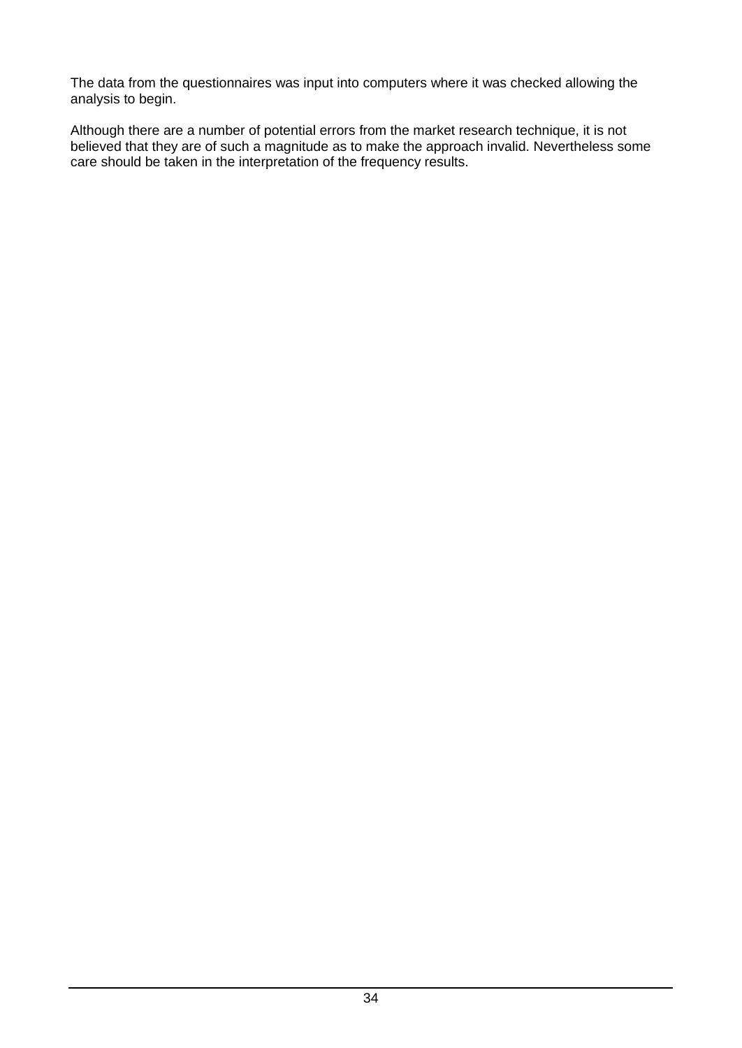The data from the questionnaires was input into computers where it was checked allowing the analysis to begin.

Although there are a number of potential errors from the market research technique, it is not believed that they are of such a magnitude as to make the approach invalid. Nevertheless some care should be taken in the interpretation of the frequency results.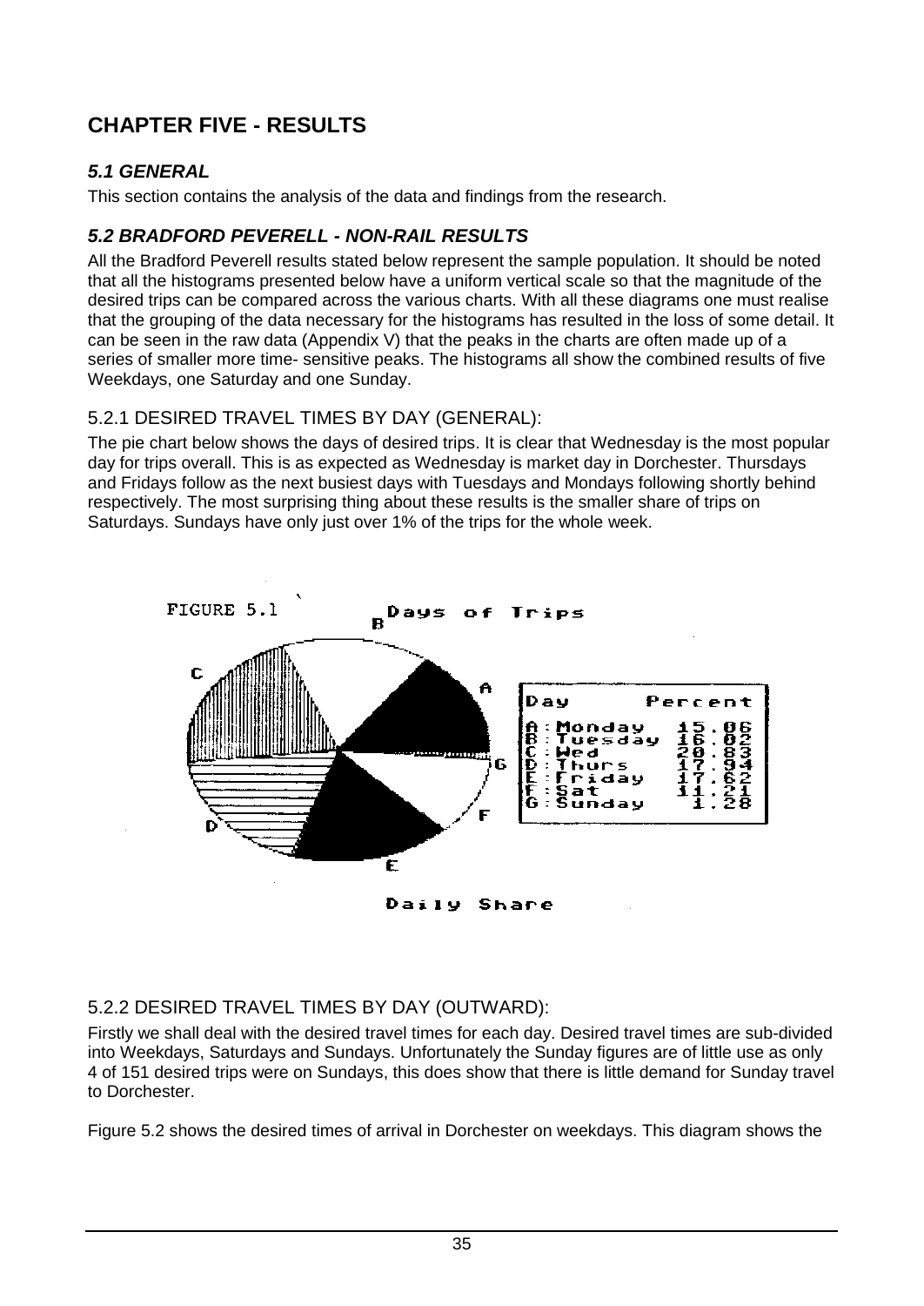# CHAPTER FIVE - RESULTS

## *5.1 GENERAL*

This section contains the analysis of the data and findings from the research.

## *5.2 BRADFORD PEVERELL - NON-RAIL RESULTS*

All the Bradford Peverell results stated below represent the sample population. It should be noted that all the histograms presented below have a uniform vertical scale so that the magnitude of the desired trips can be compared across the various charts. With all these diagrams one must realise that the grouping of the data necessary for the histograms has resulted in the loss of some detail. It can be seen in the raw data (Appendix V) that the peaks in the charts are often made up of a series of smaller more time- sensitive peaks. The histograms all show the combined results of five Weekdays, one Saturday and one Sunday.

### 5.2.1 DESIRED TRAVEL TIMES BY DAY (GENERAL):

The pie chart below shows the days of desired trips. It is clear that Wednesday is the most popular day for trips overall. This is as expected as Wednesday is market day in Dorchester. Thursdays and Fridays follow as the next busiest days with Tuesdays and Mondays following shortly behind respectively. The most surprising thing about these results is the smaller share of trips on Saturdays. Sundays have only just over 1% of the trips for the whole week.

FIGURE 5.1 Days of Trips

| Day | Percent |
|---|---|
| A : Monday | 15.06 |
| B : Tuesday | 16.02 |
| C : Wed | 20.83 |
| D : Thurs | 17.94 |
| E : Friday | 17.62 |
| F : Sat | 11.21 |
| G : Sunday | 1.28 |

Daily Share

### 5.2.2 DESIRED TRAVEL TIMES BY DAY (OUTWARD):

Firstly we shall deal with the desired travel times for each day. Desired travel times are sub-divided into Weekdays, Saturdays and Sundays. Unfortunately the Sunday figures are of little use as only 4 of 151 desired trips were on Sundays, this does show that there is little demand for Sunday travel to Dorchester.

Figure 5.2 shows the desired times of arrival in Dorchester on weekdays. This diagram shows the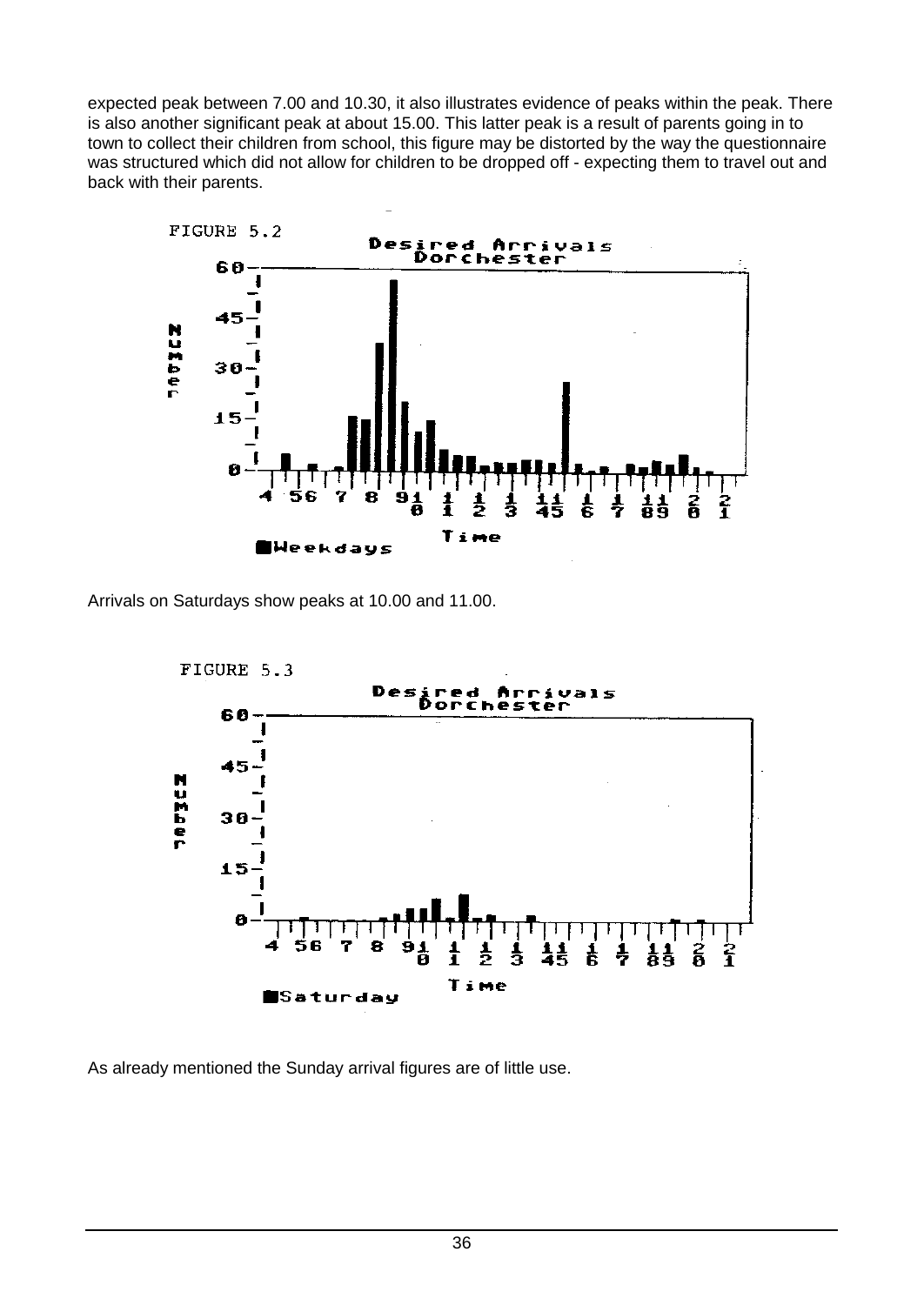expected peak between 7.00 and 10.30, it also illustrates evidence of peaks within the peak. There is also another significant peak at about 15.00. This latter peak is a result of parents going in to town to collect their children from school, this figure may be distorted by the way the questionnaire was structured which did not allow for children to be dropped off - expecting them to travel out and back with their parents.

FIGURE 5.2

Desired Arrivals Dorchester

Arrivals on Saturdays show peaks at 10.00 and 11.00.

FIGURE 5.3

Desired Arrivals Dorchester

As already mentioned the Sunday arrival figures are of little use.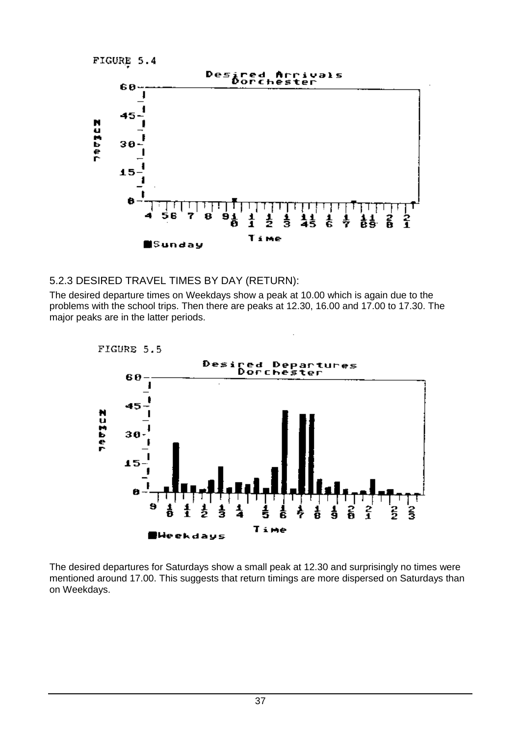FIGURE 5.4

### 5.2.3 DESIRED TRAVEL TIMES BY DAY (RETURN):

The desired departure times on Weekdays show a peak at 10.00 which is again due to the problems with the school trips. Then there are peaks at 12.30, 16.00 and 17.00 to 17.30. The major peaks are in the latter periods.

FIGURE 5.5

The desired departures for Saturdays show a small peak at 12.30 and surprisingly no times were mentioned around 17.00. This suggests that return timings are more dispersed on Saturdays than on Weekdays.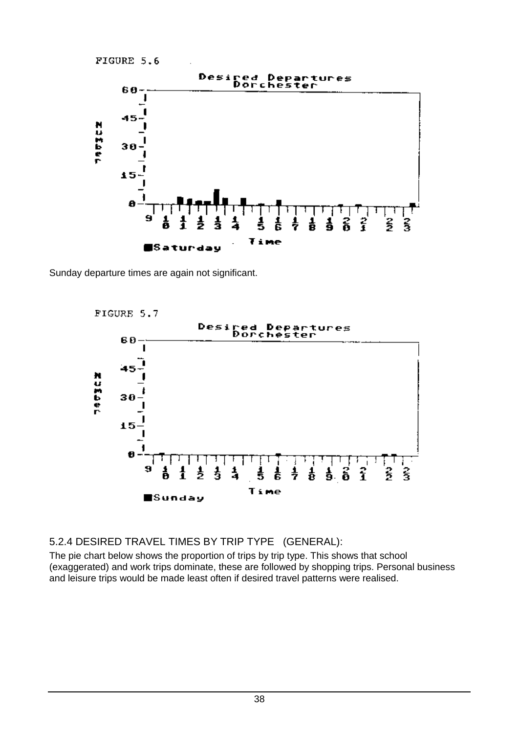FIGURE 5.6

Desired Departures Dorchester

Saturday

Sunday departure times are again not significant.

FIGURE 5.7

Desired Departures Dorchester

Sunday

### 5.2.4 DESIRED TRAVEL TIMES BY TRIP TYPE (GENERAL):

The pie chart below shows the proportion of trips by trip type. This shows that school (exaggerated) and work trips dominate, these are followed by shopping trips. Personal business and leisure trips would be made least often if desired travel patterns were realised.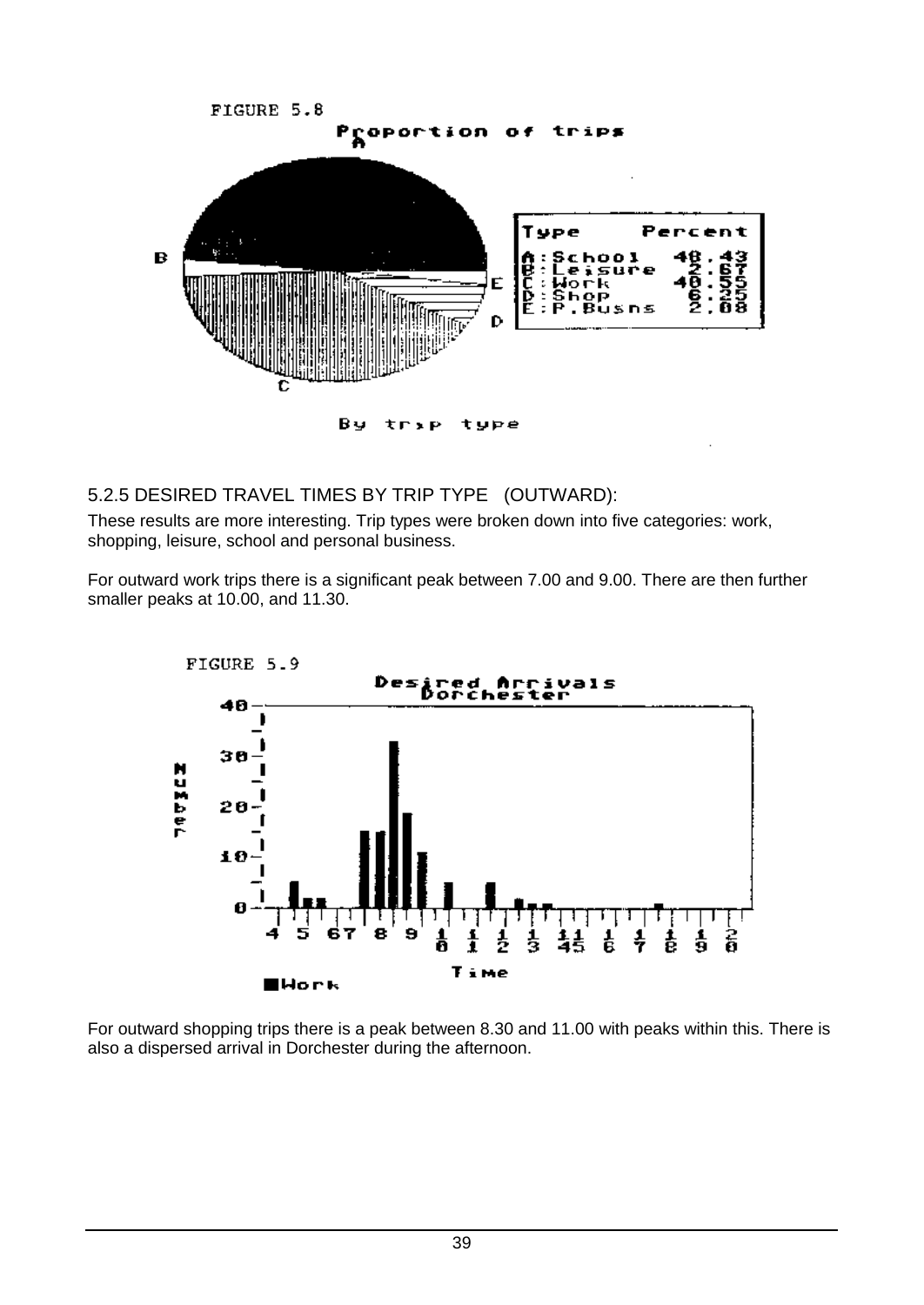FIGURE 5.8

Proportion of trips

| Type | Percent |
|---|---|
| A:School | 48.43 |
| B:Leisure | 2.67 |
| C:Work | 40.55 |
| D:Shop | 6.25 |
| E:P.Busns | 2.08 |

By trip type

### 5.2.5 DESIRED TRAVEL TIMES BY TRIP TYPE (OUTWARD):

These results are more interesting. Trip types were broken down into five categories: work, shopping, leisure, school and personal business.

For outward work trips there is a significant peak between 7.00 and 9.00. There are then further smaller peaks at 10.00, and 11.30.

FIGURE 5.9

Desired Arrivals Dorchester

For outward shopping trips there is a peak between 8.30 and 11.00 with peaks within this. There is also a dispersed arrival in Dorchester during the afternoon.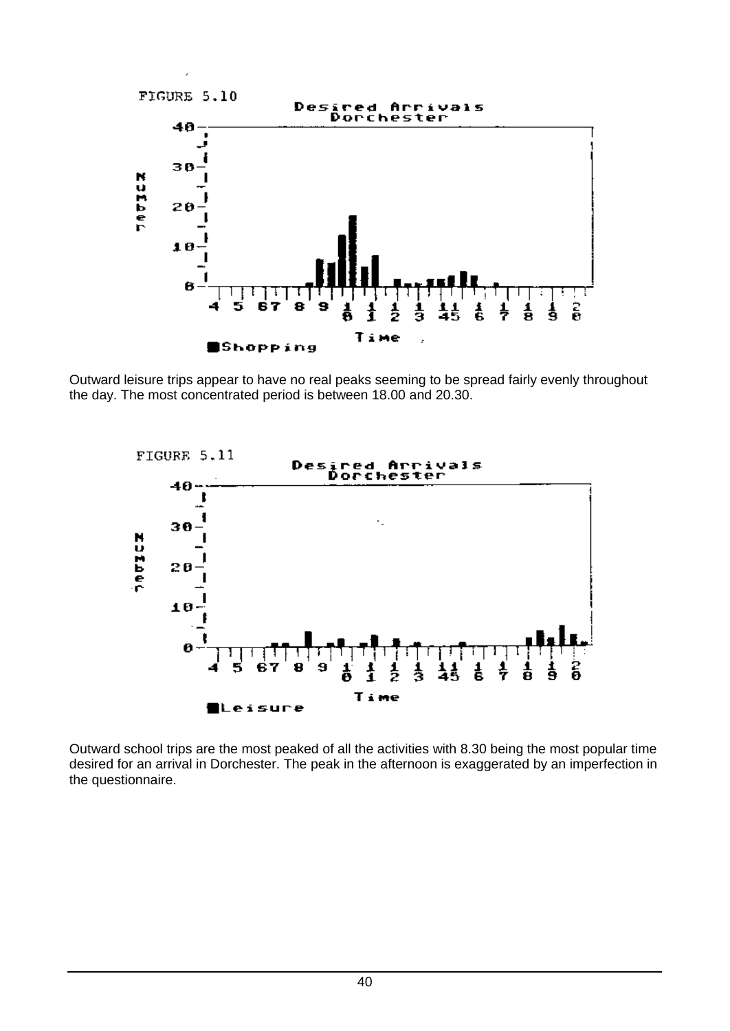FIGURE 5.10

Outward leisure trips appear to have no real peaks seeming to be spread fairly evenly throughout the day. The most concentrated period is between 18.00 and 20.30.

FIGURE 5.11

Outward school trips are the most peaked of all the activities with 8.30 being the most popular time desired for an arrival in Dorchester. The peak in the afternoon is exaggerated by an imperfection in the questionnaire.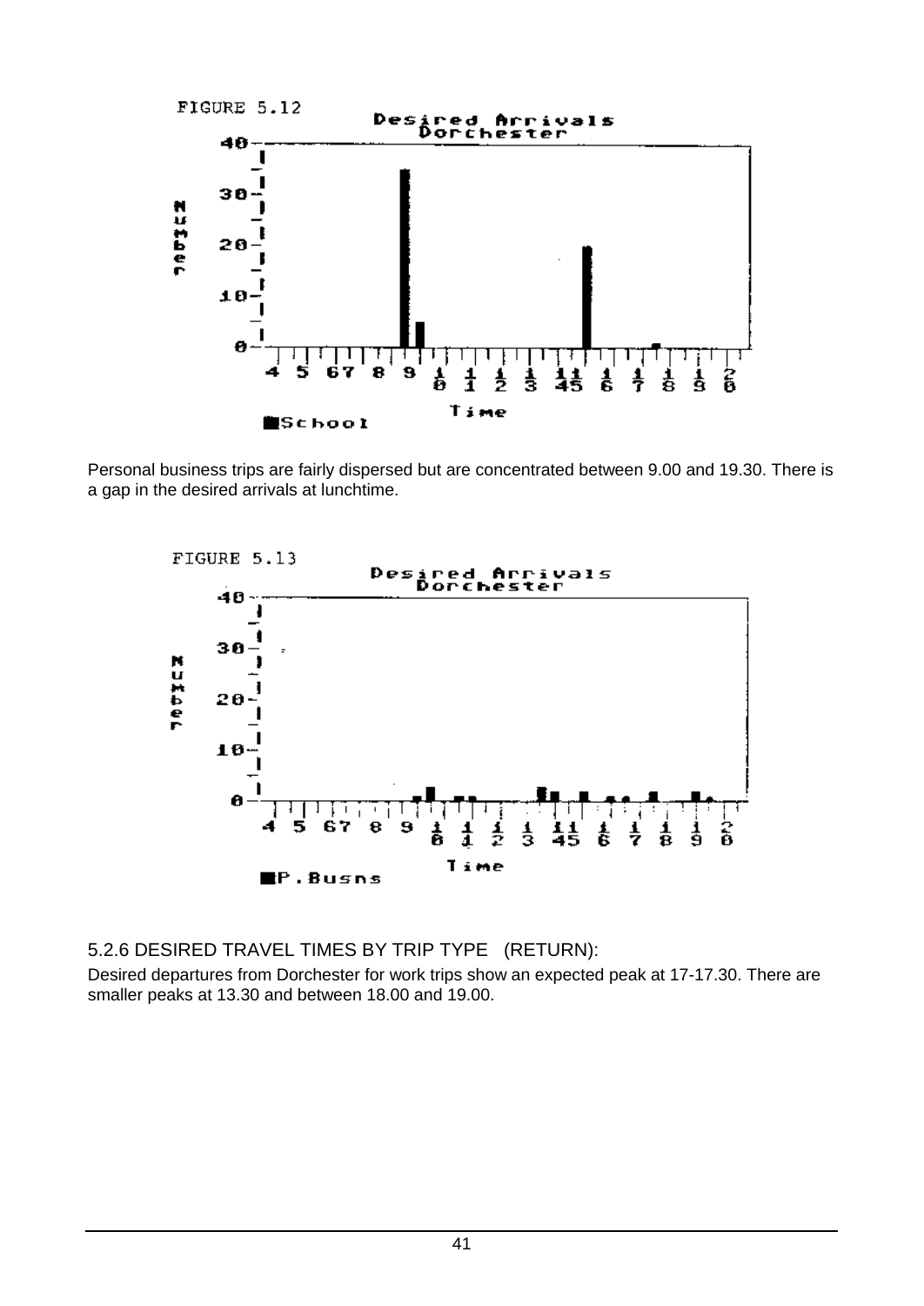FIGURE 5.12

Personal business trips are fairly dispersed but are concentrated between 9.00 and 19.30. There is a gap in the desired arrivals at lunchtime.

FIGURE 5.13

### 5.2.6 DESIRED TRAVEL TIMES BY TRIP TYPE (RETURN):

Desired departures from Dorchester for work trips show an expected peak at 17-17.30. There are smaller peaks at 13.30 and between 18.00 and 19.00.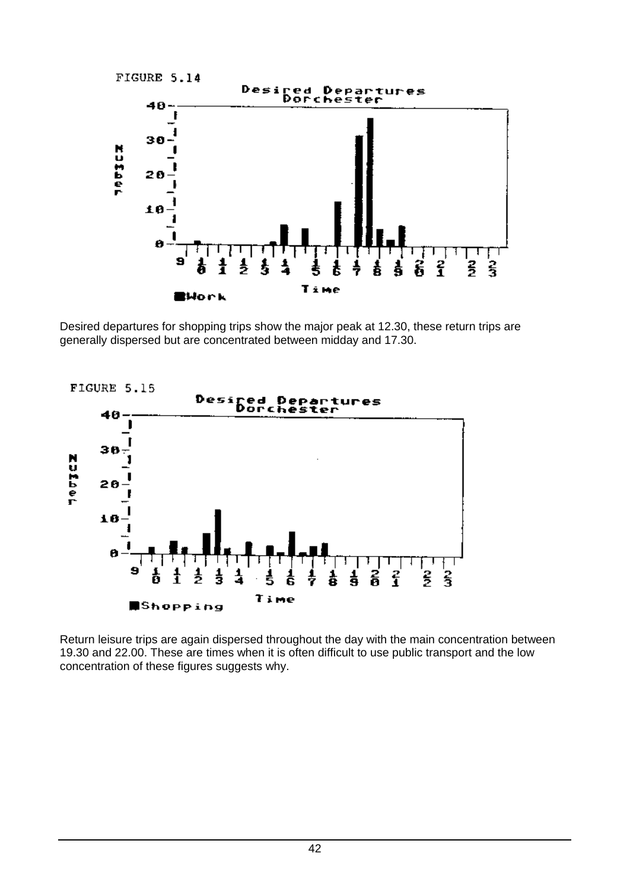FIGURE 5.14

Desired departures for shopping trips show the major peak at 12.30, these return trips are generally dispersed but are concentrated between midday and 17.30.

FIGURE 5.15

Return leisure trips are again dispersed throughout the day with the main concentration between 19.30 and 22.00. These are times when it is often difficult to use public transport and the low concentration of these figures suggests why.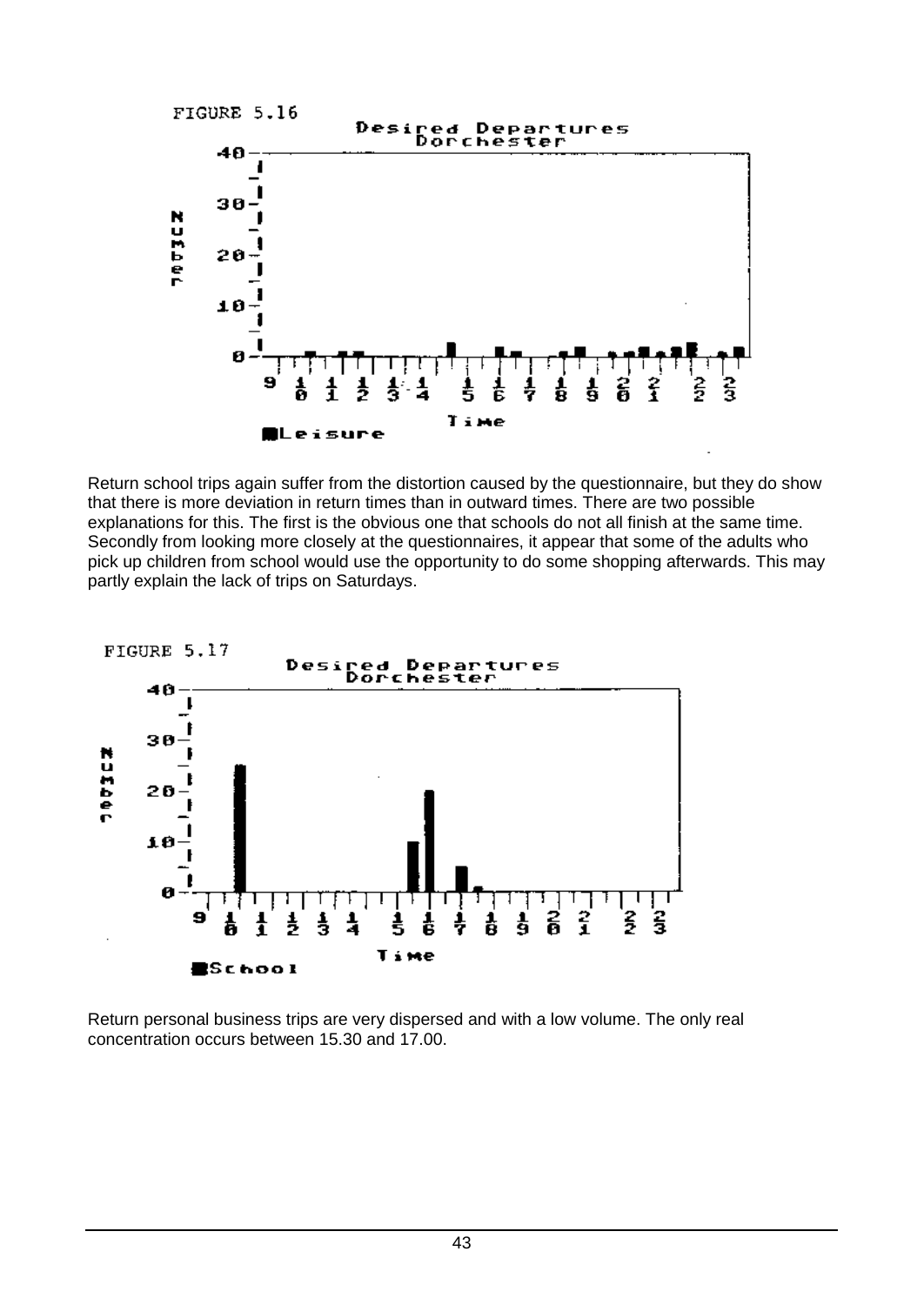FIGURE 5.16

Desired Departures Dorchester

Leisure

Return school trips again suffer from the distortion caused by the questionnaire, but they do show that there is more deviation in return times than in outward times. There are two possible explanations for this. The first is the obvious one that schools do not all finish at the same time. Secondly from looking more closely at the questionnaires, it appear that some of the adults who pick up children from school would use the opportunity to do some shopping afterwards. This may partly explain the lack of trips on Saturdays.

FIGURE 5.17

Desired Departures Dorchester

School

Return personal business trips are very dispersed and with a low volume. The only real concentration occurs between 15.30 and 17.00.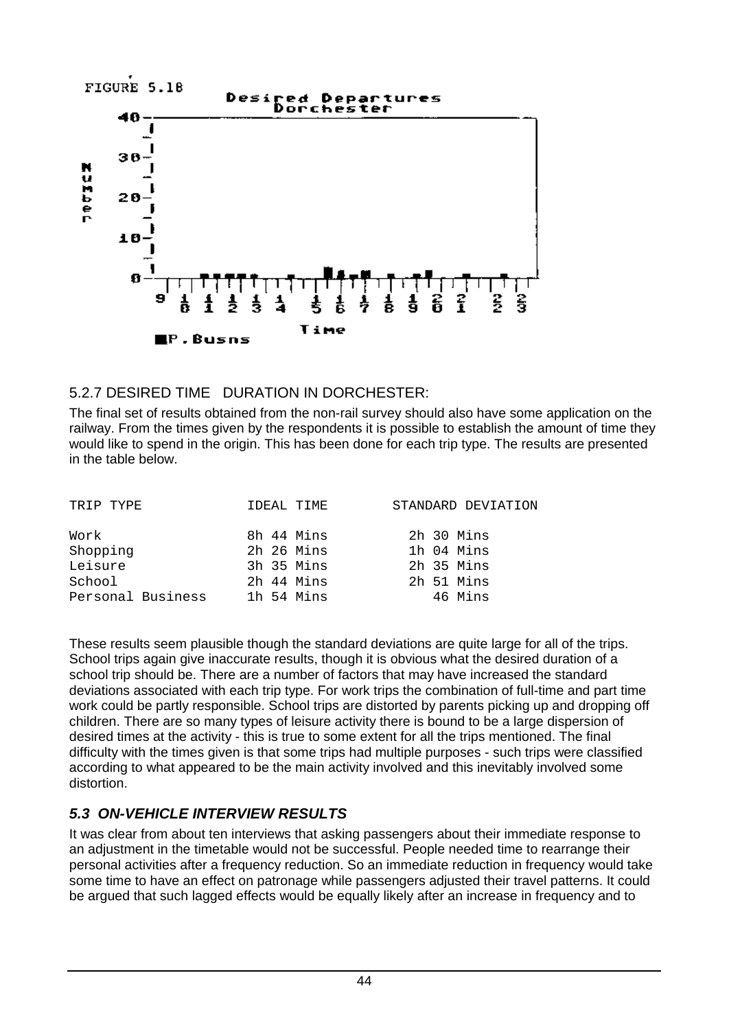FIGURE 5.18

Desired Departures Dorchester

## 5.2.7 DESIRED TIME DURATION IN DORCHESTER:

The final set of results obtained from the non-rail survey should also have some application on the railway. From the times given by the respondents it is possible to establish the amount of time they would like to spend in the origin. This has been done for each trip type. The results are presented in the table below.

| TRIP TYPE | IDEAL TIME | STANDARD DEVIATION |
|---|---|---|
| Work | 8h 44 Mins | 2h 30 Mins |
| Shopping | 2h 26 Mins | 1h 04 Mins |
| Leisure | 3h 35 Mins | 2h 35 Mins |
| School | 2h 44 Mins | 2h 51 Mins |
| Personal Business | 1h 54 Mins | 46 Mins |

These results seem plausible though the standard deviations are quite large for all of the trips. School trips again give inaccurate results, though it is obvious what the desired duration of a school trip should be. There are a number of factors that may have increased the standard deviations associated with each trip type. For work trips the combination of full-time and part time work could be partly responsible. School trips are distorted by parents picking up and dropping off children. There are so many types of leisure activity there is bound to be a large dispersion of desired times at the activity - this is true to some extent for all the trips mentioned. The final difficulty with the times given is that some trips had multiple purposes - such trips were classified according to what appeared to be the main activity involved and this inevitably involved some distortion.

## *5.3 ON-VEHICLE INTERVIEW RESULTS*

It was clear from about ten interviews that asking passengers about their immediate response to an adjustment in the timetable would not be successful. People needed time to rearrange their personal activities after a frequency reduction. So an immediate reduction in frequency would take some time to have an effect on patronage while passengers adjusted their travel patterns. It could be argued that such lagged effects would be equally likely after an increase in frequency and to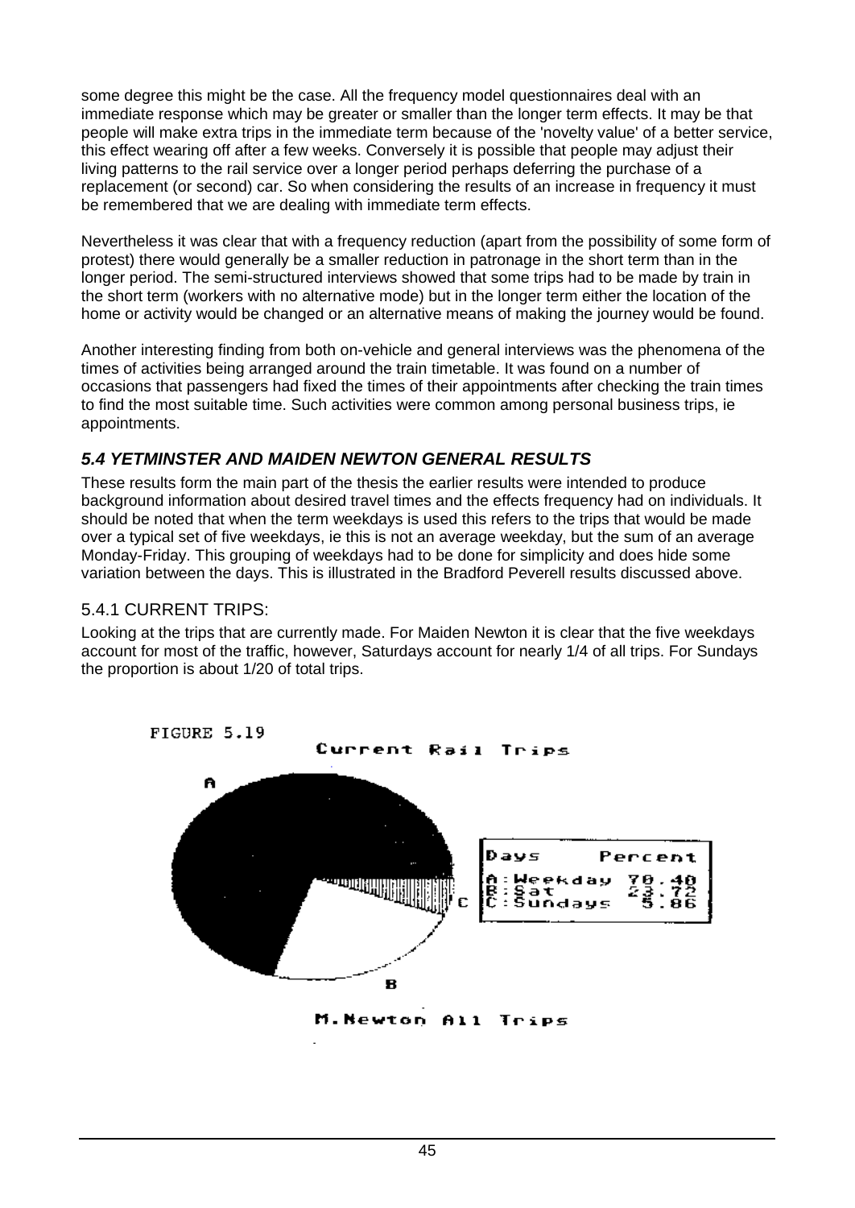some degree this might be the case. All the frequency model questionnaires deal with an immediate response which may be greater or smaller than the longer term effects. It may be that people will make extra trips in the immediate term because of the 'novelty value' of a better service, this effect wearing off after a few weeks. Conversely it is possible that people may adjust their living patterns to the rail service over a longer period perhaps deferring the purchase of a replacement (or second) car. So when considering the results of an increase in frequency it must be remembered that we are dealing with immediate term effects.

Nevertheless it was clear that with a frequency reduction (apart from the possibility of some form of protest) there would generally be a smaller reduction in patronage in the short term than in the longer period. The semi-structured interviews showed that some trips had to be made by train in the short term (workers with no alternative mode) but in the longer term either the location of the home or activity would be changed or an alternative means of making the journey would be found.

Another interesting finding from both on-vehicle and general interviews was the phenomena of the times of activities being arranged around the train timetable. It was found on a number of occasions that passengers had fixed the times of their appointments after checking the train times to find the most suitable time. Such activities were common among personal business trips, ie appointments.

### *5.4 YETMINSTER AND MAIDEN NEWTON GENERAL RESULTS*

These results form the main part of the thesis the earlier results were intended to produce background information about desired travel times and the effects frequency had on individuals. It should be noted that when the term weekdays is used this refers to the trips that would be made over a typical set of five weekdays, ie this is not an average weekday, but the sum of an average Monday-Friday. This grouping of weekdays had to be done for simplicity and does hide some variation between the days. This is illustrated in the Bradford Peverell results discussed above.

#### 5.4.1 CURRENT TRIPS:

Looking at the trips that are currently made. For Maiden Newton it is clear that the five weekdays account for most of the traffic, however, Saturdays account for nearly 1/4 of all trips. For Sundays the proportion is about 1/20 of total trips.

FIGURE 5.19

Current Rail Trips

| Days | Percent |
|---|---|
| A: Weekday | 70.40 |
| B: Sat | 23.72 |
| C: Sundays | 5.86 |

M.Newton All Trips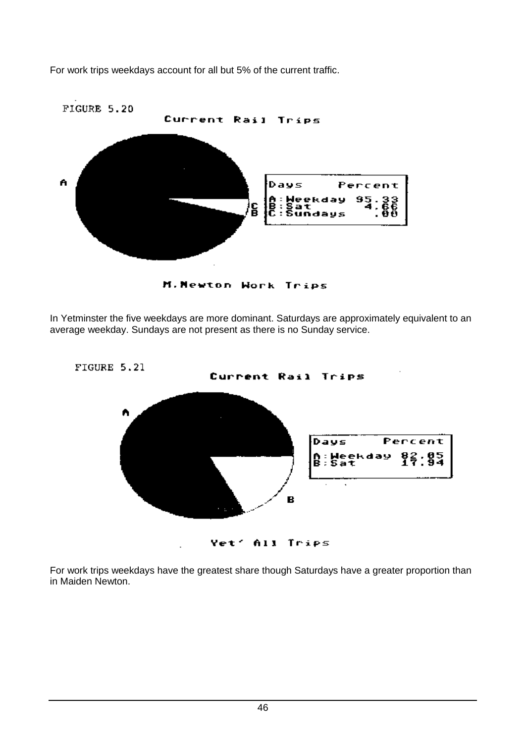For work trips weekdays account for all but 5% of the current traffic.

FIGURE 5.20

Current Rail Trips

| Days | Percent |
|---|---|
| A:Weekday | 95.33 |
| B:Sat | 4.66 |
| C:Sundays | .00 |

M.Newton Work Trips

In Yetminster the five weekdays are more dominant. Saturdays are approximately equivalent to an average weekday. Sundays are not present as there is no Sunday service.

FIGURE 5.21

Current Rail Trips

| Days | Percent |
|---|---|
| A:Weekday | 82.05 |
| B:Sat | 17.94 |

Yet' All Trips

For work trips weekdays have the greatest share though Saturdays have a greater proportion than in Maiden Newton.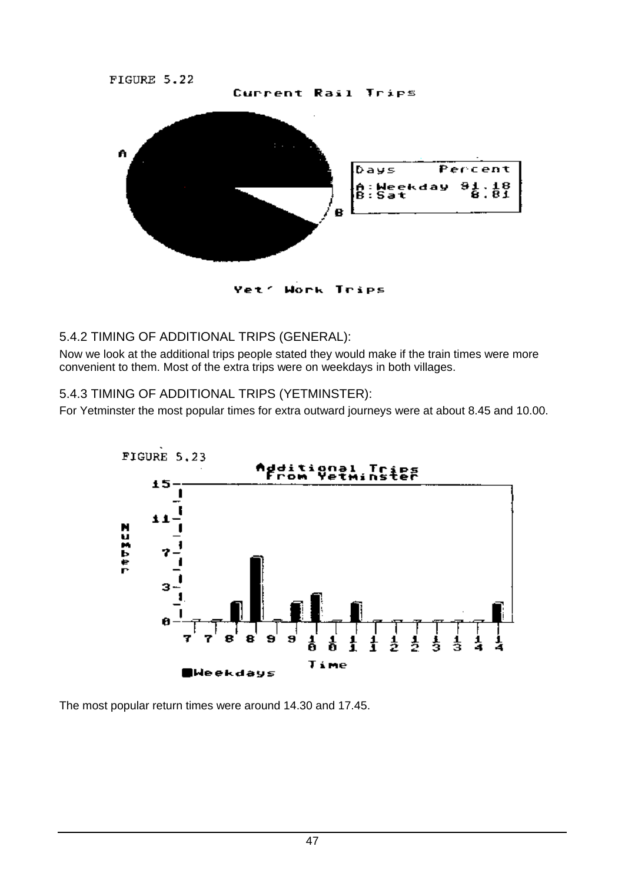FIGURE 5.22

Current Rail Trips

| Days | Percent |
|---|---|
| A:Weekday | 91.18 |
| B:Sat | 8.81 |

Yet' Work Trips

### 5.4.2 TIMING OF ADDITIONAL TRIPS (GENERAL):

Now we look at the additional trips people stated they would make if the train times were more convenient to them. Most of the extra trips were on weekdays in both villages.

### 5.4.3 TIMING OF ADDITIONAL TRIPS (YETMINSTER):

For Yetminster the most popular times for extra outward journeys were at about 8.45 and 10.00.

FIGURE 5.23

Additional Trips From Yetminster

The most popular return times were around 14.30 and 17.45.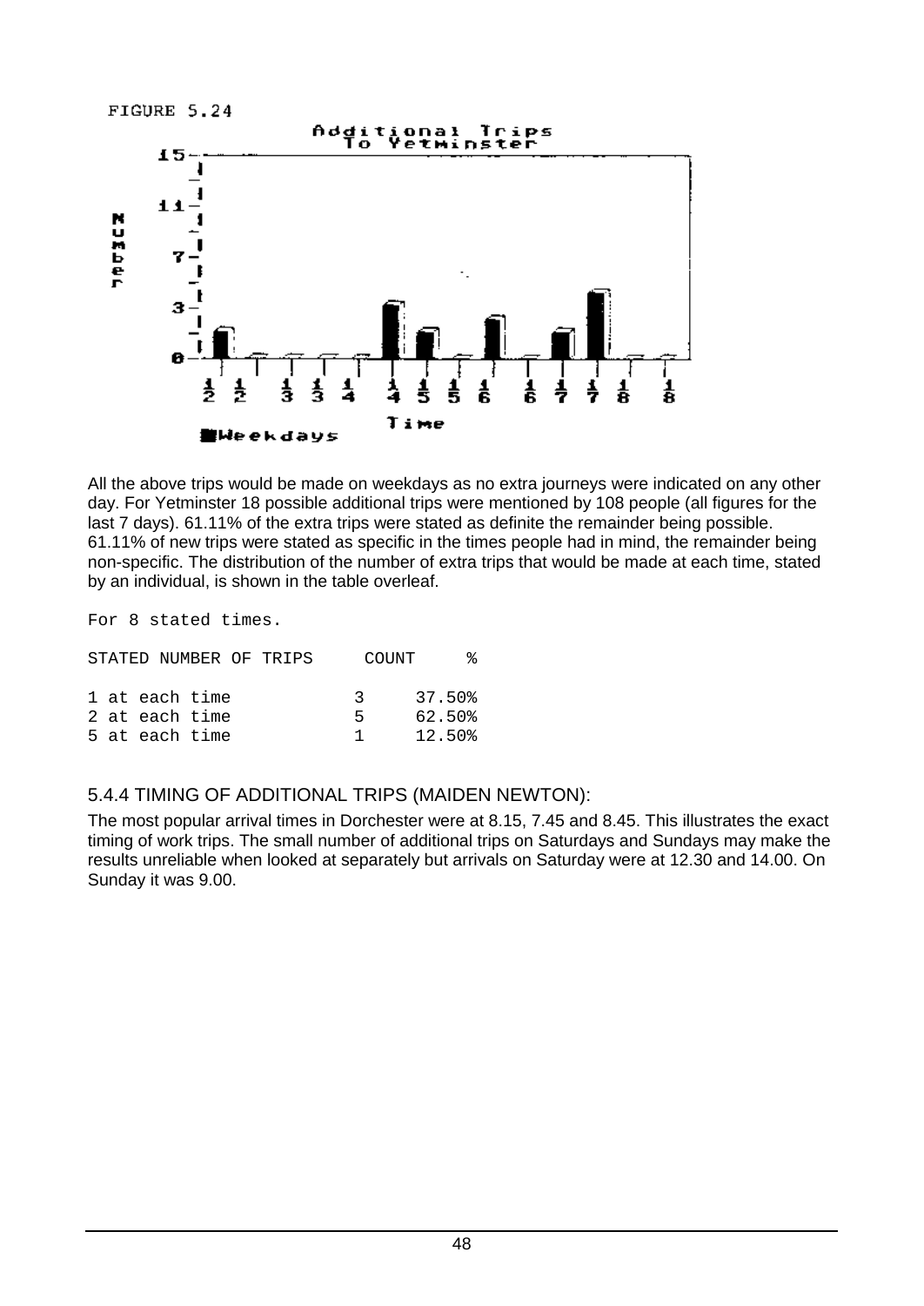FIGURE 5.24

All the above trips would be made on weekdays as no extra journeys were indicated on any other day. For Yetminster 18 possible additional trips were mentioned by 108 people (all figures for the last 7 days). 61.11% of the extra trips were stated as definite the remainder being possible. 61.11% of new trips were stated as specific in the times people had in mind, the remainder being non-specific. The distribution of the number of extra trips that would be made at each time, stated by an individual, is shown in the table overleaf.

For 8 stated times.

| STATED NUMBER OF TRIPS | COUNT | % |
|---|---|---|
| 1 at each time | 3 | 37.50% |
| 2 at each time | 5 | 62.50% |
| 5 at each time | 1 | 12.50% |

### 5.4.4 TIMING OF ADDITIONAL TRIPS (MAIDEN NEWTON):

The most popular arrival times in Dorchester were at 8.15, 7.45 and 8.45. This illustrates the exact timing of work trips. The small number of additional trips on Saturdays and Sundays may make the results unreliable when looked at separately but arrivals on Saturday were at 12.30 and 14.00. On Sunday it was 9.00.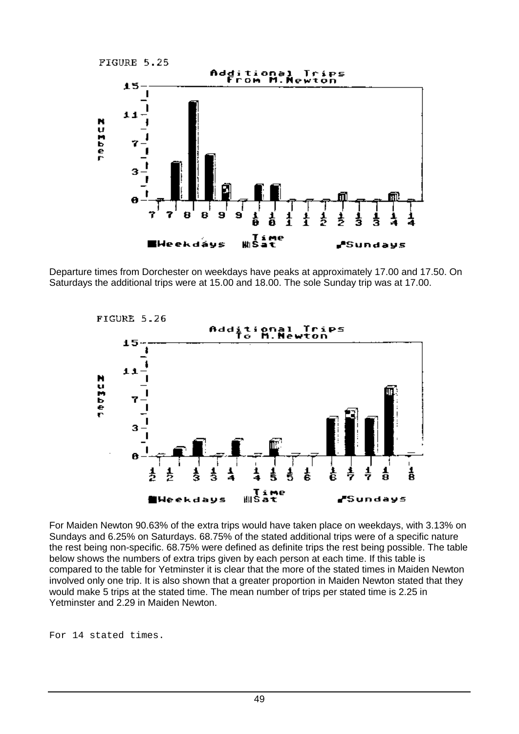FIGURE 5.25

Departure times from Dorchester on weekdays have peaks at approximately 17.00 and 17.50. On Saturdays the additional trips were at 15.00 and 18.00. The sole Sunday trip was at 17.00.

FIGURE 5.26

For Maiden Newton 90.63% of the extra trips would have taken place on weekdays, with 3.13% on Sundays and 6.25% on Saturdays. 68.75% of the stated additional trips were of a specific nature the rest being non-specific. 68.75% were defined as definite trips the rest being possible. The table below shows the numbers of extra trips given by each person at each time. If this table is compared to the table for Yetminster it is clear that the more of the stated times in Maiden Newton involved only one trip. It is also shown that a greater proportion in Maiden Newton stated that they would make 5 trips at the stated time. The mean number of trips per stated time is 2.25 in Yetminster and 2.29 in Maiden Newton.

```
For 14 stated times.
```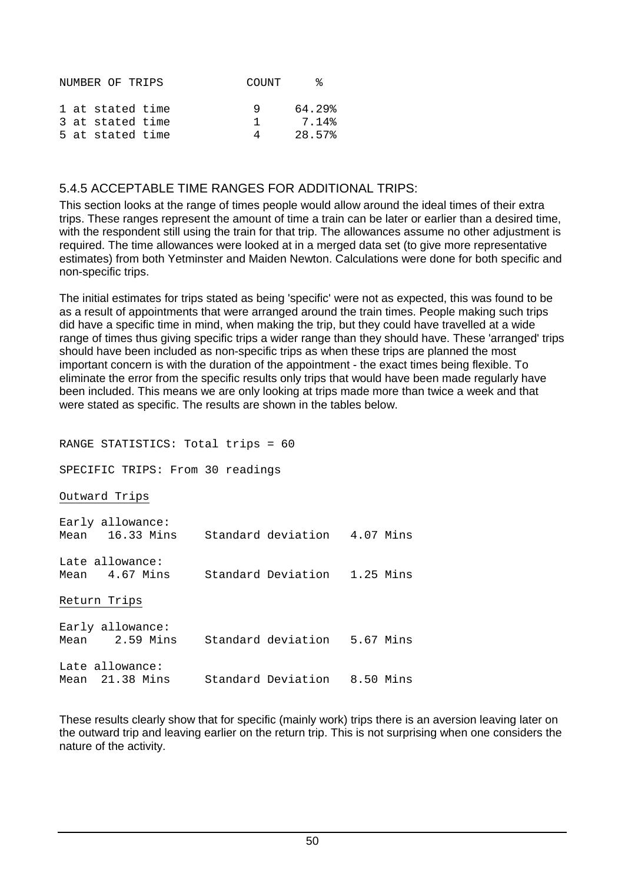| NUMBER OF TRIPS | COUNT | % |
|---|---|---|
| 1 at stated time | 9 | 64.29% |
| 3 at stated time | 1 | 7.14% |
| 5 at stated time | 4 | 28.57% |

### 5.4.5 ACCEPTABLE TIME RANGES FOR ADDITIONAL TRIPS:

This section looks at the range of times people would allow around the ideal times of their extra trips. These ranges represent the amount of time a train can be later or earlier than a desired time, with the respondent still using the train for that trip. The allowances assume no other adjustment is required. The time allowances were looked at in a merged data set (to give more representative estimates) from both Yetminster and Maiden Newton. Calculations were done for both specific and non-specific trips.

The initial estimates for trips stated as being 'specific' were not as expected, this was found to be as a result of appointments that were arranged around the train times. People making such trips did have a specific time in mind, when making the trip, but they could have travelled at a wide range of times thus giving specific trips a wider range than they should have. These 'arranged' trips should have been included as non-specific trips as when these trips are planned the most important concern is with the duration of the appointment - the exact times being flexible. To eliminate the error from the specific results only trips that would have been made regularly have been included. This means we are only looking at trips made more than twice a week and that were stated as specific. The results are shown in the tables below.

```
RANGE STATISTICS: Total trips = 60

SPECIFIC TRIPS: From 30 readings
```

<u>Outward Trips</u>

```
Early allowance:
Mean   16.33 Mins    Standard deviation   4.07 Mins

Late allowance:
Mean   4.67 Mins     Standard Deviation   1.25 Mins
```

<u>Return Trips</u>

```
Early allowance:
Mean    2.59 Mins    Standard deviation   5.67 Mins

Late allowance:
Mean  21.38 Mins     Standard Deviation   8.50 Mins
```

These results clearly show that for specific (mainly work) trips there is an aversion leaving later on the outward trip and leaving earlier on the return trip. This is not surprising when one considers the nature of the activity.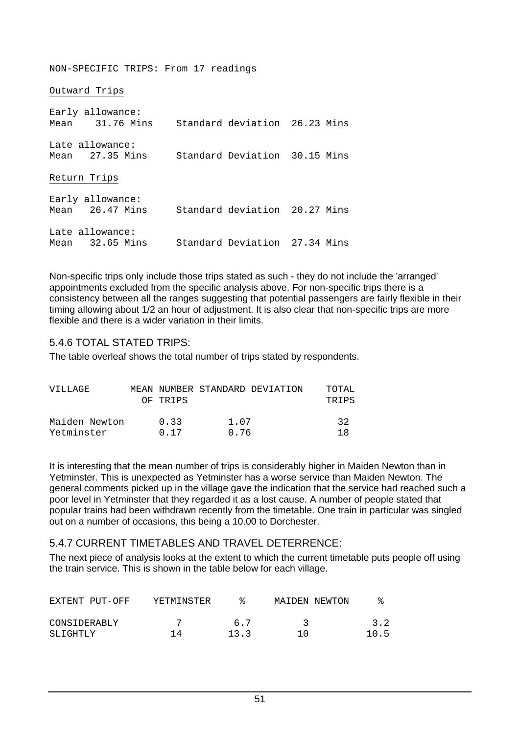NON-SPECIFIC TRIPS: From 17 readings

<u>Outward Trips</u>

Early allowance:
Mean 31.76 Mins Standard deviation 26.23 Mins

Late allowance:
Mean 27.35 Mins Standard Deviation 30.15 Mins

<u>Return Trips</u>

Early allowance:
Mean 26.47 Mins Standard deviation 20.27 Mins

Late allowance:
Mean 32.65 Mins Standard Deviation 27.34 Mins

Non-specific trips only include those trips stated as such - they do not include the 'arranged' appointments excluded from the specific analysis above. For non-specific trips there is a consistency between all the ranges suggesting that potential passengers are fairly flexible in their timing allowing about 1/2 an hour of adjustment. It is also clear that non-specific trips are more flexible and there is a wider variation in their limits.

### 5.4.6 TOTAL STATED TRIPS:

The table overleaf shows the total number of trips stated by respondents.

| VILLAGE | MEAN NUMBER OF TRIPS | STANDARD DEVIATION | TOTAL TRIPS |
|---|---|---|---|
| Maiden Newton | 0.33 | 1.07 | 32 |
| Yetminster | 0.17 | 0.76 | 18 |

It is interesting that the mean number of trips is considerably higher in Maiden Newton than in Yetminster. This is unexpected as Yetminster has a worse service than Maiden Newton. The general comments picked up in the village gave the indication that the service had reached such a poor level in Yetminster that they regarded it as a lost cause. A number of people stated that popular trains had been withdrawn recently from the timetable. One train in particular was singled out on a number of occasions, this being a 10.00 to Dorchester.

### 5.4.7 CURRENT TIMETABLES AND TRAVEL DETERRENCE:

The next piece of analysis looks at the extent to which the current timetable puts people off using the train service. This is shown in the table below for each village.

| EXTENT PUT-OFF | YETMINSTER | % | MAIDEN NEWTON | % |
|---|---|---|---|---|
| CONSIDERABLY | 7 | 6.7 | 3 | 3.2 |
| SLIGHTLY | 14 | 13.3 | 10 | 10.5 |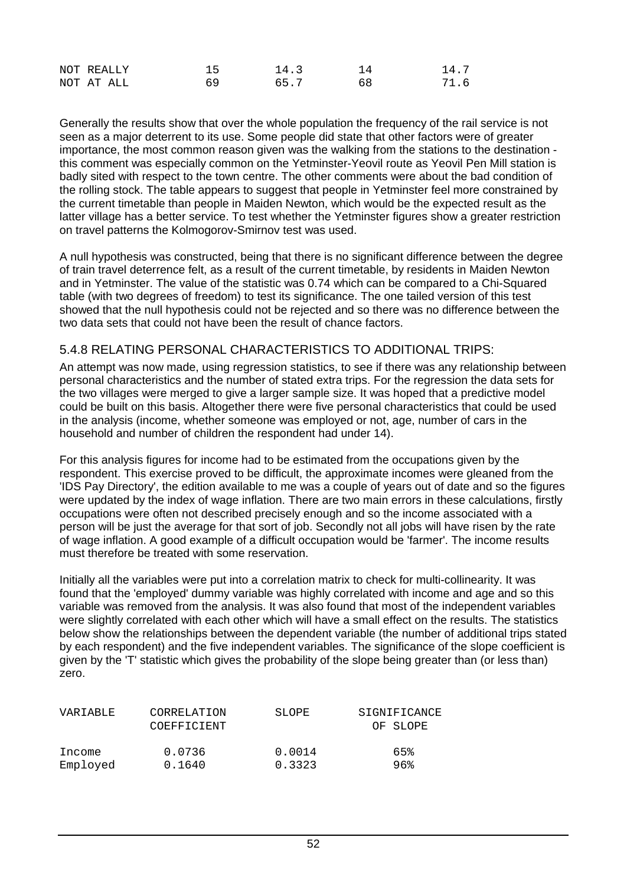| | | | | |
|---|---|---|---|---|
| NOT REALLY | 15 | 14.3 | 14 | 14.7 |
| NOT AT ALL | 69 | 65.7 | 68 | 71.6 |

Generally the results show that over the whole population the frequency of the rail service is not seen as a major deterrent to its use. Some people did state that other factors were of greater importance, the most common reason given was the walking from the stations to the destination - this comment was especially common on the Yetminster-Yeovil route as Yeovil Pen Mill station is badly sited with respect to the town centre. The other comments were about the bad condition of the rolling stock. The table appears to suggest that people in Yetminster feel more constrained by the current timetable than people in Maiden Newton, which would be the expected result as the latter village has a better service. To test whether the Yetminster figures show a greater restriction on travel patterns the Kolmogorov-Smirnov test was used.

A null hypothesis was constructed, being that there is no significant difference between the degree of train travel deterrence felt, as a result of the current timetable, by residents in Maiden Newton and in Yetminster. The value of the statistic was 0.74 which can be compared to a Chi-Squared table (with two degrees of freedom) to test its significance. The one tailed version of this test showed that the null hypothesis could not be rejected and so there was no difference between the two data sets that could not have been the result of chance factors.

### 5.4.8 RELATING PERSONAL CHARACTERISTICS TO ADDITIONAL TRIPS:

An attempt was now made, using regression statistics, to see if there was any relationship between personal characteristics and the number of stated extra trips. For the regression the data sets for the two villages were merged to give a larger sample size. It was hoped that a predictive model could be built on this basis. Altogether there were five personal characteristics that could be used in the analysis (income, whether someone was employed or not, age, number of cars in the household and number of children the respondent had under 14).

For this analysis figures for income had to be estimated from the occupations given by the respondent. This exercise proved to be difficult, the approximate incomes were gleaned from the 'IDS Pay Directory', the edition available to me was a couple of years out of date and so the figures were updated by the index of wage inflation. There are two main errors in these calculations, firstly occupations were often not described precisely enough and so the income associated with a person will be just the average for that sort of job. Secondly not all jobs will have risen by the rate of wage inflation. A good example of a difficult occupation would be 'farmer'. The income results must therefore be treated with some reservation.

Initially all the variables were put into a correlation matrix to check for multi-collinearity. It was found that the 'employed' dummy variable was highly correlated with income and age and so this variable was removed from the analysis. It was also found that most of the independent variables were slightly correlated with each other which will have a small effect on the results. The statistics below show the relationships between the dependent variable (the number of additional trips stated by each respondent) and the five independent variables. The significance of the slope coefficient is given by the 'T' statistic which gives the probability of the slope being greater than (or less than) zero.

| VARIABLE | CORRELATION COEFFICIENT | SLOPE | SIGNIFICANCE OF SLOPE |
|---|---|---|---|
| Income | 0.0736 | 0.0014 | 65% |
| Employed | 0.1640 | 0.3323 | 96% |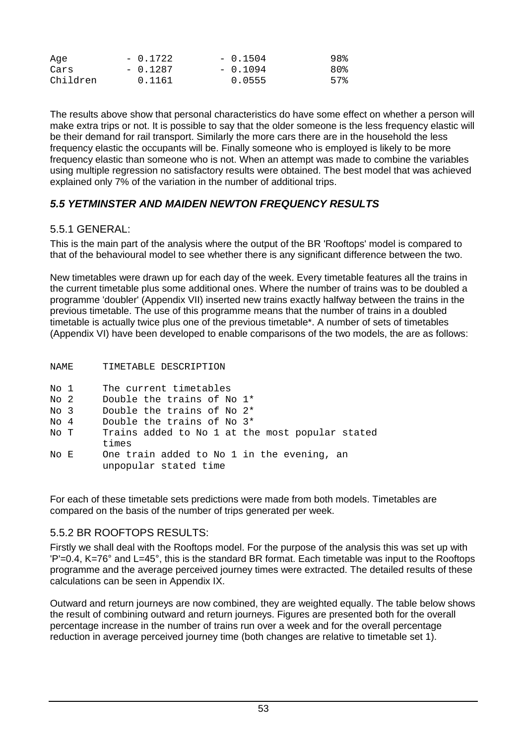| | | | |
|---|---|---|---|
| Age | - 0.1722 | - 0.1504 | 98% |
| Cars | - 0.1287 | - 0.1094 | 80% |
| Children | 0.1161 | 0.0555 | 57% |

The results above show that personal characteristics do have some effect on whether a person will make extra trips or not. It is possible to say that the older someone is the less frequency elastic will be their demand for rail transport. Similarly the more cars there are in the household the less frequency elastic the occupants will be. Finally someone who is employed is likely to be more frequency elastic than someone who is not. When an attempt was made to combine the variables using multiple regression no satisfactory results were obtained. The best model that was achieved explained only 7% of the variation in the number of additional trips.

## *5.5 YETMINSTER AND MAIDEN NEWTON FREQUENCY RESULTS*

### 5.5.1 GENERAL:

This is the main part of the analysis where the output of the BR 'Rooftops' model is compared to that of the behavioural model to see whether there is any significant difference between the two.

New timetables were drawn up for each day of the week. Every timetable features all the trains in the current timetable plus some additional ones. Where the number of trains was to be doubled a programme 'doubler' (Appendix VII) inserted new trains exactly halfway between the trains in the previous timetable. The use of this programme means that the number of trains in a doubled timetable is actually twice plus one of the previous timetable*. A number of sets of timetables (Appendix VI) have been developed to enable comparisons of the two models, the are as follows:

| NAME | TIMETABLE DESCRIPTION |
|---|---|
| No 1 | The current timetables |
| No 2 | Double the trains of No 1* |
| No 3 | Double the trains of No 2* |
| No 4 | Double the trains of No 3* |
| No T | Trains added to No 1 at the most popular stated times |
| No E | One train added to No 1 in the evening, an unpopular stated time |

For each of these timetable sets predictions were made from both models. Timetables are compared on the basis of the number of trips generated per week.

### 5.5.2 BR ROOFTOPS RESULTS:

Firstly we shall deal with the Rooftops model. For the purpose of the analysis this was set up with 'P'=0.4, K=76° and L=45°, this is the standard BR format. Each timetable was input to the Rooftops programme and the average perceived journey times were extracted. The detailed results of these calculations can be seen in Appendix IX.

Outward and return journeys are now combined, they are weighted equally. The table below shows the result of combining outward and return journeys. Figures are presented both for the overall percentage increase in the number of trains run over a week and for the overall percentage reduction in average perceived journey time (both changes are relative to timetable set 1).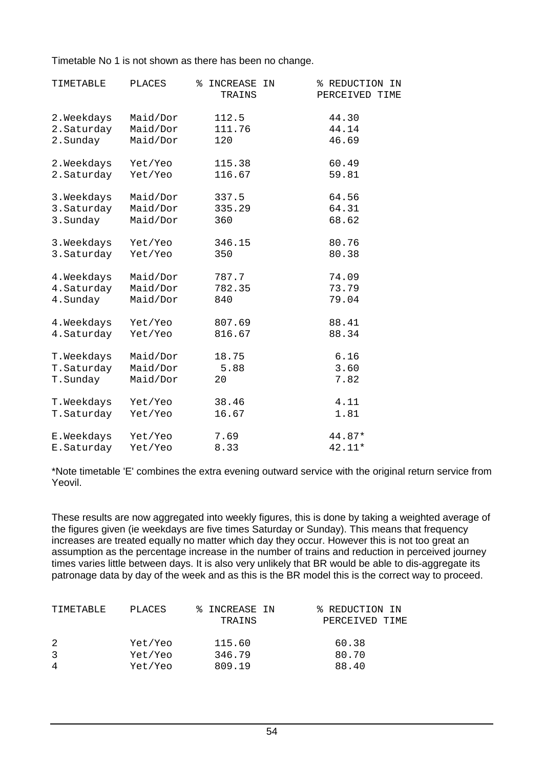Timetable No 1 is not shown as there has been no change.

| TIMETABLE | PLACES | % INCREASE IN TRAINS | % REDUCTION IN PERCEIVED TIME |
|---|---|---|---|
| 2.Weekdays | Maid/Dor | 112.5 | 44.30 |
| 2.Saturday | Maid/Dor | 111.76 | 44.14 |
| 2.Sunday | Maid/Dor | 120 | 46.69 |
| 2.Weekdays | Yet/Yeo | 115.38 | 60.49 |
| 2.Saturday | Yet/Yeo | 116.67 | 59.81 |
| 3.Weekdays | Maid/Dor | 337.5 | 64.56 |
| 3.Saturday | Maid/Dor | 335.29 | 64.31 |
| 3.Sunday | Maid/Dor | 360 | 68.62 |
| 3.Weekdays | Yet/Yeo | 346.15 | 80.76 |
| 3.Saturday | Yet/Yeo | 350 | 80.38 |
| 4.Weekdays | Maid/Dor | 787.7 | 74.09 |
| 4.Saturday | Maid/Dor | 782.35 | 73.79 |
| 4.Sunday | Maid/Dor | 840 | 79.04 |
| 4.Weekdays | Yet/Yeo | 807.69 | 88.41 |
| 4.Saturday | Yet/Yeo | 816.67 | 88.34 |
| T.Weekdays | Maid/Dor | 18.75 | 6.16 |
| T.Saturday | Maid/Dor | 5.88 | 3.60 |
| T.Sunday | Maid/Dor | 20 | 7.82 |
| T.Weekdays | Yet/Yeo | 38.46 | 4.11 |
| T.Saturday | Yet/Yeo | 16.67 | 1.81 |
| E.Weekdays | Yet/Yeo | 7.69 | 44.87* |
| E.Saturday | Yet/Yeo | 8.33 | 42.11* |

*Note timetable 'E' combines the extra evening outward service with the original return service from Yeovil.

These results are now aggregated into weekly figures, this is done by taking a weighted average of the figures given (ie weekdays are five times Saturday or Sunday). This means that frequency increases are treated equally no matter which day they occur. However this is not too great an assumption as the percentage increase in the number of trains and reduction in perceived journey times varies little between days. It is also very unlikely that BR would be able to dis-aggregate its patronage data by day of the week and as this is the BR model this is the correct way to proceed.

| TIMETABLE | PLACES | % INCREASE IN TRAINS | % REDUCTION IN PERCEIVED TIME |
|---|---|---|---|
| 2 | Yet/Yeo | 115.60 | 60.38 |
| 3 | Yet/Yeo | 346.79 | 80.70 |
| 4 | Yet/Yeo | 809.19 | 88.40 |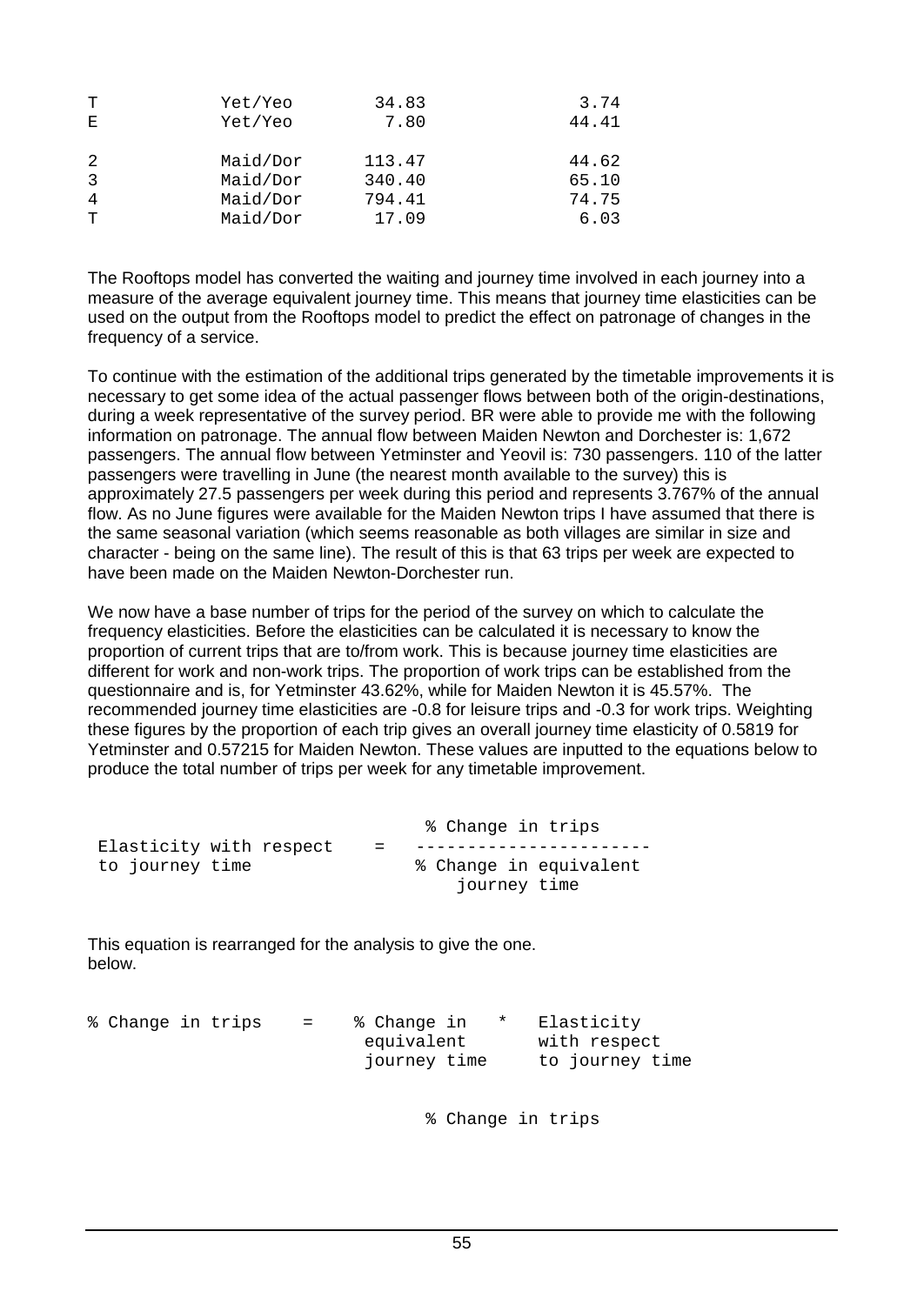| | | | |
|---|---|---|---|
| T | Yet/Yeo | 34.83 | 3.74 |
| E | Yet/Yeo | 7.80 | 44.41 |
| 2 | Maid/Dor | 113.47 | 44.62 |
| 3 | Maid/Dor | 340.40 | 65.10 |
| 4 | Maid/Dor | 794.41 | 74.75 |
| T | Maid/Dor | 17.09 | 6.03 |

The Rooftops model has converted the waiting and journey time involved in each journey into a measure of the average equivalent journey time. This means that journey time elasticities can be used on the output from the Rooftops model to predict the effect on patronage of changes in the frequency of a service.

To continue with the estimation of the additional trips generated by the timetable improvements it is necessary to get some idea of the actual passenger flows between both of the origin-destinations, during a week representative of the survey period. BR were able to provide me with the following information on patronage. The annual flow between Maiden Newton and Dorchester is: 1,672 passengers. The annual flow between Yetminster and Yeovil is: 730 passengers. 110 of the latter passengers were travelling in June (the nearest month available to the survey) this is approximately 27.5 passengers per week during this period and represents 3.767% of the annual flow. As no June figures were available for the Maiden Newton trips I have assumed that there is the same seasonal variation (which seems reasonable as both villages are similar in size and character - being on the same line). The result of this is that 63 trips per week are expected to have been made on the Maiden Newton-Dorchester run.

We now have a base number of trips for the period of the survey on which to calculate the frequency elasticities. Before the elasticities can be calculated it is necessary to know the proportion of current trips that are to/from work. This is because journey time elasticities are different for work and non-work trips. The proportion of work trips can be established from the questionnaire and is, for Yetminster 43.62%, while for Maiden Newton it is 45.57%. The recommended journey time elasticities are -0.8 for leisure trips and -0.3 for work trips. Weighting these figures by the proportion of each trip gives an overall journey time elasticity of 0.5819 for Yetminster and 0.57215 for Maiden Newton. These values are inputted to the equations below to produce the total number of trips per week for any timetable improvement.

$$\text{Elasticity with respect to journey time} = \frac{\text{\% Change in trips}}{\text{\% Change in equivalent journey time}}$$

This equation is rearranged for the analysis to give the one. below.

$$\text{\% Change in trips} = \text{\% Change in equivalent journey time} * \text{Elasticity with respect to journey time}$$

% Change in trips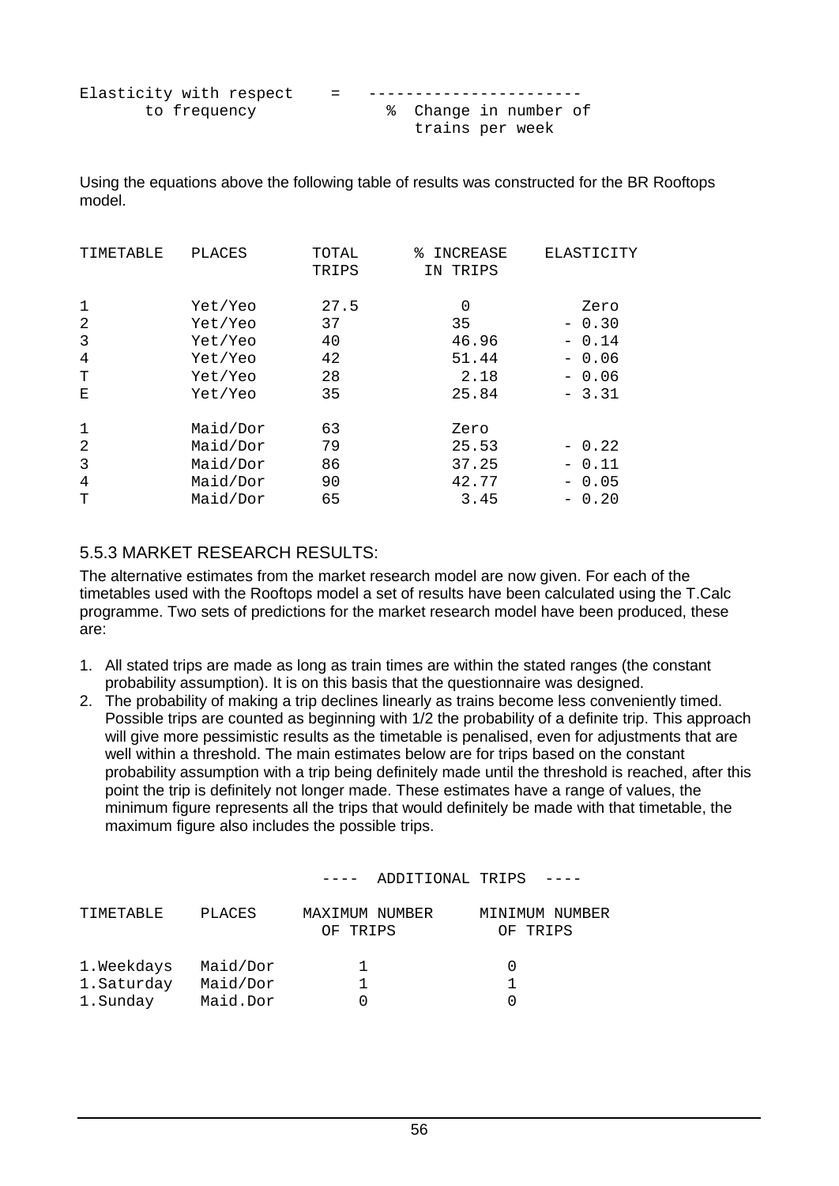```
Elasticity with respect    =   ----------------------
       to frequency              %  Change in number of
                                    trains per week
```

Using the equations above the following table of results was constructed for the BR Rooftops model.

| TIMETABLE | PLACES | TOTAL TRIPS | % INCREASE IN TRIPS | ELASTICITY |
|---|---|---|---|---|
| 1 | Yet/Yeo | 27.5 | 0 | Zero |
| 2 | Yet/Yeo | 37 | 35 | - 0.30 |
| 3 | Yet/Yeo | 40 | 46.96 | - 0.14 |
| 4 | Yet/Yeo | 42 | 51.44 | - 0.06 |
| T | Yet/Yeo | 28 | 2.18 | - 0.06 |
| E | Yet/Yeo | 35 | 25.84 | - 3.31 |
| 1 | Maid/Dor | 63 | Zero | |
| 2 | Maid/Dor | 79 | 25.53 | - 0.22 |
| 3 | Maid/Dor | 86 | 37.25 | - 0.11 |
| 4 | Maid/Dor | 90 | 42.77 | - 0.05 |
| T | Maid/Dor | 65 | 3.45 | - 0.20 |

### 5.5.3 MARKET RESEARCH RESULTS:

The alternative estimates from the market research model are now given. For each of the timetables used with the Rooftops model a set of results have been calculated using the T.Calc programme. Two sets of predictions for the market research model have been produced, these are:

1. All stated trips are made as long as train times are within the stated ranges (the constant probability assumption). It is on this basis that the questionnaire was designed.
2. The probability of making a trip declines linearly as trains become less conveniently timed. Possible trips are counted as beginning with 1/2 the probability of a definite trip. This approach will give more pessimistic results as the timetable is penalised, even for adjustments that are well within a threshold. The main estimates below are for trips based on the constant probability assumption with a trip being definitely made until the threshold is reached, after this point the trip is definitely not longer made. These estimates have a range of values, the minimum figure represents all the trips that would definitely be made with that timetable, the maximum figure also includes the possible trips.

| | | ---- ADDITIONAL TRIPS ---- | |
|---|---|---|---|
| TIMETABLE | PLACES | MAXIMUM NUMBER OF TRIPS | MINIMUM NUMBER OF TRIPS |
| 1.Weekdays | Maid/Dor | 1 | 0 |
| 1.Saturday | Maid/Dor | 1 | 1 |
| 1.Sunday | Maid.Dor | 0 | 0 |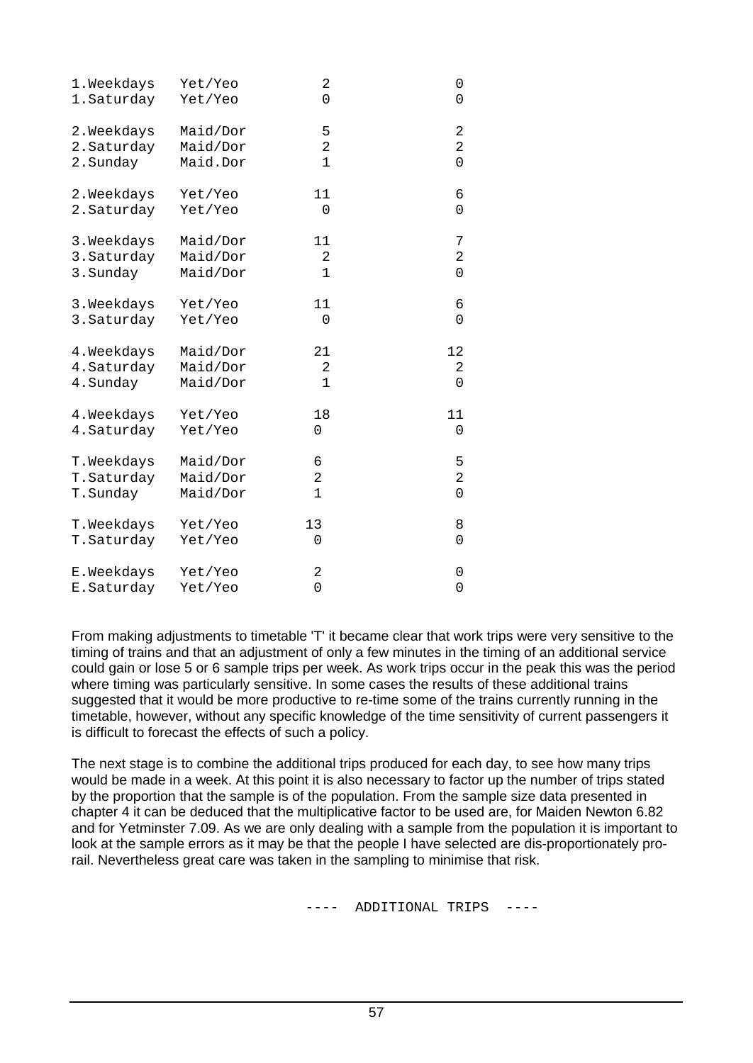| | | | |
|---|---|---|---|
| 1.Weekdays | Yet/Yeo | 2 | 0 |
| 1.Saturday | Yet/Yeo | 0 | 0 |
| 2.Weekdays | Maid/Dor | 5 | 2 |
| 2.Saturday | Maid/Dor | 2 | 2 |
| 2.Sunday | Maid.Dor | 1 | 0 |
| 2.Weekdays | Yet/Yeo | 11 | 6 |
| 2.Saturday | Yet/Yeo | 0 | 0 |
| 3.Weekdays | Maid/Dor | 11 | 7 |
| 3.Saturday | Maid/Dor | 2 | 2 |
| 3.Sunday | Maid/Dor | 1 | 0 |
| 3.Weekdays | Yet/Yeo | 11 | 6 |
| 3.Saturday | Yet/Yeo | 0 | 0 |
| 4.Weekdays | Maid/Dor | 21 | 12 |
| 4.Saturday | Maid/Dor | 2 | 2 |
| 4.Sunday | Maid/Dor | 1 | 0 |
| 4.Weekdays | Yet/Yeo | 18 | 11 |
| 4.Saturday | Yet/Yeo | 0 | 0 |
| T.Weekdays | Maid/Dor | 6 | 5 |
| T.Saturday | Maid/Dor | 2 | 2 |
| T.Sunday | Maid/Dor | 1 | 0 |
| T.Weekdays | Yet/Yeo | 13 | 8 |
| T.Saturday | Yet/Yeo | 0 | 0 |
| E.Weekdays | Yet/Yeo | 2 | 0 |
| E.Saturday | Yet/Yeo | 0 | 0 |

From making adjustments to timetable 'T' it became clear that work trips were very sensitive to the timing of trains and that an adjustment of only a few minutes in the timing of an additional service could gain or lose 5 or 6 sample trips per week. As work trips occur in the peak this was the period where timing was particularly sensitive. In some cases the results of these additional trains suggested that it would be more productive to re-time some of the trains currently running in the timetable, however, without any specific knowledge of the time sensitivity of current passengers it is difficult to forecast the effects of such a policy.

The next stage is to combine the additional trips produced for each day, to see how many trips would be made in a week. At this point it is also necessary to factor up the number of trips stated by the proportion that the sample is of the population. From the sample size data presented in chapter 4 it can be deduced that the multiplicative factor to be used are, for Maiden Newton 6.82 and for Yetminster 7.09. As we are only dealing with a sample from the population it is important to look at the sample errors as it may be that the people I have selected are dis-proportionately pro-rail. Nevertheless great care was taken in the sampling to minimise that risk.

---- ADDITIONAL TRIPS ----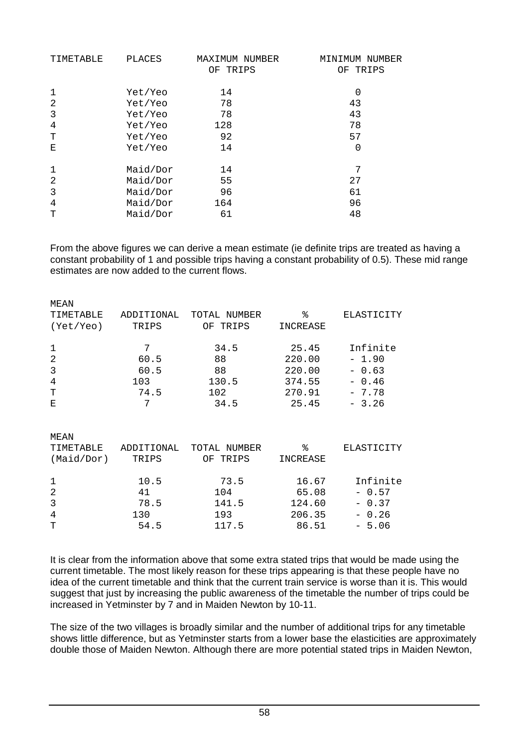| TIMETABLE | PLACES | MAXIMUM NUMBER OF TRIPS | MINIMUM NUMBER OF TRIPS |
|---|---|---|---|
| 1 | Yet/Yeo | 14 | 0 |
| 2 | Yet/Yeo | 78 | 43 |
| 3 | Yet/Yeo | 78 | 43 |
| 4 | Yet/Yeo | 128 | 78 |
| T | Yet/Yeo | 92 | 57 |
| E | Yet/Yeo | 14 | 0 |
| 1 | Maid/Dor | 14 | 7 |
| 2 | Maid/Dor | 55 | 27 |
| 3 | Maid/Dor | 96 | 61 |
| 4 | Maid/Dor | 164 | 96 |
| T | Maid/Dor | 61 | 48 |

From the above figures we can derive a mean estimate (ie definite trips are treated as having a constant probability of 1 and possible trips having a constant probability of 0.5). These mid range estimates are now added to the current flows.

| MEAN TIMETABLE (Yet/Yeo) | ADDITIONAL TRIPS | TOTAL NUMBER OF TRIPS | % INCREASE | ELASTICITY |
|---|---|---|---|---|
| 1 | 7 | 34.5 | 25.45 | Infinite |
| 2 | 60.5 | 88 | 220.00 | - 1.90 |
| 3 | 60.5 | 88 | 220.00 | - 0.63 |
| 4 | 103 | 130.5 | 374.55 | - 0.46 |
| T | 74.5 | 102 | 270.91 | - 7.78 |
| E | 7 | 34.5 | 25.45 | - 3.26 |

| MEAN TIMETABLE (Maid/Dor) | ADDITIONAL TRIPS | TOTAL NUMBER OF TRIPS | % INCREASE | ELASTICITY |
|---|---|---|---|---|
| 1 | 10.5 | 73.5 | 16.67 | Infinite |
| 2 | 41 | 104 | 65.08 | - 0.57 |
| 3 | 78.5 | 141.5 | 124.60 | - 0.37 |
| 4 | 130 | 193 | 206.35 | - 0.26 |
| T | 54.5 | 117.5 | 86.51 | - 5.06 |

It is clear from the information above that some extra stated trips that would be made using the current timetable. The most likely reason for these trips appearing is that these people have no idea of the current timetable and think that the current train service is worse than it is. This would suggest that just by increasing the public awareness of the timetable the number of trips could be increased in Yetminster by 7 and in Maiden Newton by 10-11.

The size of the two villages is broadly similar and the number of additional trips for any timetable shows little difference, but as Yetminster starts from a lower base the elasticities are approximately double those of Maiden Newton. Although there are more potential stated trips in Maiden Newton,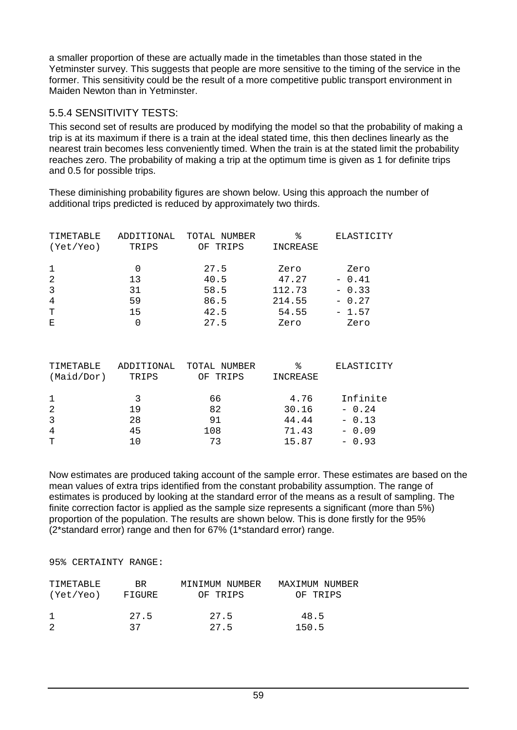a smaller proportion of these are actually made in the timetables than those stated in the Yetminster survey. This suggests that people are more sensitive to the timing of the service in the former. This sensitivity could be the result of a more competitive public transport environment in Maiden Newton than in Yetminster.

### 5.5.4 SENSITIVITY TESTS:

This second set of results are produced by modifying the model so that the probability of making a trip is at its maximum if there is a train at the ideal stated time, this then declines linearly as the nearest train becomes less conveniently timed. When the train is at the stated limit the probability reaches zero. The probability of making a trip at the optimum time is given as 1 for definite trips and 0.5 for possible trips.

These diminishing probability figures are shown below. Using this approach the number of additional trips predicted is reduced by approximately two thirds.

| TIMETABLE (Yet/Yeo) | ADDITIONAL TRIPS | TOTAL NUMBER OF TRIPS | % INCREASE | ELASTICITY |
|---|---|---|---|---|
| 1 | 0 | 27.5 | Zero | Zero |
| 2 | 13 | 40.5 | 47.27 | - 0.41 |
| 3 | 31 | 58.5 | 112.73 | - 0.33 |
| 4 | 59 | 86.5 | 214.55 | - 0.27 |
| T | 15 | 42.5 | 54.55 | - 1.57 |
| E | 0 | 27.5 | Zero | Zero |

| TIMETABLE (Maid/Dor) | ADDITIONAL TRIPS | TOTAL NUMBER OF TRIPS | % INCREASE | ELASTICITY |
|---|---|---|---|---|
| 1 | 3 | 66 | 4.76 | Infinite |
| 2 | 19 | 82 | 30.16 | - 0.24 |
| 3 | 28 | 91 | 44.44 | - 0.13 |
| 4 | 45 | 108 | 71.43 | - 0.09 |
| T | 10 | 73 | 15.87 | - 0.93 |

Now estimates are produced taking account of the sample error. These estimates are based on the mean values of extra trips identified from the constant probability assumption. The range of estimates is produced by looking at the standard error of the means as a result of sampling. The finite correction factor is applied as the sample size represents a significant (more than 5%) proportion of the population. The results are shown below. This is done firstly for the 95% (2*standard error) range and then for 67% (1*standard error) range.

95% CERTAINTY RANGE:

| TIMETABLE (Yet/Yeo) | BR FIGURE | MINIMUM NUMBER OF TRIPS | MAXIMUM NUMBER OF TRIPS |
|---|---|---|---|
| 1 | 27.5 | 27.5 | 48.5 |
| 2 | 37 | 27.5 | 150.5 |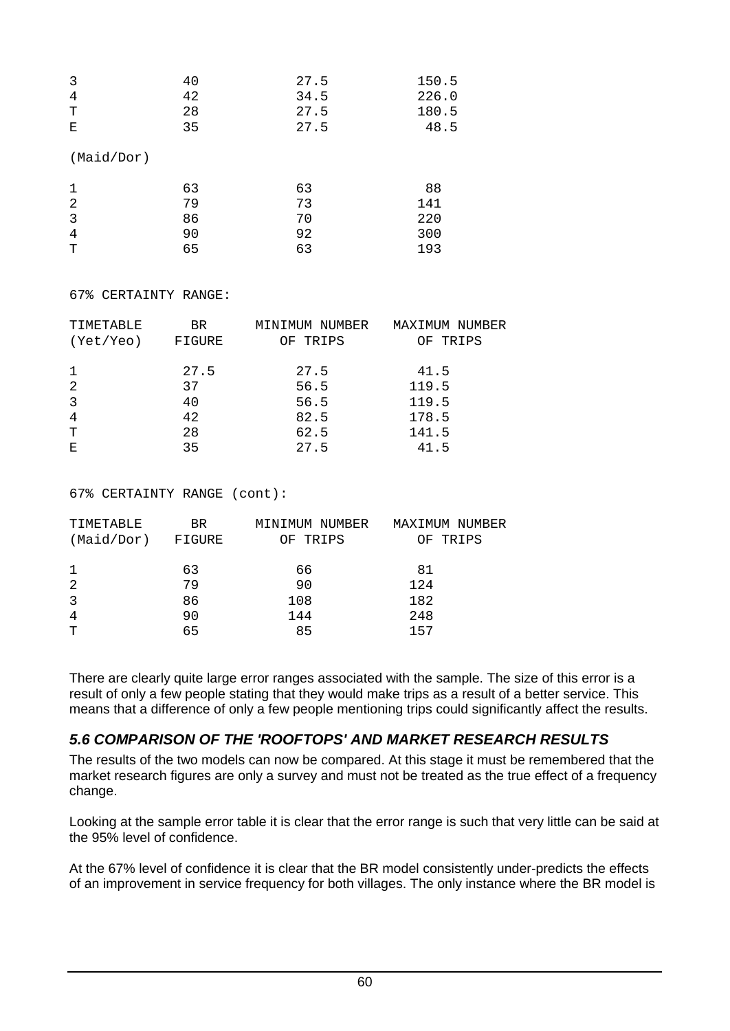| | | | |
|---|---|---|---|
| 3 | 40 | 27.5 | 150.5 |
| 4 | 42 | 34.5 | 226.0 |
| T | 28 | 27.5 | 180.5 |
| E | 35 | 27.5 | 48.5 |
| (Maid/Dor) | | | |
| 1 | 63 | 63 | 88 |
| 2 | 79 | 73 | 141 |
| 3 | 86 | 70 | 220 |
| 4 | 90 | 92 | 300 |
| T | 65 | 63 | 193 |

67% CERTAINTY RANGE:

| TIMETABLE (Yet/Yeo) | BR FIGURE | MINIMUM NUMBER OF TRIPS | MAXIMUM NUMBER OF TRIPS |
|---|---|---|---|
| 1 | 27.5 | 27.5 | 41.5 |
| 2 | 37 | 56.5 | 119.5 |
| 3 | 40 | 56.5 | 119.5 |
| 4 | 42 | 82.5 | 178.5 |
| T | 28 | 62.5 | 141.5 |
| E | 35 | 27.5 | 41.5 |

67% CERTAINTY RANGE (cont):

| TIMETABLE (Maid/Dor) | BR FIGURE | MINIMUM NUMBER OF TRIPS | MAXIMUM NUMBER OF TRIPS |
|---|---|---|---|
| 1 | 63 | 66 | 81 |
| 2 | 79 | 90 | 124 |
| 3 | 86 | 108 | 182 |
| 4 | 90 | 144 | 248 |
| T | 65 | 85 | 157 |

There are clearly quite large error ranges associated with the sample. The size of this error is a result of only a few people stating that they would make trips as a result of a better service. This means that a difference of only a few people mentioning trips could significantly affect the results.

### *5.6 COMPARISON OF THE 'ROOFTOPS' AND MARKET RESEARCH RESULTS*

The results of the two models can now be compared. At this stage it must be remembered that the market research figures are only a survey and must not be treated as the true effect of a frequency change.

Looking at the sample error table it is clear that the error range is such that very little can be said at the 95% level of confidence.

At the 67% level of confidence it is clear that the BR model consistently under-predicts the effects of an improvement in service frequency for both villages. The only instance where the BR model is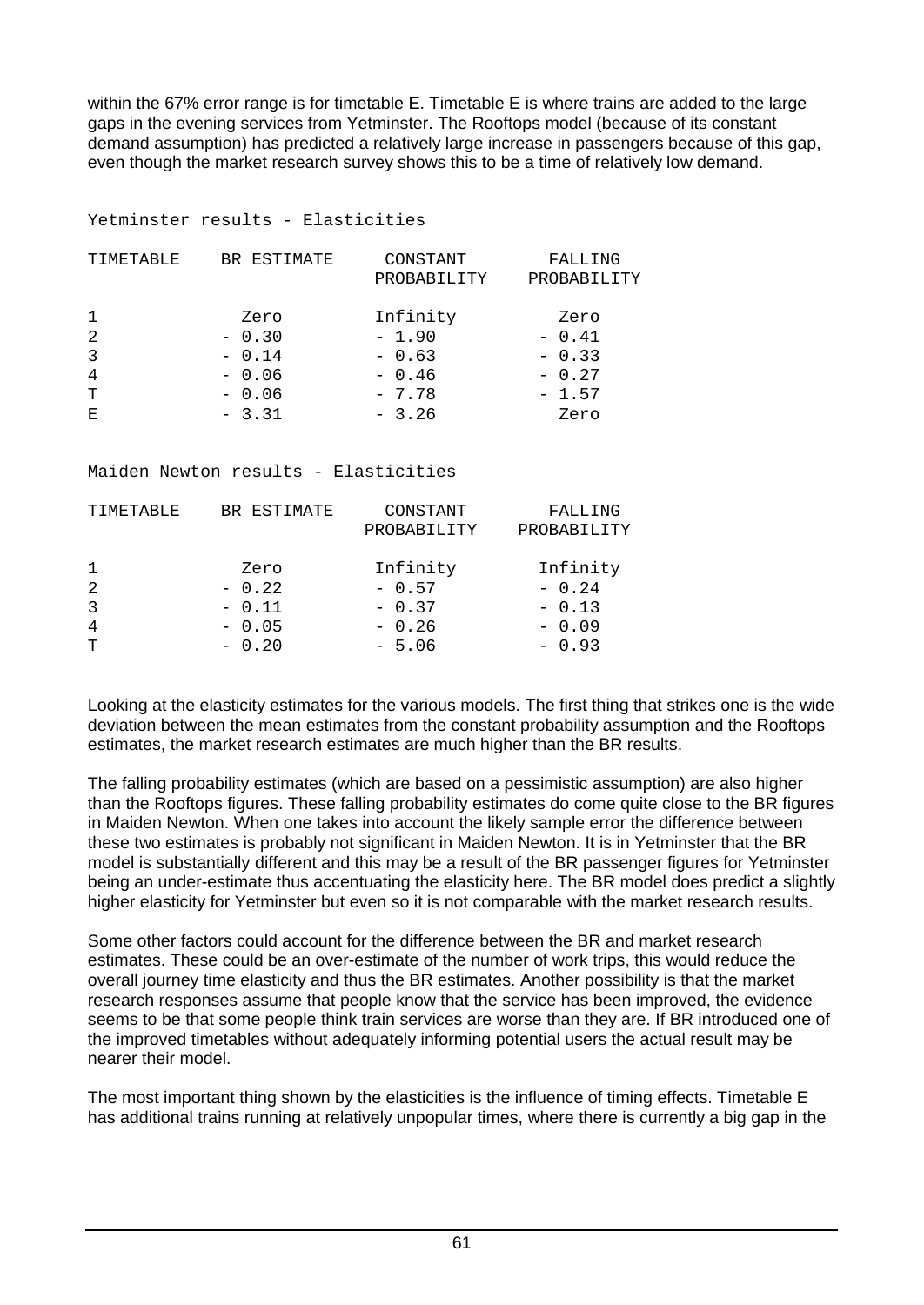within the 67% error range is for timetable E. Timetable E is where trains are added to the large gaps in the evening services from Yetminster. The Rooftops model (because of its constant demand assumption) has predicted a relatively large increase in passengers because of this gap, even though the market research survey shows this to be a time of relatively low demand.

Yetminster results - Elasticities

| TIMETABLE | BR ESTIMATE | CONSTANT PROBABILITY | FALLING PROBABILITY |
|---|---|---|---|
| 1 | Zero | Infinity | Zero |
| 2 | - 0.30 | - 1.90 | - 0.41 |
| 3 | - 0.14 | - 0.63 | - 0.33 |
| 4 | - 0.06 | - 0.46 | - 0.27 |
| T | - 0.06 | - 7.78 | - 1.57 |
| E | - 3.31 | - 3.26 | Zero |

Maiden Newton results - Elasticities

| TIMETABLE | BR ESTIMATE | CONSTANT PROBABILITY | FALLING PROBABILITY |
|---|---|---|---|
| 1 | Zero | Infinity | Infinity |
| 2 | - 0.22 | - 0.57 | - 0.24 |
| 3 | - 0.11 | - 0.37 | - 0.13 |
| 4 | - 0.05 | - 0.26 | - 0.09 |
| T | - 0.20 | - 5.06 | - 0.93 |

Looking at the elasticity estimates for the various models. The first thing that strikes one is the wide deviation between the mean estimates from the constant probability assumption and the Rooftops estimates, the market research estimates are much higher than the BR results.

The falling probability estimates (which are based on a pessimistic assumption) are also higher than the Rooftops figures. These falling probability estimates do come quite close to the BR figures in Maiden Newton. When one takes into account the likely sample error the difference between these two estimates is probably not significant in Maiden Newton. It is in Yetminster that the BR model is substantially different and this may be a result of the BR passenger figures for Yetminster being an under-estimate thus accentuating the elasticity here. The BR model does predict a slightly higher elasticity for Yetminster but even so it is not comparable with the market research results.

Some other factors could account for the difference between the BR and market research estimates. These could be an over-estimate of the number of work trips, this would reduce the overall journey time elasticity and thus the BR estimates. Another possibility is that the market research responses assume that people know that the service has been improved, the evidence seems to be that some people think train services are worse than they are. If BR introduced one of the improved timetables without adequately informing potential users the actual result may be nearer their model.

The most important thing shown by the elasticities is the influence of timing effects. Timetable E has additional trains running at relatively unpopular times, where there is currently a big gap in the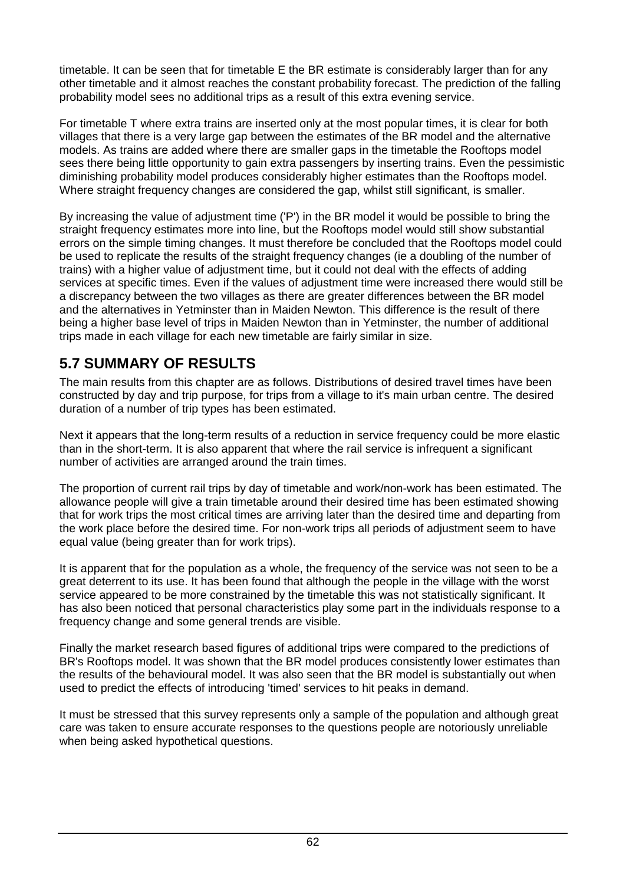timetable. It can be seen that for timetable E the BR estimate is considerably larger than for any other timetable and it almost reaches the constant probability forecast. The prediction of the falling probability model sees no additional trips as a result of this extra evening service.

For timetable T where extra trains are inserted only at the most popular times, it is clear for both villages that there is a very large gap between the estimates of the BR model and the alternative models. As trains are added where there are smaller gaps in the timetable the Rooftops model sees there being little opportunity to gain extra passengers by inserting trains. Even the pessimistic diminishing probability model produces considerably higher estimates than the Rooftops model. Where straight frequency changes are considered the gap, whilst still significant, is smaller.

By increasing the value of adjustment time ('P') in the BR model it would be possible to bring the straight frequency estimates more into line, but the Rooftops model would still show substantial errors on the simple timing changes. It must therefore be concluded that the Rooftops model could be used to replicate the results of the straight frequency changes (ie a doubling of the number of trains) with a higher value of adjustment time, but it could not deal with the effects of adding services at specific times. Even if the values of adjustment time were increased there would still be a discrepancy between the two villages as there are greater differences between the BR model and the alternatives in Yetminster than in Maiden Newton. This difference is the result of there being a higher base level of trips in Maiden Newton than in Yetminster, the number of additional trips made in each village for each new timetable are fairly similar in size.

## 5.7 SUMMARY OF RESULTS

The main results from this chapter are as follows. Distributions of desired travel times have been constructed by day and trip purpose, for trips from a village to it's main urban centre. The desired duration of a number of trip types has been estimated.

Next it appears that the long-term results of a reduction in service frequency could be more elastic than in the short-term. It is also apparent that where the rail service is infrequent a significant number of activities are arranged around the train times.

The proportion of current rail trips by day of timetable and work/non-work has been estimated. The allowance people will give a train timetable around their desired time has been estimated showing that for work trips the most critical times are arriving later than the desired time and departing from the work place before the desired time. For non-work trips all periods of adjustment seem to have equal value (being greater than for work trips).

It is apparent that for the population as a whole, the frequency of the service was not seen to be a great deterrent to its use. It has been found that although the people in the village with the worst service appeared to be more constrained by the timetable this was not statistically significant. It has also been noticed that personal characteristics play some part in the individuals response to a frequency change and some general trends are visible.

Finally the market research based figures of additional trips were compared to the predictions of BR's Rooftops model. It was shown that the BR model produces consistently lower estimates than the results of the behavioural model. It was also seen that the BR model is substantially out when used to predict the effects of introducing 'timed' services to hit peaks in demand.

It must be stressed that this survey represents only a sample of the population and although great care was taken to ensure accurate responses to the questions people are notoriously unreliable when being asked hypothetical questions.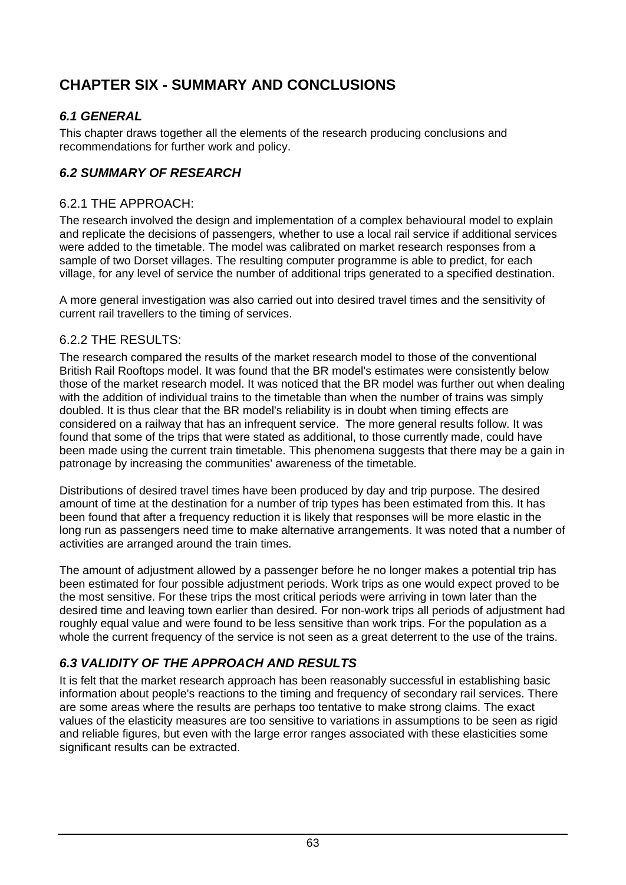# CHAPTER SIX - SUMMARY AND CONCLUSIONS

## *6.1 GENERAL*

This chapter draws together all the elements of the research producing conclusions and recommendations for further work and policy.

## *6.2 SUMMARY OF RESEARCH*

### 6.2.1 THE APPROACH:

The research involved the design and implementation of a complex behavioural model to explain and replicate the decisions of passengers, whether to use a local rail service if additional services were added to the timetable. The model was calibrated on market research responses from a sample of two Dorset villages. The resulting computer programme is able to predict, for each village, for any level of service the number of additional trips generated to a specified destination.

A more general investigation was also carried out into desired travel times and the sensitivity of current rail travellers to the timing of services.

### 6.2.2 THE RESULTS:

The research compared the results of the market research model to those of the conventional British Rail Rooftops model. It was found that the BR model's estimates were consistently below those of the market research model. It was noticed that the BR model was further out when dealing with the addition of individual trains to the timetable than when the number of trains was simply doubled. It is thus clear that the BR model's reliability is in doubt when timing effects are considered on a railway that has an infrequent service. The more general results follow. It was found that some of the trips that were stated as additional, to those currently made, could have been made using the current train timetable. This phenomena suggests that there may be a gain in patronage by increasing the communities' awareness of the timetable.

Distributions of desired travel times have been produced by day and trip purpose. The desired amount of time at the destination for a number of trip types has been estimated from this. It has been found that after a frequency reduction it is likely that responses will be more elastic in the long run as passengers need time to make alternative arrangements. It was noted that a number of activities are arranged around the train times.

The amount of adjustment allowed by a passenger before he no longer makes a potential trip has been estimated for four possible adjustment periods. Work trips as one would expect proved to be the most sensitive. For these trips the most critical periods were arriving in town later than the desired time and leaving town earlier than desired. For non-work trips all periods of adjustment had roughly equal value and were found to be less sensitive than work trips. For the population as a whole the current frequency of the service is not seen as a great deterrent to the use of the trains.

## *6.3 VALIDITY OF THE APPROACH AND RESULTS*

It is felt that the market research approach has been reasonably successful in establishing basic information about people's reactions to the timing and frequency of secondary rail services. There are some areas where the results are perhaps too tentative to make strong claims. The exact values of the elasticity measures are too sensitive to variations in assumptions to be seen as rigid and reliable figures, but even with the large error ranges associated with these elasticities some significant results can be extracted.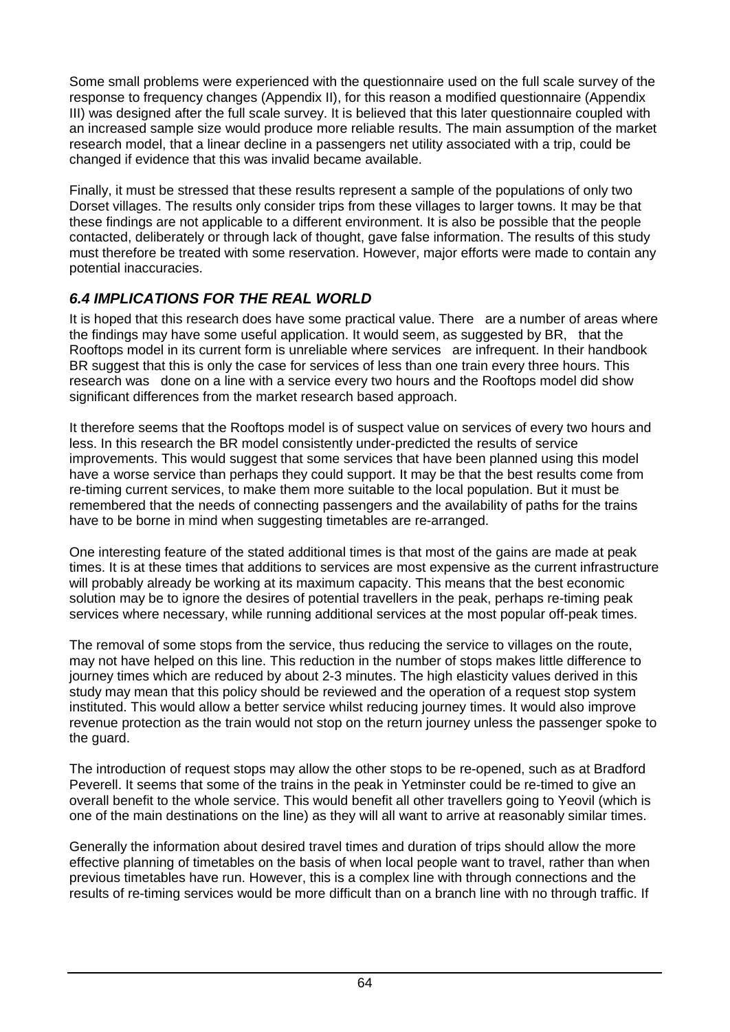Some small problems were experienced with the questionnaire used on the full scale survey of the response to frequency changes (Appendix II), for this reason a modified questionnaire (Appendix III) was designed after the full scale survey. It is believed that this later questionnaire coupled with an increased sample size would produce more reliable results. The main assumption of the market research model, that a linear decline in a passengers net utility associated with a trip, could be changed if evidence that this was invalid became available.

Finally, it must be stressed that these results represent a sample of the populations of only two Dorset villages. The results only consider trips from these villages to larger towns. It may be that these findings are not applicable to a different environment. It is also be possible that the people contacted, deliberately or through lack of thought, gave false information. The results of this study must therefore be treated with some reservation. However, major efforts were made to contain any potential inaccuracies.

### *6.4 IMPLICATIONS FOR THE REAL WORLD*

It is hoped that this research does have some practical value. There are a number of areas where the findings may have some useful application. It would seem, as suggested by BR, that the Rooftops model in its current form is unreliable where services are infrequent. In their handbook BR suggest that this is only the case for services of less than one train every three hours. This research was done on a line with a service every two hours and the Rooftops model did show significant differences from the market research based approach.

It therefore seems that the Rooftops model is of suspect value on services of every two hours and less. In this research the BR model consistently under-predicted the results of service improvements. This would suggest that some services that have been planned using this model have a worse service than perhaps they could support. It may be that the best results come from re-timing current services, to make them more suitable to the local population. But it must be remembered that the needs of connecting passengers and the availability of paths for the trains have to be borne in mind when suggesting timetables are re-arranged.

One interesting feature of the stated additional times is that most of the gains are made at peak times. It is at these times that additions to services are most expensive as the current infrastructure will probably already be working at its maximum capacity. This means that the best economic solution may be to ignore the desires of potential travellers in the peak, perhaps re-timing peak services where necessary, while running additional services at the most popular off-peak times.

The removal of some stops from the service, thus reducing the service to villages on the route, may not have helped on this line. This reduction in the number of stops makes little difference to journey times which are reduced by about 2-3 minutes. The high elasticity values derived in this study may mean that this policy should be reviewed and the operation of a request stop system instituted. This would allow a better service whilst reducing journey times. It would also improve revenue protection as the train would not stop on the return journey unless the passenger spoke to the guard.

The introduction of request stops may allow the other stops to be re-opened, such as at Bradford Peverell. It seems that some of the trains in the peak in Yetminster could be re-timed to give an overall benefit to the whole service. This would benefit all other travellers going to Yeovil (which is one of the main destinations on the line) as they will all want to arrive at reasonably similar times.

Generally the information about desired travel times and duration of trips should allow the more effective planning of timetables on the basis of when local people want to travel, rather than when previous timetables have run. However, this is a complex line with through connections and the results of re-timing services would be more difficult than on a branch line with no through traffic. If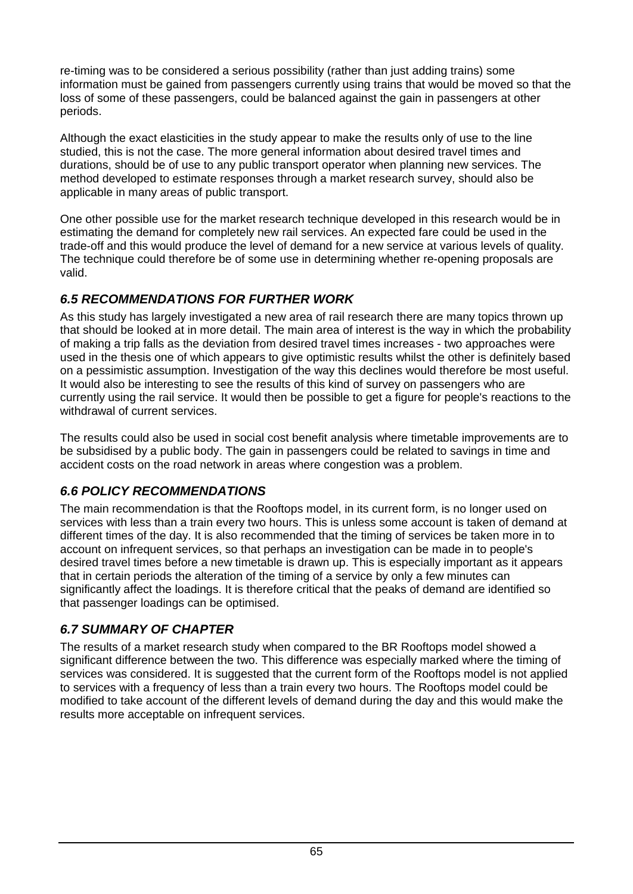re-timing was to be considered a serious possibility (rather than just adding trains) some information must be gained from passengers currently using trains that would be moved so that the loss of some of these passengers, could be balanced against the gain in passengers at other periods.

Although the exact elasticities in the study appear to make the results only of use to the line studied, this is not the case. The more general information about desired travel times and durations, should be of use to any public transport operator when planning new services. The method developed to estimate responses through a market research survey, should also be applicable in many areas of public transport.

One other possible use for the market research technique developed in this research would be in estimating the demand for completely new rail services. An expected fare could be used in the trade-off and this would produce the level of demand for a new service at various levels of quality. The technique could therefore be of some use in determining whether re-opening proposals are valid.

## *6.5 RECOMMENDATIONS FOR FURTHER WORK*

As this study has largely investigated a new area of rail research there are many topics thrown up that should be looked at in more detail. The main area of interest is the way in which the probability of making a trip falls as the deviation from desired travel times increases - two approaches were used in the thesis one of which appears to give optimistic results whilst the other is definitely based on a pessimistic assumption. Investigation of the way this declines would therefore be most useful. It would also be interesting to see the results of this kind of survey on passengers who are currently using the rail service. It would then be possible to get a figure for people's reactions to the withdrawal of current services.

The results could also be used in social cost benefit analysis where timetable improvements are to be subsidised by a public body. The gain in passengers could be related to savings in time and accident costs on the road network in areas where congestion was a problem.

## *6.6 POLICY RECOMMENDATIONS*

The main recommendation is that the Rooftops model, in its current form, is no longer used on services with less than a train every two hours. This is unless some account is taken of demand at different times of the day. It is also recommended that the timing of services be taken more in to account on infrequent services, so that perhaps an investigation can be made in to people's desired travel times before a new timetable is drawn up. This is especially important as it appears that in certain periods the alteration of the timing of a service by only a few minutes can significantly affect the loadings. It is therefore critical that the peaks of demand are identified so that passenger loadings can be optimised.

## *6.7 SUMMARY OF CHAPTER*

The results of a market research study when compared to the BR Rooftops model showed a significant difference between the two. This difference was especially marked where the timing of services was considered. It is suggested that the current form of the Rooftops model is not applied to services with a frequency of less than a train every two hours. The Rooftops model could be modified to take account of the different levels of demand during the day and this would make the results more acceptable on infrequent services.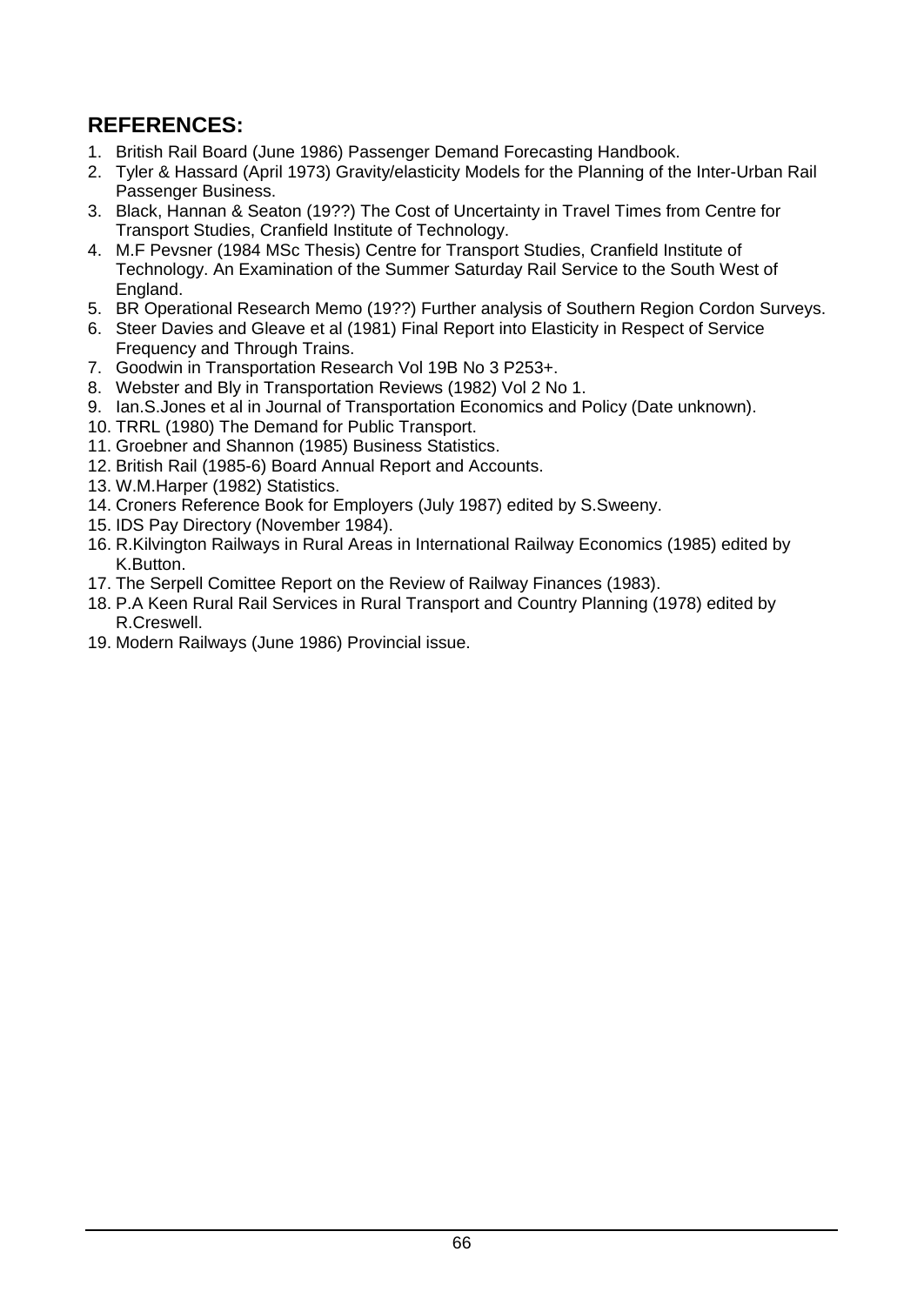## REFERENCES:

1. British Rail Board (June 1986) Passenger Demand Forecasting Handbook.
2. Tyler & Hassard (April 1973) Gravity/elasticity Models for the Planning of the Inter-Urban Rail Passenger Business.
3. Black, Hannan & Seaton (19??) The Cost of Uncertainty in Travel Times from Centre for Transport Studies, Cranfield Institute of Technology.
4. M.F Pevsner (1984 MSc Thesis) Centre for Transport Studies, Cranfield Institute of Technology. An Examination of the Summer Saturday Rail Service to the South West of England.
5. BR Operational Research Memo (19??) Further analysis of Southern Region Cordon Surveys.
6. Steer Davies and Gleave et al (1981) Final Report into Elasticity in Respect of Service Frequency and Through Trains.
7. Goodwin in Transportation Research Vol 19B No 3 P253+.
8. Webster and Bly in Transportation Reviews (1982) Vol 2 No 1.
9. Ian.S.Jones et al in Journal of Transportation Economics and Policy (Date unknown).
10. TRRL (1980) The Demand for Public Transport.
11. Groebner and Shannon (1985) Business Statistics.
12. British Rail (1985-6) Board Annual Report and Accounts.
13. W.M.Harper (1982) Statistics.
14. Croners Reference Book for Employers (July 1987) edited by S.Sweeny.
15. IDS Pay Directory (November 1984).
16. R.Kilvington Railways in Rural Areas in International Railway Economics (1985) edited by K.Button.
17. The Serpell Comittee Report on the Review of Railway Finances (1983).
18. P.A Keen Rural Rail Services in Rural Transport and Country Planning (1978) edited by R.Creswell.
19. Modern Railways (June 1986) Provincial issue.